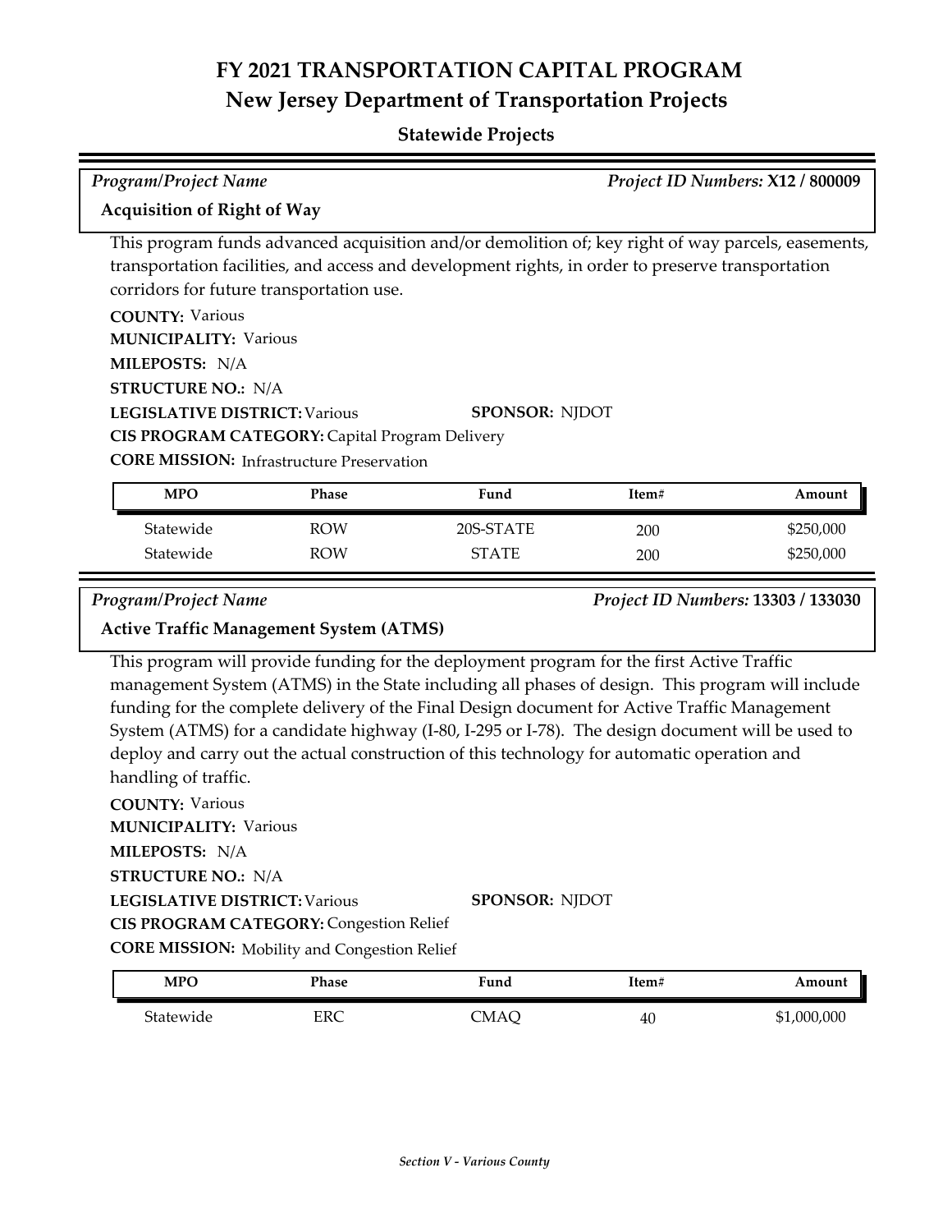# FY 2021 TRANSPORTATION CAPITAL PROGRAM
## New Jersey Department of Transportation Projects

### Statewide Projects

*Program/Project Name* | *Project ID Numbers:* **X12 / 800009**

**Acquisition of Right of Way**

This program funds advanced acquisition and/or demolition of; key right of way parcels, easements, transportation facilities, and access and development rights, in order to preserve transportation corridors for future transportation use.

**COUNTY:** Various
**MUNICIPALITY:** Various
**MILEPOSTS:** N/A
**STRUCTURE NO.:** N/A
**LEGISLATIVE DISTRICT:** Various
**SPONSOR:** NJDOT
**CIS PROGRAM CATEGORY:** Capital Program Delivery
**CORE MISSION:** Infrastructure Preservation

| MPO | Phase | Fund | Item# | Amount |
|---|---|---|---|---|
| Statewide | ROW | 20S-STATE | 200 | $250,000 |
| Statewide | ROW | STATE | 200 | $250,000 |

*Program/Project Name* | *Project ID Numbers:* **13303 / 133030**

**Active Traffic Management System (ATMS)**

This program will provide funding for the deployment program for the first Active Traffic management System (ATMS) in the State including all phases of design. This program will include funding for the complete delivery of the Final Design document for Active Traffic Management System (ATMS) for a candidate highway (I-80, I-295 or I-78). The design document will be used to deploy and carry out the actual construction of this technology for automatic operation and handling of traffic.

**COUNTY:** Various
**MUNICIPALITY:** Various
**MILEPOSTS:** N/A
**STRUCTURE NO.:** N/A
**LEGISLATIVE DISTRICT:** Various
**SPONSOR:** NJDOT
**CIS PROGRAM CATEGORY:** Congestion Relief
**CORE MISSION:** Mobility and Congestion Relief

| MPO | Phase | Fund | Item# | Amount |
|---|---|---|---|---|
| Statewide | ERC | CMAQ | 40 | $1,000,000 |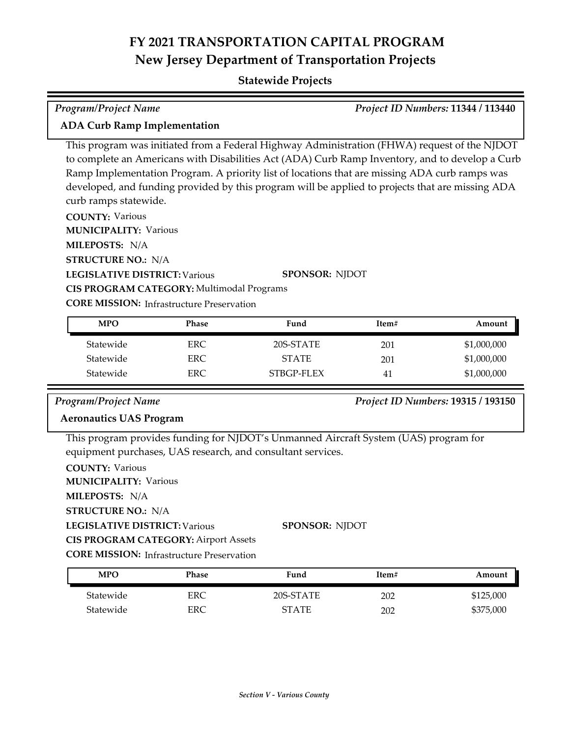# FY 2021 TRANSPORTATION CAPITAL PROGRAM
## New Jersey Department of Transportation Projects
### Statewide Projects

*Program/Project Name* *Project ID Numbers:* **11344 / 113440**

**ADA Curb Ramp Implementation**

This program was initiated from a Federal Highway Administration (FHWA) request of the NJDOT to complete an Americans with Disabilities Act (ADA) Curb Ramp Inventory, and to develop a Curb Ramp Implementation Program. A priority list of locations that are missing ADA curb ramps was developed, and funding provided by this program will be applied to projects that are missing ADA curb ramps statewide.

**COUNTY:** Various
**MUNICIPALITY:** Various
**MILEPOSTS:** N/A
**STRUCTURE NO.:** N/A
**LEGISLATIVE DISTRICT:** Various **SPONSOR:** NJDOT
**CIS PROGRAM CATEGORY:** Multimodal Programs
**CORE MISSION:** Infrastructure Preservation

| MPO | Phase | Fund | Item# | Amount |
|---|---|---|---|---|
| Statewide | ERC | 20S-STATE | 201 | $1,000,000 |
| Statewide | ERC | STATE | 201 | $1,000,000 |
| Statewide | ERC | STBGP-FLEX | 41 | $1,000,000 |

*Program/Project Name* *Project ID Numbers:* **19315 / 193150**

**Aeronautics UAS Program**

This program provides funding for NJDOT's Unmanned Aircraft System (UAS) program for equipment purchases, UAS research, and consultant services.

**COUNTY:** Various
**MUNICIPALITY:** Various
**MILEPOSTS:** N/A
**STRUCTURE NO.:** N/A
**LEGISLATIVE DISTRICT:** Various **SPONSOR:** NJDOT
**CIS PROGRAM CATEGORY:** Airport Assets
**CORE MISSION:** Infrastructure Preservation

| MPO | Phase | Fund | Item# | Amount |
|---|---|---|---|---|
| Statewide | ERC | 20S-STATE | 202 | $125,000 |
| Statewide | ERC | STATE | 202 | $375,000 |

*Section V - Various County*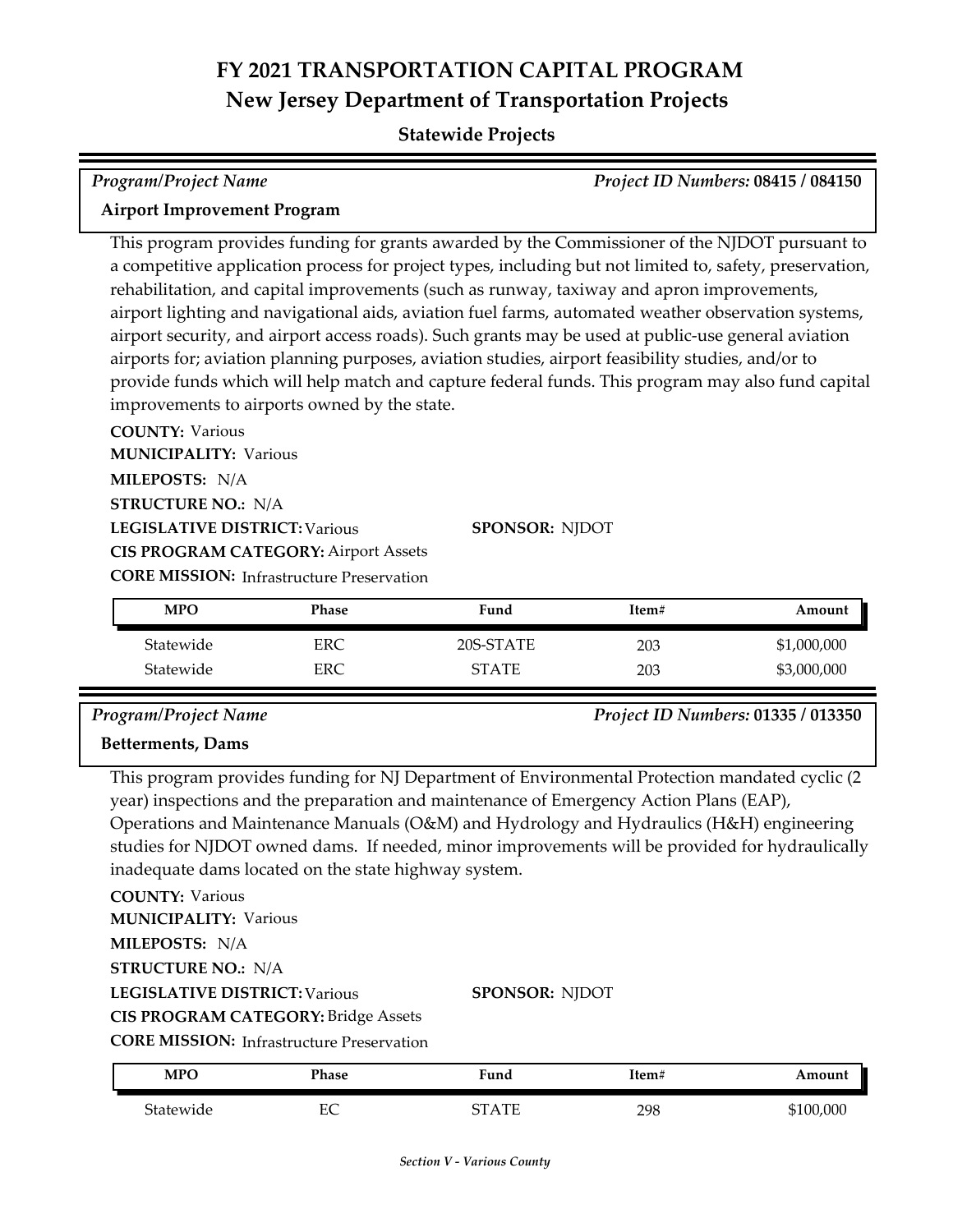# FY 2021 TRANSPORTATION CAPITAL PROGRAM
## New Jersey Department of Transportation Projects
### Statewide Projects

*Program/Project Name* | *Project ID Numbers:* **08415 / 084150**

**Airport Improvement Program**

This program provides funding for grants awarded by the Commissioner of the NJDOT pursuant to a competitive application process for project types, including but not limited to, safety, preservation, rehabilitation, and capital improvements (such as runway, taxiway and apron improvements, airport lighting and navigational aids, aviation fuel farms, automated weather observation systems, airport security, and airport access roads). Such grants may be used at public-use general aviation airports for; aviation planning purposes, aviation studies, airport feasibility studies, and/or to provide funds which will help match and capture federal funds. This program may also fund capital improvements to airports owned by the state.

**COUNTY:** Various
**MUNICIPALITY:** Various
**MILEPOSTS:** N/A
**STRUCTURE NO.:** N/A
**LEGISLATIVE DISTRICT:** Various
**SPONSOR:** NJDOT
**CIS PROGRAM CATEGORY:** Airport Assets
**CORE MISSION:** Infrastructure Preservation

| MPO | Phase | Fund | Item# | Amount |
|---|---|---|---|---|
| Statewide | ERC | 20S-STATE | 203 | $1,000,000 |
| Statewide | ERC | STATE | 203 | $3,000,000 |

*Program/Project Name* | *Project ID Numbers:* **01335 / 013350**

**Betterments, Dams**

This program provides funding for NJ Department of Environmental Protection mandated cyclic (2 year) inspections and the preparation and maintenance of Emergency Action Plans (EAP), Operations and Maintenance Manuals (O&M) and Hydrology and Hydraulics (H&H) engineering studies for NJDOT owned dams. If needed, minor improvements will be provided for hydraulically inadequate dams located on the state highway system.

**COUNTY:** Various
**MUNICIPALITY:** Various
**MILEPOSTS:** N/A
**STRUCTURE NO.:** N/A
**LEGISLATIVE DISTRICT:** Various
**SPONSOR:** NJDOT
**CIS PROGRAM CATEGORY:** Bridge Assets
**CORE MISSION:** Infrastructure Preservation

| MPO | Phase | Fund | Item# | Amount |
|---|---|---|---|---|
| Statewide | EC | STATE | 298 | $100,000 |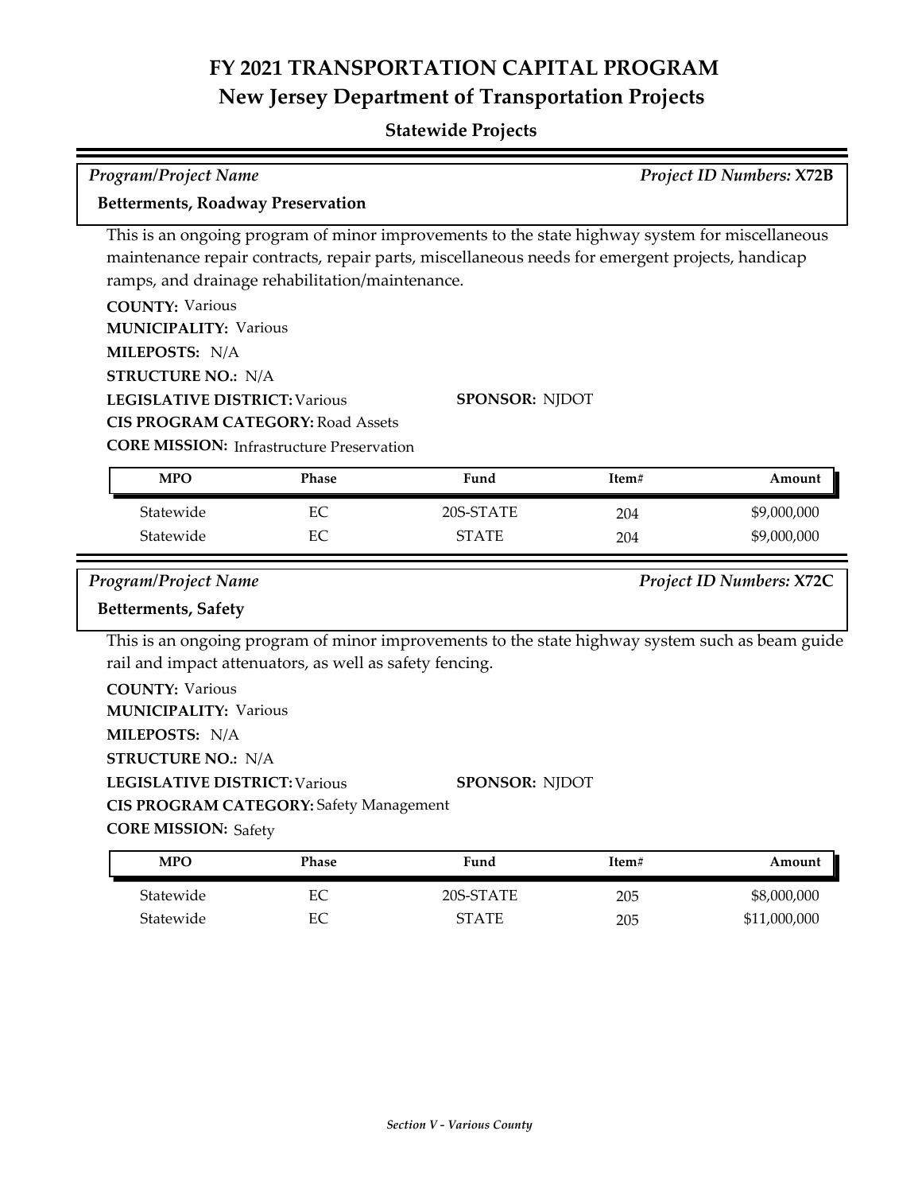# FY 2021 TRANSPORTATION CAPITAL PROGRAM
## New Jersey Department of Transportation Projects

### Statewide Projects

*Program/Project Name* | *Project ID Numbers:* **X72B**

**Betterments, Roadway Preservation**

This is an ongoing program of minor improvements to the state highway system for miscellaneous maintenance repair contracts, repair parts, miscellaneous needs for emergent projects, handicap ramps, and drainage rehabilitation/maintenance.

**COUNTY:** Various
**MUNICIPALITY:** Various
**MILEPOSTS:** N/A
**STRUCTURE NO.:** N/A
**LEGISLATIVE DISTRICT:** Various
**SPONSOR:** NJDOT
**CIS PROGRAM CATEGORY:** Road Assets
**CORE MISSION:** Infrastructure Preservation

| MPO | Phase | Fund | Item# | Amount |
|---|---|---|---|---|
| Statewide | EC | 20S-STATE | 204 | $9,000,000 |
| Statewide | EC | STATE | 204 | $9,000,000 |

*Program/Project Name* | *Project ID Numbers:* **X72C**

**Betterments, Safety**

This is an ongoing program of minor improvements to the state highway system such as beam guide rail and impact attenuators, as well as safety fencing.

**COUNTY:** Various
**MUNICIPALITY:** Various
**MILEPOSTS:** N/A
**STRUCTURE NO.:** N/A
**LEGISLATIVE DISTRICT:** Various
**SPONSOR:** NJDOT
**CIS PROGRAM CATEGORY:** Safety Management
**CORE MISSION:** Safety

| MPO | Phase | Fund | Item# | Amount |
|---|---|---|---|---|
| Statewide | EC | 20S-STATE | 205 | $8,000,000 |
| Statewide | EC | STATE | 205 | $11,000,000 |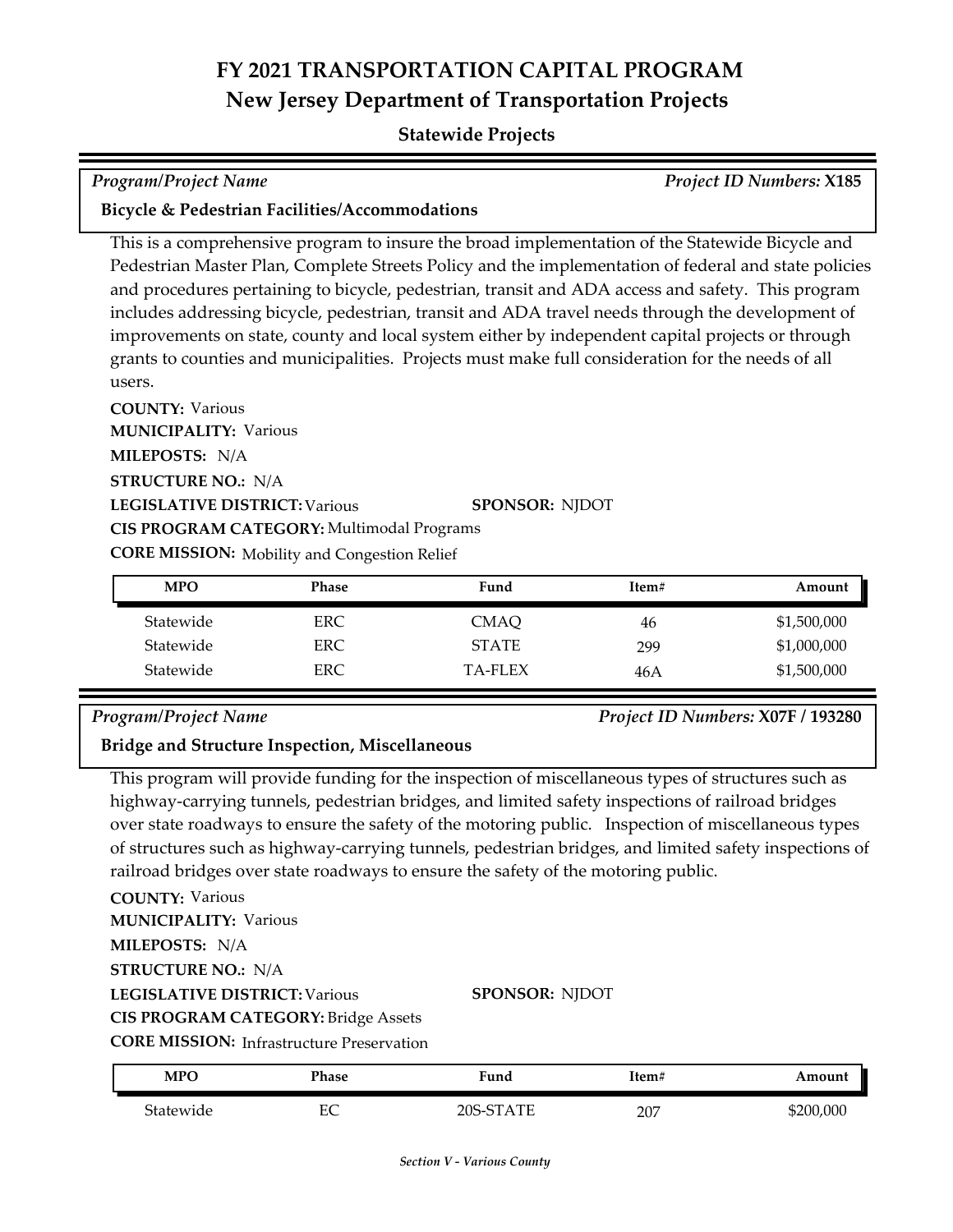# FY 2021 TRANSPORTATION CAPITAL PROGRAM
## New Jersey Department of Transportation Projects

### Statewide Projects

*Program/Project Name* *Project ID Numbers:* **X185**

**Bicycle & Pedestrian Facilities/Accommodations**

This is a comprehensive program to insure the broad implementation of the Statewide Bicycle and Pedestrian Master Plan, Complete Streets Policy and the implementation of federal and state policies and procedures pertaining to bicycle, pedestrian, transit and ADA access and safety. This program includes addressing bicycle, pedestrian, transit and ADA travel needs through the development of improvements on state, county and local system either by independent capital projects or through grants to counties and municipalities. Projects must make full consideration for the needs of all users.

**COUNTY:** Various
**MUNICIPALITY:** Various
**MILEPOSTS:** N/A
**STRUCTURE NO.:** N/A
**LEGISLATIVE DISTRICT:** Various **SPONSOR:** NJDOT
**CIS PROGRAM CATEGORY:** Multimodal Programs
**CORE MISSION:** Mobility and Congestion Relief

| MPO | Phase | Fund | Item# | Amount |
|---|---|---|---|---|
| Statewide | ERC | CMAQ | 46 | $1,500,000 |
| Statewide | ERC | STATE | 299 | $1,000,000 |
| Statewide | ERC | TA-FLEX | 46A | $1,500,000 |

*Program/Project Name* *Project ID Numbers:* **X07F / 193280**

**Bridge and Structure Inspection, Miscellaneous**

This program will provide funding for the inspection of miscellaneous types of structures such as highway-carrying tunnels, pedestrian bridges, and limited safety inspections of railroad bridges over state roadways to ensure the safety of the motoring public. Inspection of miscellaneous types of structures such as highway-carrying tunnels, pedestrian bridges, and limited safety inspections of railroad bridges over state roadways to ensure the safety of the motoring public.

**COUNTY:** Various
**MUNICIPALITY:** Various
**MILEPOSTS:** N/A
**STRUCTURE NO.:** N/A
**LEGISLATIVE DISTRICT:** Various **SPONSOR:** NJDOT
**CIS PROGRAM CATEGORY:** Bridge Assets
**CORE MISSION:** Infrastructure Preservation

| MPO | Phase | Fund | Item# | Amount |
|---|---|---|---|---|
| Statewide | EC | 20S-STATE | 207 | $200,000 |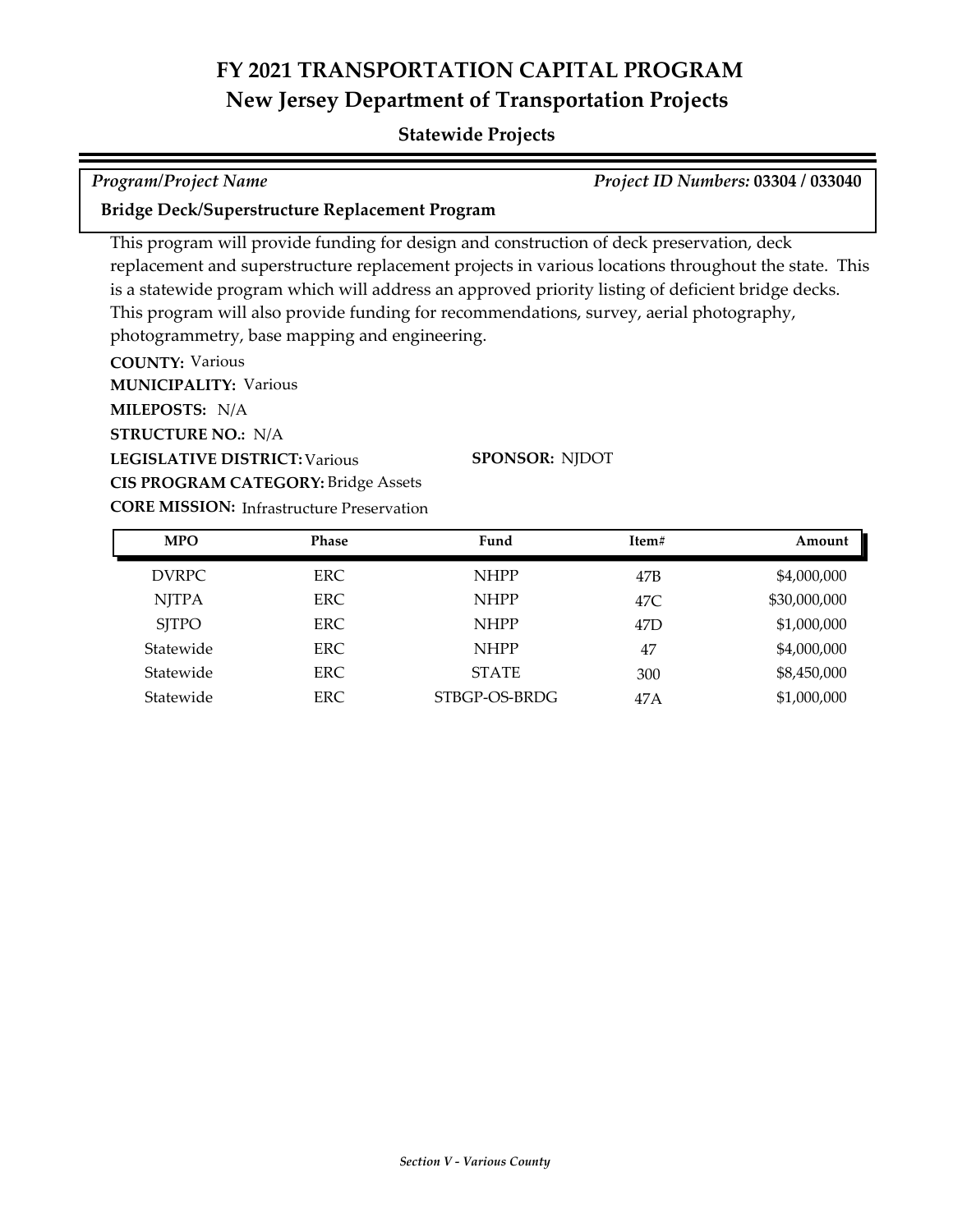# FY 2021 TRANSPORTATION CAPITAL PROGRAM
## New Jersey Department of Transportation Projects

### Statewide Projects

*Program/Project Name* — *Project ID Numbers:* **03304 / 033040**

**Bridge Deck/Superstructure Replacement Program**

This program will provide funding for design and construction of deck preservation, deck replacement and superstructure replacement projects in various locations throughout the state. This is a statewide program which will address an approved priority listing of deficient bridge decks. This program will also provide funding for recommendations, survey, aerial photography, photogrammetry, base mapping and engineering.

**COUNTY:** Various
**MUNICIPALITY:** Various
**MILEPOSTS:** N/A
**STRUCTURE NO.:** N/A
**LEGISLATIVE DISTRICT:** Various
**SPONSOR:** NJDOT
**CIS PROGRAM CATEGORY:** Bridge Assets
**CORE MISSION:** Infrastructure Preservation

| MPO | Phase | Fund | Item# | Amount |
|---|---|---|---|---|
| DVRPC | ERC | NHPP | 47B | $4,000,000 |
| NJTPA | ERC | NHPP | 47C | $30,000,000 |
| SJTPO | ERC | NHPP | 47D | $1,000,000 |
| Statewide | ERC | NHPP | 47 | $4,000,000 |
| Statewide | ERC | STATE | 300 | $8,450,000 |
| Statewide | ERC | STBGP-OS-BRDG | 47A | $1,000,000 |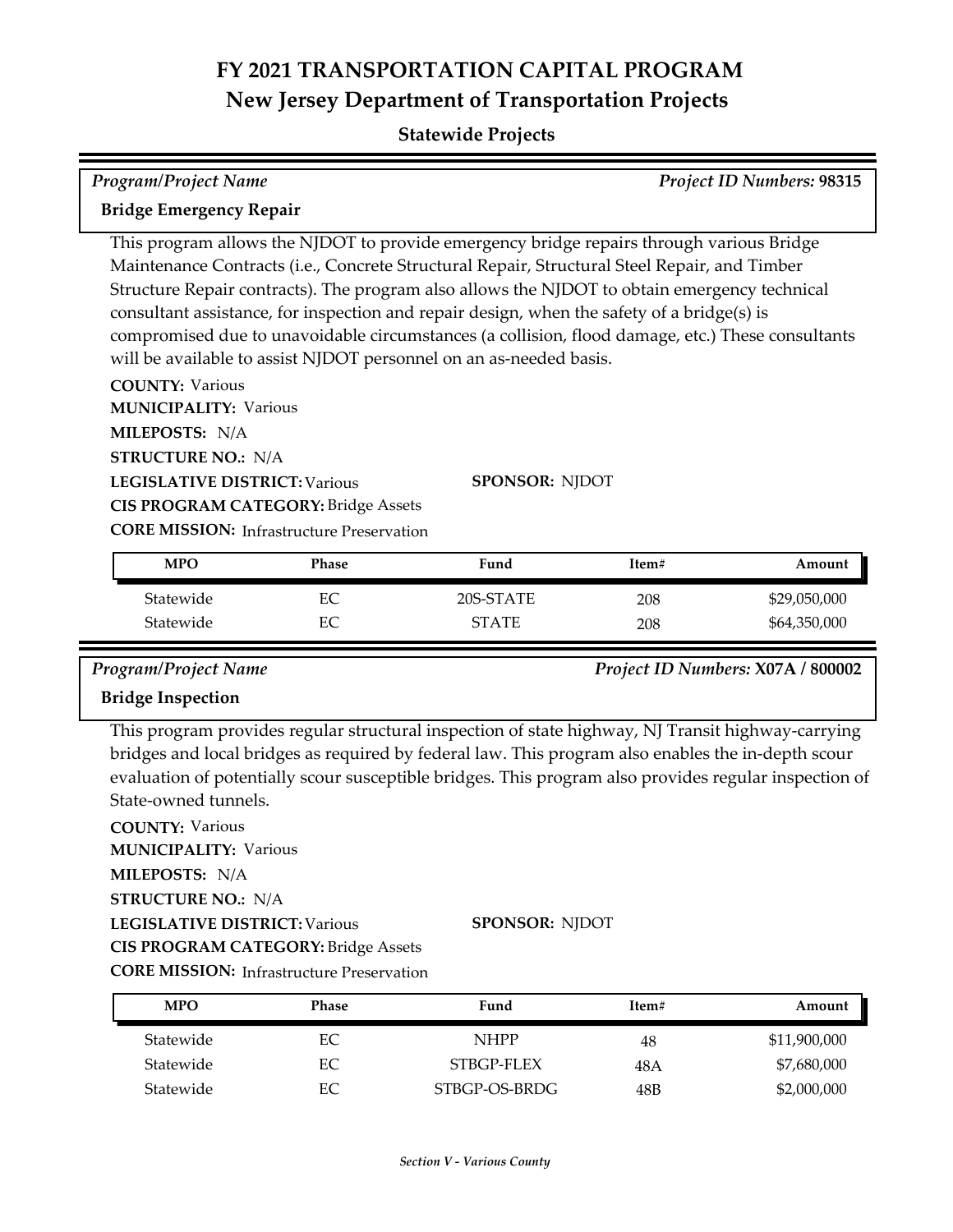# FY 2021 TRANSPORTATION CAPITAL PROGRAM
## New Jersey Department of Transportation Projects

### Statewide Projects

*Program/Project Name* — *Project ID Numbers:* **98315**

**Bridge Emergency Repair**

This program allows the NJDOT to provide emergency bridge repairs through various Bridge Maintenance Contracts (i.e., Concrete Structural Repair, Structural Steel Repair, and Timber Structure Repair contracts). The program also allows the NJDOT to obtain emergency technical consultant assistance, for inspection and repair design, when the safety of a bridge(s) is compromised due to unavoidable circumstances (a collision, flood damage, etc.) These consultants will be available to assist NJDOT personnel on an as-needed basis.

**COUNTY:** Various
**MUNICIPALITY:** Various
**MILEPOSTS:** N/A
**STRUCTURE NO.:** N/A
**LEGISLATIVE DISTRICT:** Various
**SPONSOR:** NJDOT
**CIS PROGRAM CATEGORY:** Bridge Assets
**CORE MISSION:** Infrastructure Preservation

| MPO | Phase | Fund | Item# | Amount |
|---|---|---|---|---|
| Statewide | EC | 20S-STATE | 208 | $29,050,000 |
| Statewide | EC | STATE | 208 | $64,350,000 |

*Program/Project Name* — *Project ID Numbers:* **X07A / 800002**

**Bridge Inspection**

This program provides regular structural inspection of state highway, NJ Transit highway-carrying bridges and local bridges as required by federal law. This program also enables the in-depth scour evaluation of potentially scour susceptible bridges. This program also provides regular inspection of State-owned tunnels.

**COUNTY:** Various
**MUNICIPALITY:** Various
**MILEPOSTS:** N/A
**STRUCTURE NO.:** N/A
**LEGISLATIVE DISTRICT:** Various
**SPONSOR:** NJDOT
**CIS PROGRAM CATEGORY:** Bridge Assets
**CORE MISSION:** Infrastructure Preservation

| MPO | Phase | Fund | Item# | Amount |
|---|---|---|---|---|
| Statewide | EC | NHPP | 48 | $11,900,000 |
| Statewide | EC | STBGP-FLEX | 48A | $7,680,000 |
| Statewide | EC | STBGP-OS-BRDG | 48B | $2,000,000 |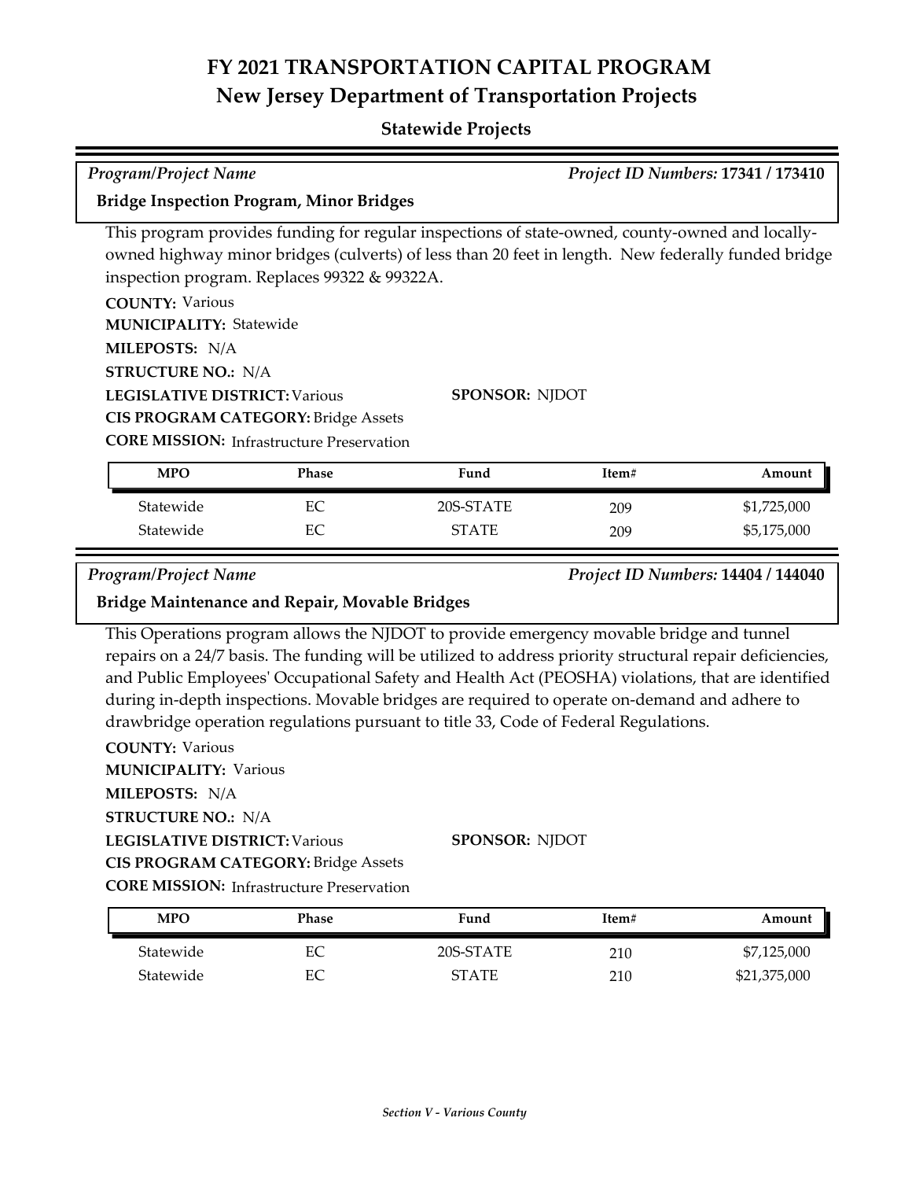# FY 2021 TRANSPORTATION CAPITAL PROGRAM

## New Jersey Department of Transportation Projects

### Statewide Projects

*Program/Project Name* | *Project ID Numbers:* **17341 / 173410**

**Bridge Inspection Program, Minor Bridges**

This program provides funding for regular inspections of state-owned, county-owned and locally-owned highway minor bridges (culverts) of less than 20 feet in length. New federally funded bridge inspection program. Replaces 99322 & 99322A.

**COUNTY:** Various
**MUNICIPALITY:** Statewide
**MILEPOSTS:** N/A
**STRUCTURE NO.:** N/A
**LEGISLATIVE DISTRICT:** Various
**SPONSOR:** NJDOT
**CIS PROGRAM CATEGORY:** Bridge Assets
**CORE MISSION:** Infrastructure Preservation

| MPO | Phase | Fund | Item# | Amount |
|---|---|---|---|---|
| Statewide | EC | 20S-STATE | 209 | $1,725,000 |
| Statewide | EC | STATE | 209 | $5,175,000 |

*Program/Project Name* | *Project ID Numbers:* **14404 / 144040**

**Bridge Maintenance and Repair, Movable Bridges**

This Operations program allows the NJDOT to provide emergency movable bridge and tunnel repairs on a 24/7 basis. The funding will be utilized to address priority structural repair deficiencies, and Public Employees' Occupational Safety and Health Act (PEOSHA) violations, that are identified during in-depth inspections. Movable bridges are required to operate on-demand and adhere to drawbridge operation regulations pursuant to title 33, Code of Federal Regulations.

**COUNTY:** Various
**MUNICIPALITY:** Various
**MILEPOSTS:** N/A
**STRUCTURE NO.:** N/A
**LEGISLATIVE DISTRICT:** Various
**SPONSOR:** NJDOT
**CIS PROGRAM CATEGORY:** Bridge Assets
**CORE MISSION:** Infrastructure Preservation

| MPO | Phase | Fund | Item# | Amount |
|---|---|---|---|---|
| Statewide | EC | 20S-STATE | 210 | $7,125,000 |
| Statewide | EC | STATE | 210 | $21,375,000 |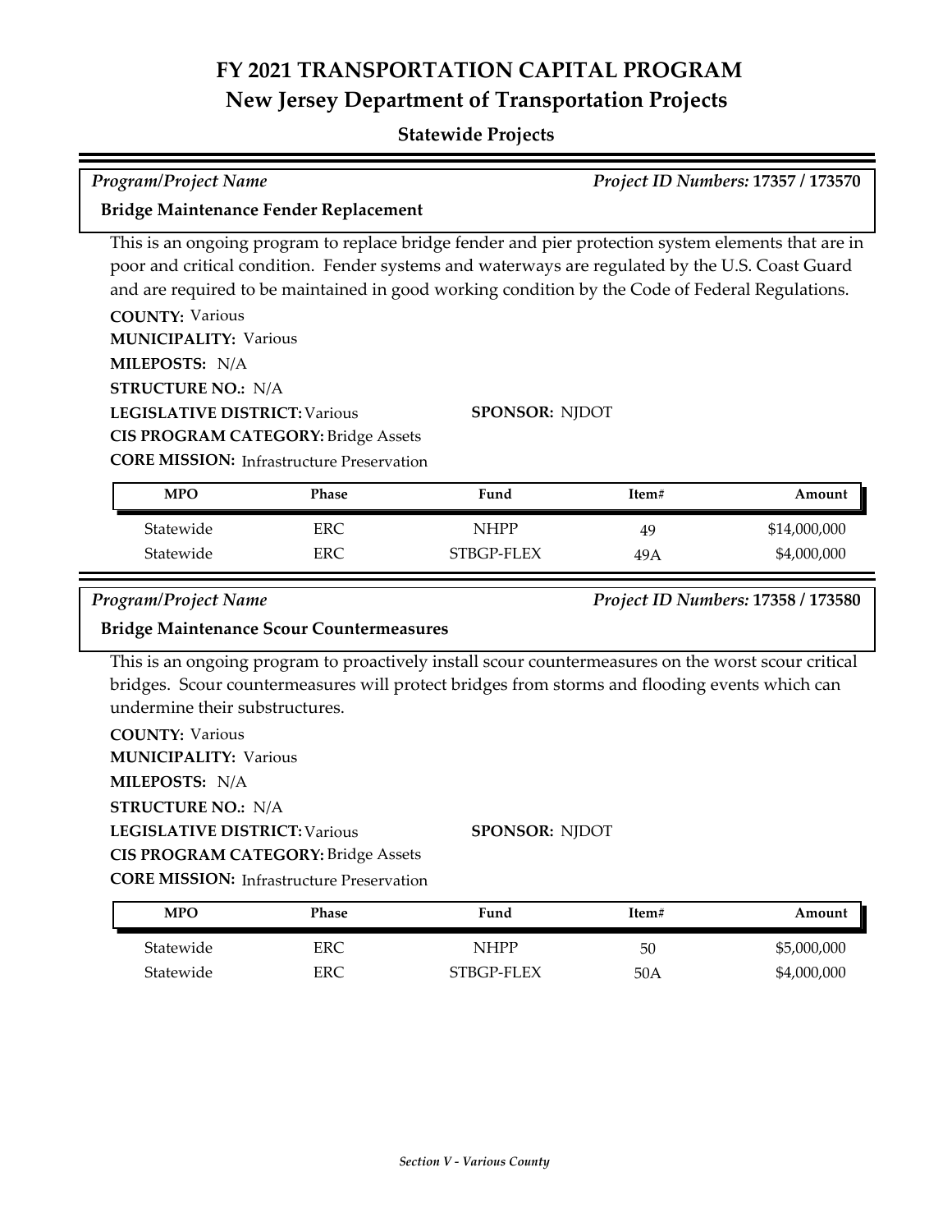# FY 2021 TRANSPORTATION CAPITAL PROGRAM
## New Jersey Department of Transportation Projects

### Statewide Projects

*Program/Project Name* *Project ID Numbers:* **17357 / 173570**

**Bridge Maintenance Fender Replacement**

This is an ongoing program to replace bridge fender and pier protection system elements that are in poor and critical condition. Fender systems and waterways are regulated by the U.S. Coast Guard and are required to be maintained in good working condition by the Code of Federal Regulations.

**COUNTY:** Various
**MUNICIPALITY:** Various
**MILEPOSTS:** N/A
**STRUCTURE NO.:** N/A
**LEGISLATIVE DISTRICT:** Various **SPONSOR:** NJDOT
**CIS PROGRAM CATEGORY:** Bridge Assets
**CORE MISSION:** Infrastructure Preservation

| MPO | Phase | Fund | Item# | Amount |
|---|---|---|---|---|
| Statewide | ERC | NHPP | 49 | $14,000,000 |
| Statewide | ERC | STBGP-FLEX | 49A | $4,000,000 |

*Program/Project Name* *Project ID Numbers:* **17358 / 173580**

**Bridge Maintenance Scour Countermeasures**

This is an ongoing program to proactively install scour countermeasures on the worst scour critical bridges. Scour countermeasures will protect bridges from storms and flooding events which can undermine their substructures.

**COUNTY:** Various
**MUNICIPALITY:** Various
**MILEPOSTS:** N/A
**STRUCTURE NO.:** N/A
**LEGISLATIVE DISTRICT:** Various **SPONSOR:** NJDOT
**CIS PROGRAM CATEGORY:** Bridge Assets
**CORE MISSION:** Infrastructure Preservation

| MPO | Phase | Fund | Item# | Amount |
|---|---|---|---|---|
| Statewide | ERC | NHPP | 50 | $5,000,000 |
| Statewide | ERC | STBGP-FLEX | 50A | $4,000,000 |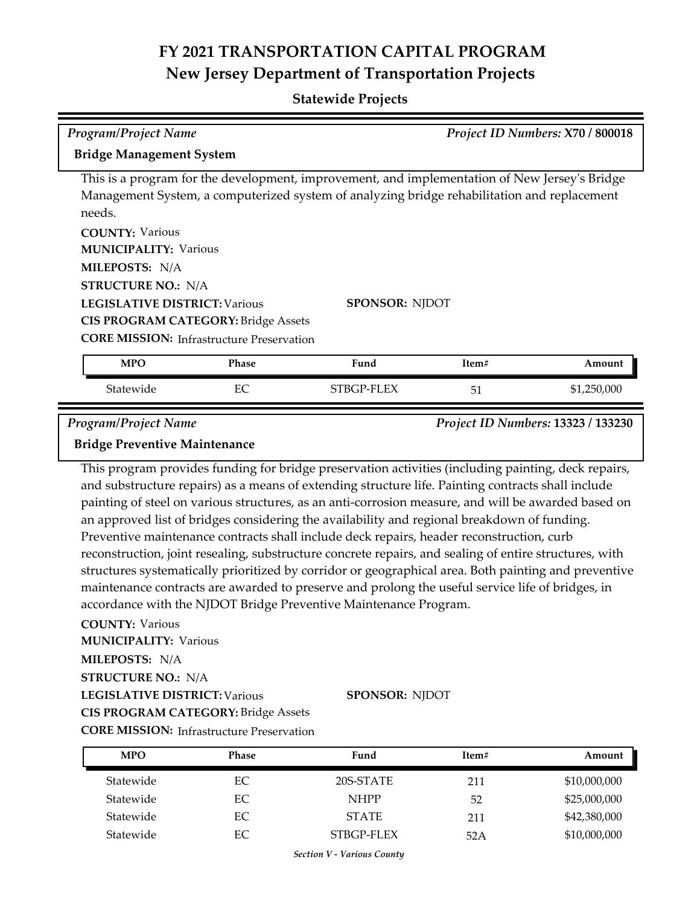# FY 2021 TRANSPORTATION CAPITAL PROGRAM
## New Jersey Department of Transportation Projects

### Statewide Projects

*Program/Project Name* | *Project ID Numbers:* **X70 / 800018**

**Bridge Management System**

This is a program for the development, improvement, and implementation of New Jersey's Bridge Management System, a computerized system of analyzing bridge rehabilitation and replacement needs.

**COUNTY:** Various
**MUNICIPALITY:** Various
**MILEPOSTS:** N/A
**STRUCTURE NO.:** N/A
**LEGISLATIVE DISTRICT:** Various
**SPONSOR:** NJDOT
**CIS PROGRAM CATEGORY:** Bridge Assets
**CORE MISSION:** Infrastructure Preservation

| MPO | Phase | Fund | Item# | Amount |
|---|---|---|---|---|
| Statewide | EC | STBGP-FLEX | 51 | $1,250,000 |

*Program/Project Name* | *Project ID Numbers:* **13323 / 133230**

**Bridge Preventive Maintenance**

This program provides funding for bridge preservation activities (including painting, deck repairs, and substructure repairs) as a means of extending structure life. Painting contracts shall include painting of steel on various structures, as an anti-corrosion measure, and will be awarded based on an approved list of bridges considering the availability and regional breakdown of funding. Preventive maintenance contracts shall include deck repairs, header reconstruction, curb reconstruction, joint resealing, substructure concrete repairs, and sealing of entire structures, with structures systematically prioritized by corridor or geographical area. Both painting and preventive maintenance contracts are awarded to preserve and prolong the useful service life of bridges, in accordance with the NJDOT Bridge Preventive Maintenance Program.

**COUNTY:** Various
**MUNICIPALITY:** Various
**MILEPOSTS:** N/A
**STRUCTURE NO.:** N/A
**LEGISLATIVE DISTRICT:** Various
**SPONSOR:** NJDOT
**CIS PROGRAM CATEGORY:** Bridge Assets
**CORE MISSION:** Infrastructure Preservation

| MPO | Phase | Fund | Item# | Amount |
|---|---|---|---|---|
| Statewide | EC | 20S-STATE | 211 | $10,000,000 |
| Statewide | EC | NHPP | 52 | $25,000,000 |
| Statewide | EC | STATE | 211 | $42,380,000 |
| Statewide | EC | STBGP-FLEX | 52A | $10,000,000 |

*Section V - Various County*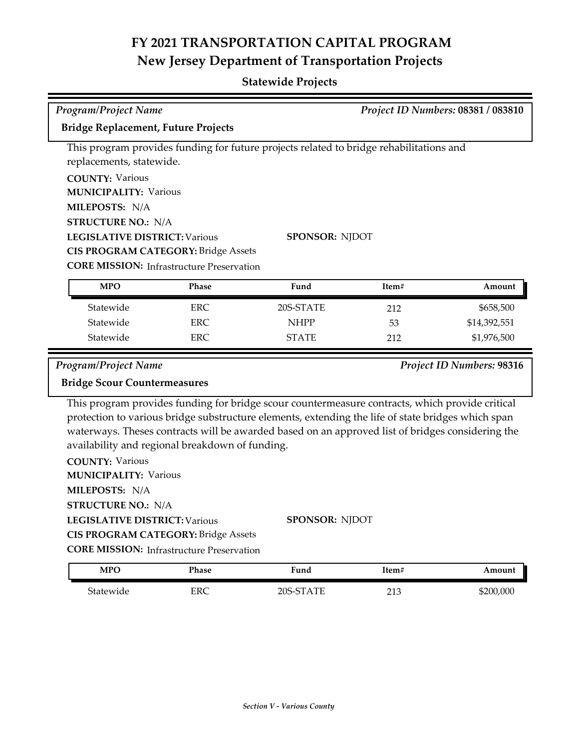# FY 2021 TRANSPORTATION CAPITAL PROGRAM
## New Jersey Department of Transportation Projects

### Statewide Projects

*Program/Project Name* — *Project ID Numbers:* **08381 / 083810**

**Bridge Replacement, Future Projects**

This program provides funding for future projects related to bridge rehabilitations and replacements, statewide.

**COUNTY:** Various
**MUNICIPALITY:** Various
**MILEPOSTS:** N/A
**STRUCTURE NO.:** N/A
**LEGISLATIVE DISTRICT:** Various
**SPONSOR:** NJDOT
**CIS PROGRAM CATEGORY:** Bridge Assets
**CORE MISSION:** Infrastructure Preservation

| MPO | Phase | Fund | Item# | Amount |
|---|---|---|---|---|
| Statewide | ERC | 20S-STATE | 212 | $658,500 |
| Statewide | ERC | NHPP | 53 | $14,392,551 |
| Statewide | ERC | STATE | 212 | $1,976,500 |

*Program/Project Name* — *Project ID Numbers:* **98316**

**Bridge Scour Countermeasures**

This program provides funding for bridge scour countermeasure contracts, which provide critical protection to various bridge substructure elements, extending the life of state bridges which span waterways. Theses contracts will be awarded based on an approved list of bridges considering the availability and regional breakdown of funding.

**COUNTY:** Various
**MUNICIPALITY:** Various
**MILEPOSTS:** N/A
**STRUCTURE NO.:** N/A
**LEGISLATIVE DISTRICT:** Various
**SPONSOR:** NJDOT
**CIS PROGRAM CATEGORY:** Bridge Assets
**CORE MISSION:** Infrastructure Preservation

| MPO | Phase | Fund | Item# | Amount |
|---|---|---|---|---|
| Statewide | ERC | 20S-STATE | 213 | $200,000 |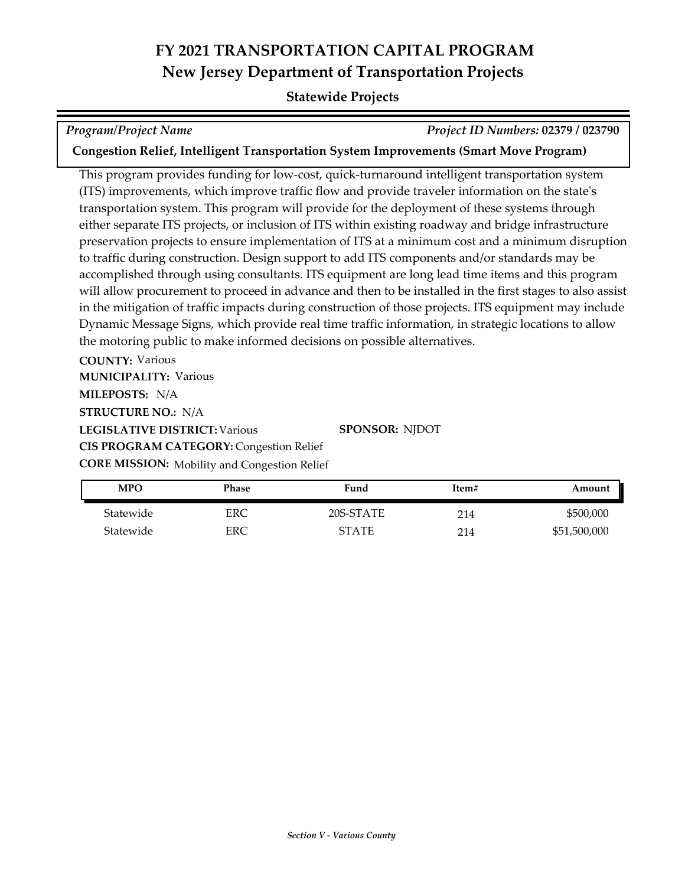# FY 2021 TRANSPORTATION CAPITAL PROGRAM
## New Jersey Department of Transportation Projects

### Statewide Projects

*Program/Project Name* *Project ID Numbers:* **02379 / 023790**

**Congestion Relief, Intelligent Transportation System Improvements (Smart Move Program)**

This program provides funding for low-cost, quick-turnaround intelligent transportation system (ITS) improvements, which improve traffic flow and provide traveler information on the state's transportation system. This program will provide for the deployment of these systems through either separate ITS projects, or inclusion of ITS within existing roadway and bridge infrastructure preservation projects to ensure implementation of ITS at a minimum cost and a minimum disruption to traffic during construction. Design support to add ITS components and/or standards may be accomplished through using consultants. ITS equipment are long lead time items and this program will allow procurement to proceed in advance and then to be installed in the first stages to also assist in the mitigation of traffic impacts during construction of those projects. ITS equipment may include Dynamic Message Signs, which provide real time traffic information, in strategic locations to allow the motoring public to make informed decisions on possible alternatives.

**COUNTY:** Various
**MUNICIPALITY:** Various
**MILEPOSTS:** N/A
**STRUCTURE NO.:** N/A
**LEGISLATIVE DISTRICT:** Various **SPONSOR:** NJDOT
**CIS PROGRAM CATEGORY:** Congestion Relief
**CORE MISSION:** Mobility and Congestion Relief

| MPO | Phase | Fund | Item# | Amount |
|---|---|---|---|---|
| Statewide | ERC | 20S-STATE | 214 | $500,000 |
| Statewide | ERC | STATE | 214 | $51,500,000 |

*Section V - Various County*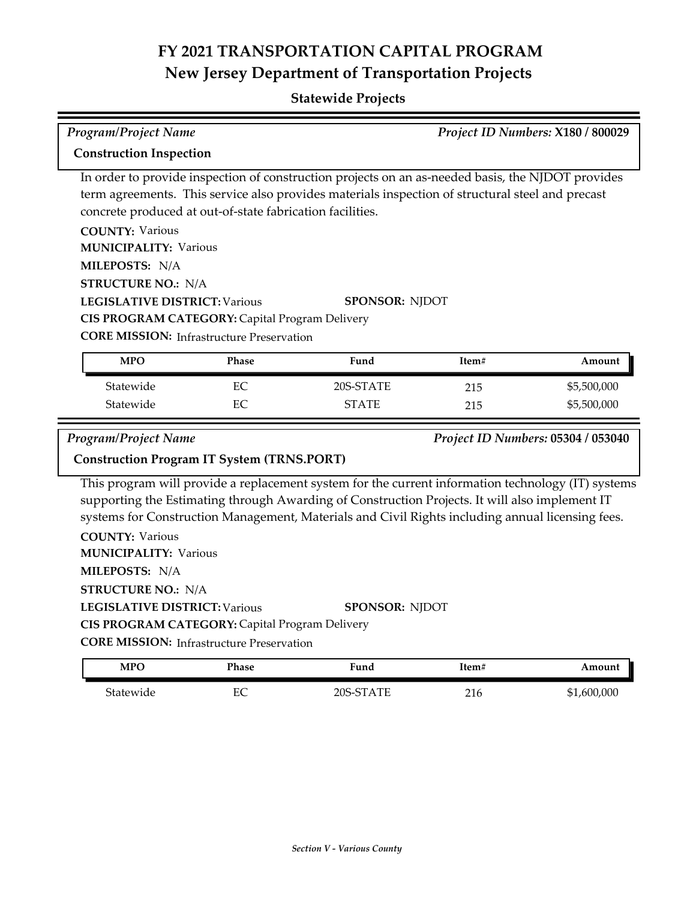# FY 2021 TRANSPORTATION CAPITAL PROGRAM
## New Jersey Department of Transportation Projects

### Statewide Projects

*Program/Project Name* *Project ID Numbers:* **X180 / 800029**

**Construction Inspection**

In order to provide inspection of construction projects on an as-needed basis, the NJDOT provides term agreements. This service also provides materials inspection of structural steel and precast concrete produced at out-of-state fabrication facilities.

**COUNTY:** Various
**MUNICIPALITY:** Various
**MILEPOSTS:** N/A
**STRUCTURE NO.:** N/A
**LEGISLATIVE DISTRICT:** Various **SPONSOR:** NJDOT
**CIS PROGRAM CATEGORY:** Capital Program Delivery
**CORE MISSION:** Infrastructure Preservation

| MPO | Phase | Fund | Item# | Amount |
|---|---|---|---|---|
| Statewide | EC | 20S-STATE | 215 | $5,500,000 |
| Statewide | EC | STATE | 215 | $5,500,000 |

*Program/Project Name* *Project ID Numbers:* **05304 / 053040**

**Construction Program IT System (TRNS.PORT)**

This program will provide a replacement system for the current information technology (IT) systems supporting the Estimating through Awarding of Construction Projects. It will also implement IT systems for Construction Management, Materials and Civil Rights including annual licensing fees.

**COUNTY:** Various
**MUNICIPALITY:** Various
**MILEPOSTS:** N/A
**STRUCTURE NO.:** N/A
**LEGISLATIVE DISTRICT:** Various **SPONSOR:** NJDOT
**CIS PROGRAM CATEGORY:** Capital Program Delivery
**CORE MISSION:** Infrastructure Preservation

| MPO | Phase | Fund | Item# | Amount |
|---|---|---|---|---|
| Statewide | EC | 20S-STATE | 216 | $1,600,000 |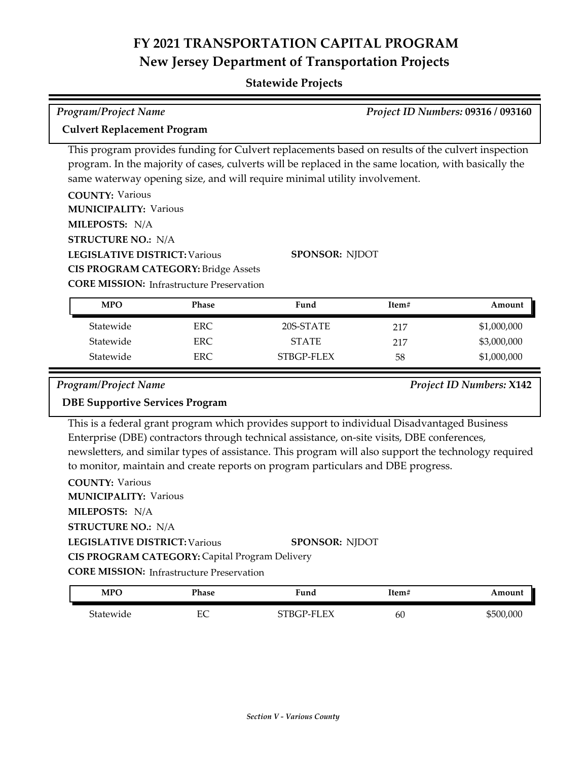# FY 2021 TRANSPORTATION CAPITAL PROGRAM
## New Jersey Department of Transportation Projects

### Statewide Projects

*Program/Project Name* — *Project ID Numbers:* **09316 / 093160**

**Culvert Replacement Program**

This program provides funding for Culvert replacements based on results of the culvert inspection program. In the majority of cases, culverts will be replaced in the same location, with basically the same waterway opening size, and will require minimal utility involvement.

**COUNTY:** Various
**MUNICIPALITY:** Various
**MILEPOSTS:** N/A
**STRUCTURE NO.:** N/A
**LEGISLATIVE DISTRICT:** Various
**SPONSOR:** NJDOT
**CIS PROGRAM CATEGORY:** Bridge Assets
**CORE MISSION:** Infrastructure Preservation

| MPO | Phase | Fund | Item# | Amount |
|---|---|---|---|---|
| Statewide | ERC | 20S-STATE | 217 | $1,000,000 |
| Statewide | ERC | STATE | 217 | $3,000,000 |
| Statewide | ERC | STBGP-FLEX | 58 | $1,000,000 |

*Program/Project Name* — *Project ID Numbers:* **X142**

**DBE Supportive Services Program**

This is a federal grant program which provides support to individual Disadvantaged Business Enterprise (DBE) contractors through technical assistance, on-site visits, DBE conferences, newsletters, and similar types of assistance. This program will also support the technology required to monitor, maintain and create reports on program particulars and DBE progress.

**COUNTY:** Various
**MUNICIPALITY:** Various
**MILEPOSTS:** N/A
**STRUCTURE NO.:** N/A
**LEGISLATIVE DISTRICT:** Various
**SPONSOR:** NJDOT
**CIS PROGRAM CATEGORY:** Capital Program Delivery
**CORE MISSION:** Infrastructure Preservation

| MPO | Phase | Fund | Item# | Amount |
|---|---|---|---|---|
| Statewide | EC | STBGP-FLEX | 60 | $500,000 |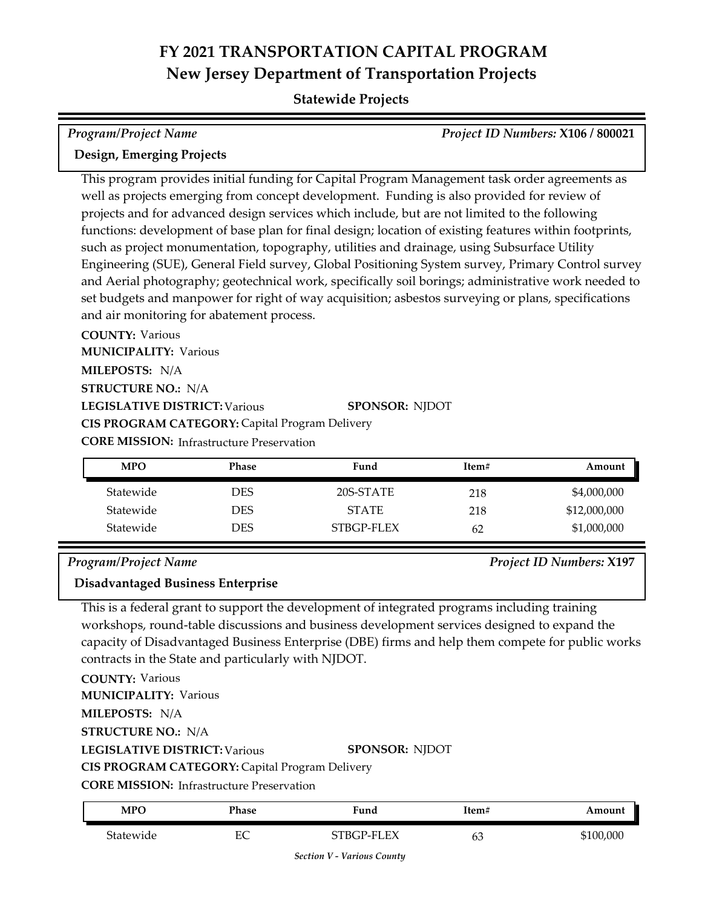# FY 2021 TRANSPORTATION CAPITAL PROGRAM
## New Jersey Department of Transportation Projects
### Statewide Projects

*Program/Project Name* — *Project ID Numbers:* **X106 / 800021**

**Design, Emerging Projects**

This program provides initial funding for Capital Program Management task order agreements as well as projects emerging from concept development. Funding is also provided for review of projects and for advanced design services which include, but are not limited to the following functions: development of base plan for final design; location of existing features within footprints, such as project monumentation, topography, utilities and drainage, using Subsurface Utility Engineering (SUE), General Field survey, Global Positioning System survey, Primary Control survey and Aerial photography; geotechnical work, specifically soil borings; administrative work needed to set budgets and manpower for right of way acquisition; asbestos surveying or plans, specifications and air monitoring for abatement process.

**COUNTY:** Various
**MUNICIPALITY:** Various
**MILEPOSTS:** N/A
**STRUCTURE NO.:** N/A
**LEGISLATIVE DISTRICT:** Various
**SPONSOR:** NJDOT
**CIS PROGRAM CATEGORY:** Capital Program Delivery
**CORE MISSION:** Infrastructure Preservation

| MPO | Phase | Fund | Item# | Amount |
|---|---|---|---|---|
| Statewide | DES | 20S-STATE | 218 | $4,000,000 |
| Statewide | DES | STATE | 218 | $12,000,000 |
| Statewide | DES | STBGP-FLEX | 62 | $1,000,000 |

*Program/Project Name* — *Project ID Numbers:* **X197**

**Disadvantaged Business Enterprise**

This is a federal grant to support the development of integrated programs including training workshops, round-table discussions and business development services designed to expand the capacity of Disadvantaged Business Enterprise (DBE) firms and help them compete for public works contracts in the State and particularly with NJDOT.

**COUNTY:** Various
**MUNICIPALITY:** Various
**MILEPOSTS:** N/A
**STRUCTURE NO.:** N/A
**LEGISLATIVE DISTRICT:** Various
**SPONSOR:** NJDOT
**CIS PROGRAM CATEGORY:** Capital Program Delivery
**CORE MISSION:** Infrastructure Preservation

| MPO | Phase | Fund | Item# | Amount |
|---|---|---|---|---|
| Statewide | EC | STBGP-FLEX | 63 | $100,000 |

*Section V - Various County*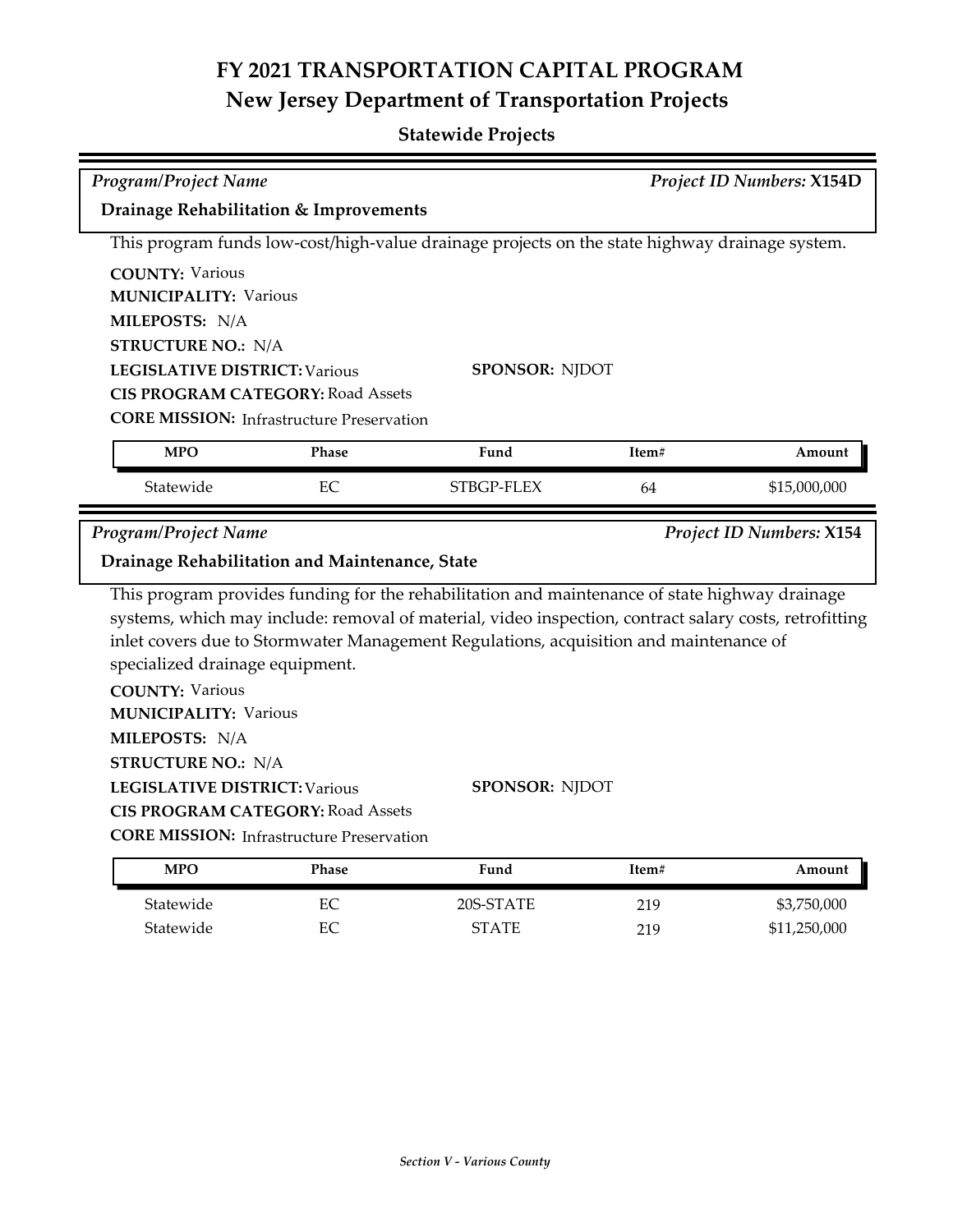# FY 2021 TRANSPORTATION CAPITAL PROGRAM
## New Jersey Department of Transportation Projects

### Statewide Projects

*Program/Project Name* — *Project ID Numbers:* **X154D**

**Drainage Rehabilitation & Improvements**

This program funds low-cost/high-value drainage projects on the state highway drainage system.

**COUNTY:** Various
**MUNICIPALITY:** Various
**MILEPOSTS:** N/A
**STRUCTURE NO.:** N/A
**LEGISLATIVE DISTRICT:** Various
**SPONSOR:** NJDOT
**CIS PROGRAM CATEGORY:** Road Assets
**CORE MISSION:** Infrastructure Preservation

| MPO | Phase | Fund | Item# | Amount |
|---|---|---|---|---|
| Statewide | EC | STBGP-FLEX | 64 | $15,000,000 |

*Program/Project Name* — *Project ID Numbers:* **X154**

**Drainage Rehabilitation and Maintenance, State**

This program provides funding for the rehabilitation and maintenance of state highway drainage systems, which may include: removal of material, video inspection, contract salary costs, retrofitting inlet covers due to Stormwater Management Regulations, acquisition and maintenance of specialized drainage equipment.

**COUNTY:** Various
**MUNICIPALITY:** Various
**MILEPOSTS:** N/A
**STRUCTURE NO.:** N/A
**LEGISLATIVE DISTRICT:** Various
**SPONSOR:** NJDOT
**CIS PROGRAM CATEGORY:** Road Assets
**CORE MISSION:** Infrastructure Preservation

| MPO | Phase | Fund | Item# | Amount |
|---|---|---|---|---|
| Statewide | EC | 20S-STATE | 219 | $3,750,000 |
| Statewide | EC | STATE | 219 | $11,250,000 |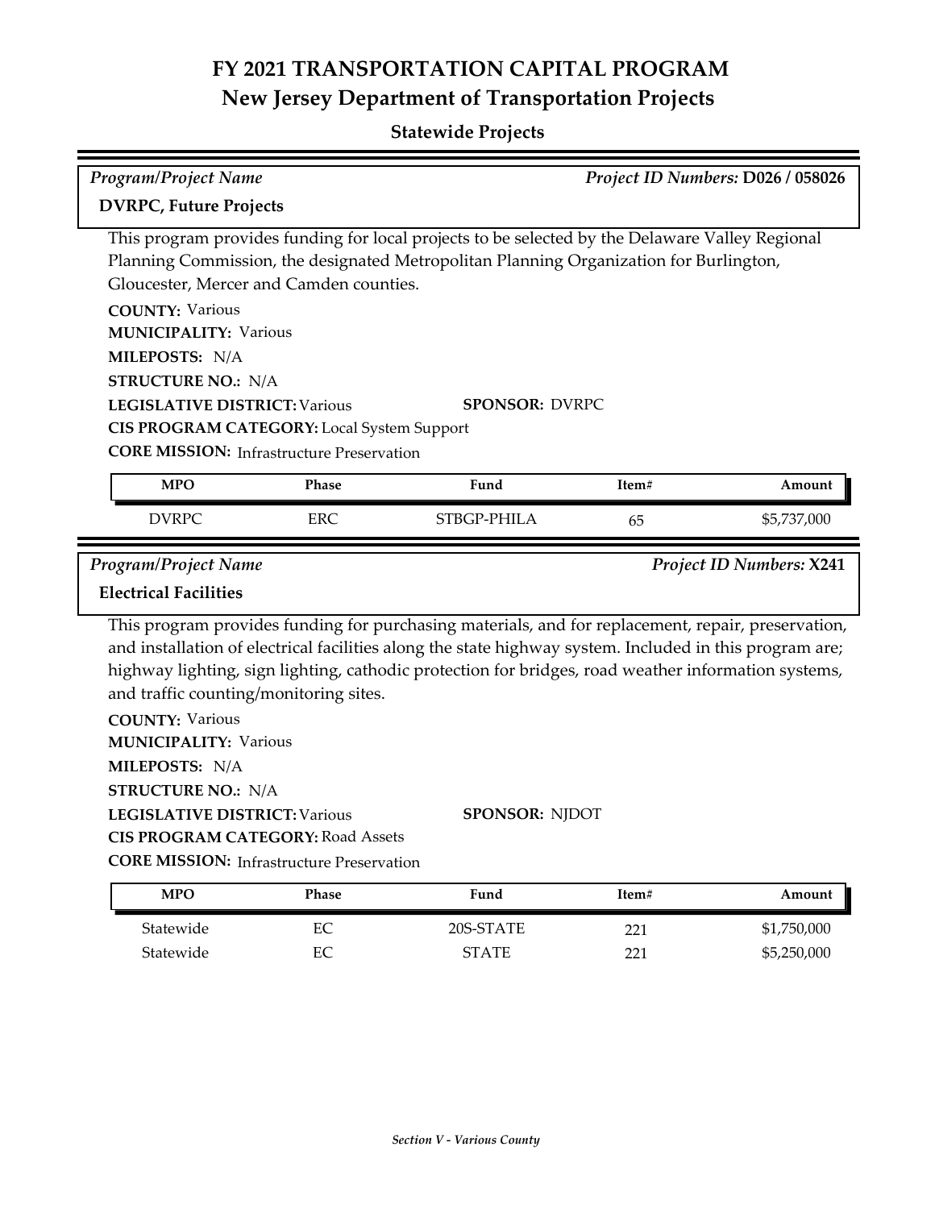# FY 2021 TRANSPORTATION CAPITAL PROGRAM
## New Jersey Department of Transportation Projects

### Statewide Projects

*Program/Project Name* *Project ID Numbers:* **D026 / 058026**

**DVRPC, Future Projects**

This program provides funding for local projects to be selected by the Delaware Valley Regional Planning Commission, the designated Metropolitan Planning Organization for Burlington, Gloucester, Mercer and Camden counties.

**COUNTY:** Various
**MUNICIPALITY:** Various
**MILEPOSTS:** N/A
**STRUCTURE NO.:** N/A
**LEGISLATIVE DISTRICT:** Various **SPONSOR:** DVRPC
**CIS PROGRAM CATEGORY:** Local System Support
**CORE MISSION:** Infrastructure Preservation

| MPO | Phase | Fund | Item# | Amount |
|---|---|---|---|---|
| DVRPC | ERC | STBGP-PHILA | 65 | $5,737,000 |

*Program/Project Name* *Project ID Numbers:* **X241**

**Electrical Facilities**

This program provides funding for purchasing materials, and for replacement, repair, preservation, and installation of electrical facilities along the state highway system. Included in this program are; highway lighting, sign lighting, cathodic protection for bridges, road weather information systems, and traffic counting/monitoring sites.

**COUNTY:** Various
**MUNICIPALITY:** Various
**MILEPOSTS:** N/A
**STRUCTURE NO.:** N/A
**LEGISLATIVE DISTRICT:** Various **SPONSOR:** NJDOT
**CIS PROGRAM CATEGORY:** Road Assets
**CORE MISSION:** Infrastructure Preservation

| MPO | Phase | Fund | Item# | Amount |
|---|---|---|---|---|
| Statewide | EC | 20S-STATE | 221 | $1,750,000 |
| Statewide | EC | STATE | 221 | $5,250,000 |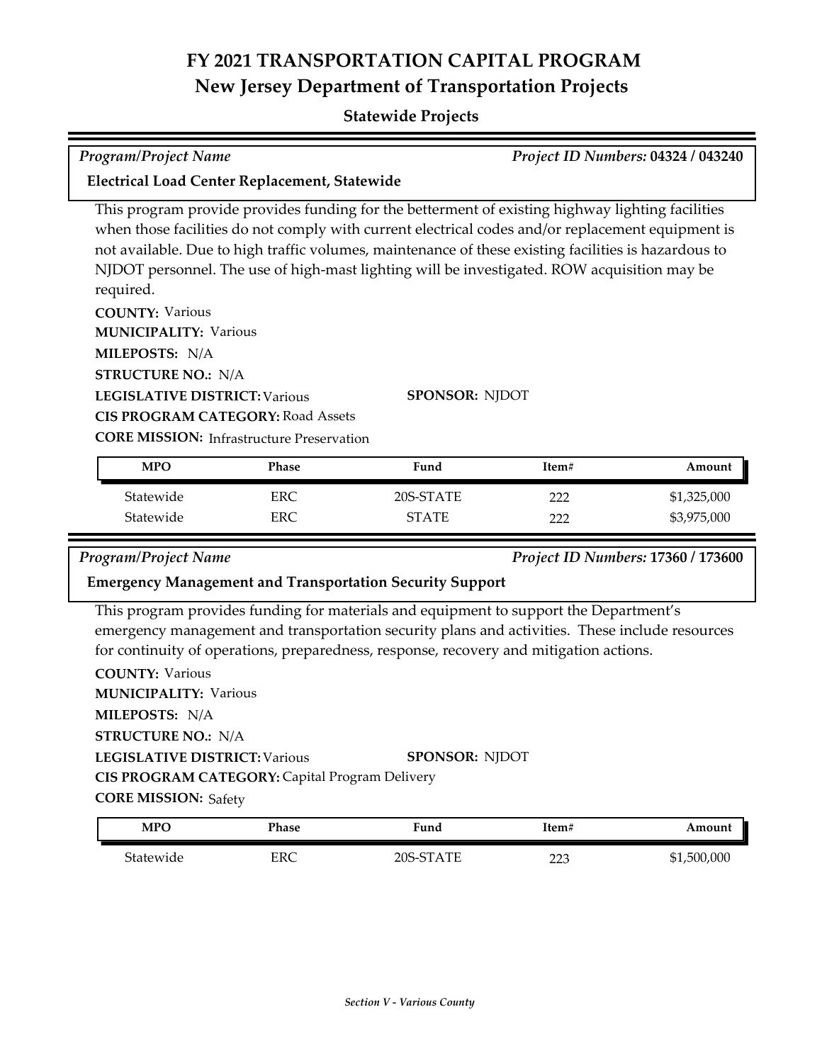# FY 2021 TRANSPORTATION CAPITAL PROGRAM
## New Jersey Department of Transportation Projects

### Statewide Projects

*Program/Project Name* — *Project ID Numbers:* **04324 / 043240**

**Electrical Load Center Replacement, Statewide**

This program provide provides funding for the betterment of existing highway lighting facilities when those facilities do not comply with current electrical codes and/or replacement equipment is not available. Due to high traffic volumes, maintenance of these existing facilities is hazardous to NJDOT personnel. The use of high-mast lighting will be investigated. ROW acquisition may be required.

**COUNTY:** Various
**MUNICIPALITY:** Various
**MILEPOSTS:** N/A
**STRUCTURE NO.:** N/A
**LEGISLATIVE DISTRICT:** Various
**SPONSOR:** NJDOT
**CIS PROGRAM CATEGORY:** Road Assets
**CORE MISSION:** Infrastructure Preservation

| MPO | Phase | Fund | Item# | Amount |
|---|---|---|---|---|
| Statewide | ERC | 20S-STATE | 222 | $1,325,000 |
| Statewide | ERC | STATE | 222 | $3,975,000 |

*Program/Project Name* — *Project ID Numbers:* **17360 / 173600**

**Emergency Management and Transportation Security Support**

This program provides funding for materials and equipment to support the Department's emergency management and transportation security plans and activities. These include resources for continuity of operations, preparedness, response, recovery and mitigation actions.

**COUNTY:** Various
**MUNICIPALITY:** Various
**MILEPOSTS:** N/A
**STRUCTURE NO.:** N/A
**LEGISLATIVE DISTRICT:** Various
**SPONSOR:** NJDOT
**CIS PROGRAM CATEGORY:** Capital Program Delivery
**CORE MISSION:** Safety

| MPO | Phase | Fund | Item# | Amount |
|---|---|---|---|---|
| Statewide | ERC | 20S-STATE | 223 | $1,500,000 |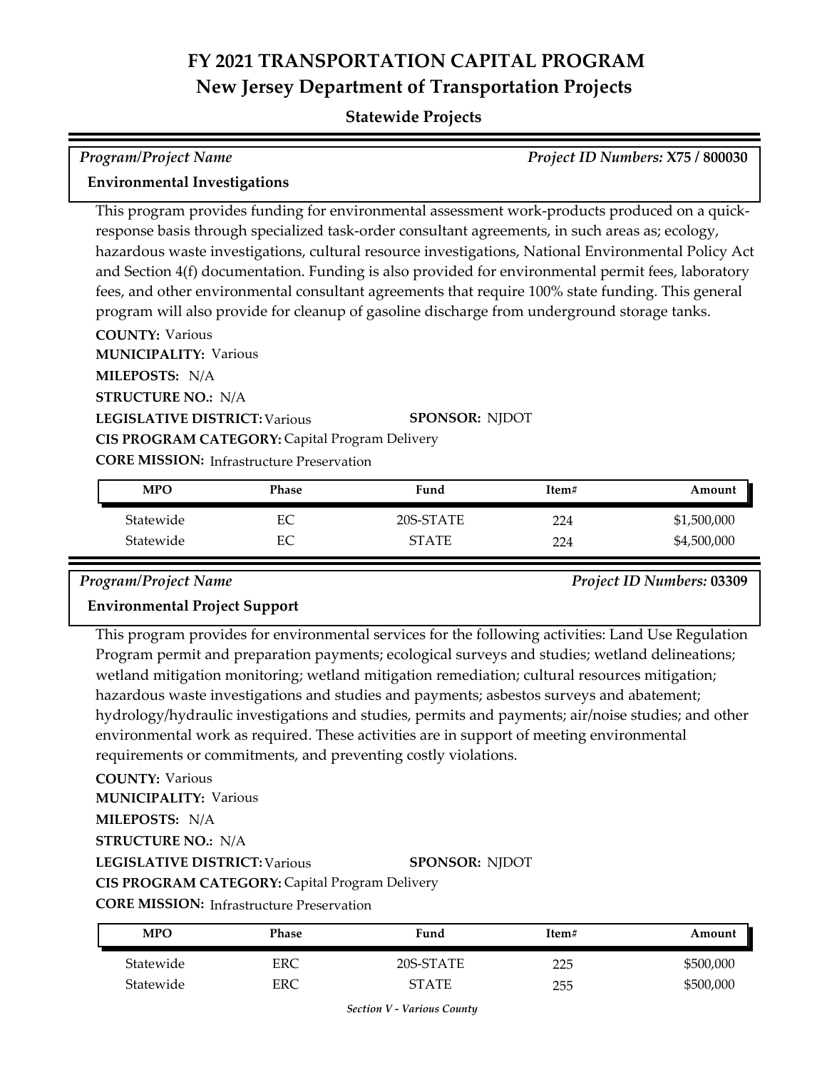# FY 2021 TRANSPORTATION CAPITAL PROGRAM
## New Jersey Department of Transportation Projects

### Statewide Projects

*Program/Project Name* — *Project ID Numbers:* **X75 / 800030**

**Environmental Investigations**

This program provides funding for environmental assessment work-products produced on a quick-response basis through specialized task-order consultant agreements, in such areas as; ecology, hazardous waste investigations, cultural resource investigations, National Environmental Policy Act and Section 4(f) documentation. Funding is also provided for environmental permit fees, laboratory fees, and other environmental consultant agreements that require 100% state funding. This general program will also provide for cleanup of gasoline discharge from underground storage tanks.

**COUNTY:** Various
**MUNICIPALITY:** Various
**MILEPOSTS:** N/A
**STRUCTURE NO.:** N/A
**LEGISLATIVE DISTRICT:** Various **SPONSOR:** NJDOT
**CIS PROGRAM CATEGORY:** Capital Program Delivery
**CORE MISSION:** Infrastructure Preservation

| MPO | Phase | Fund | Item# | Amount |
|---|---|---|---|---|
| Statewide | EC | 20S-STATE | 224 | $1,500,000 |
| Statewide | EC | STATE | 224 | $4,500,000 |

*Program/Project Name* — *Project ID Numbers:* **03309**

**Environmental Project Support**

This program provides for environmental services for the following activities: Land Use Regulation Program permit and preparation payments; ecological surveys and studies; wetland delineations; wetland mitigation monitoring; wetland mitigation remediation; cultural resources mitigation; hazardous waste investigations and studies and payments; asbestos surveys and abatement; hydrology/hydraulic investigations and studies, permits and payments; air/noise studies; and other environmental work as required. These activities are in support of meeting environmental requirements or commitments, and preventing costly violations.

**COUNTY:** Various
**MUNICIPALITY:** Various
**MILEPOSTS:** N/A
**STRUCTURE NO.:** N/A
**LEGISLATIVE DISTRICT:** Various **SPONSOR:** NJDOT
**CIS PROGRAM CATEGORY:** Capital Program Delivery
**CORE MISSION:** Infrastructure Preservation

| MPO | Phase | Fund | Item# | Amount |
|---|---|---|---|---|
| Statewide | ERC | 20S-STATE | 225 | $500,000 |
| Statewide | ERC | STATE | 255 | $500,000 |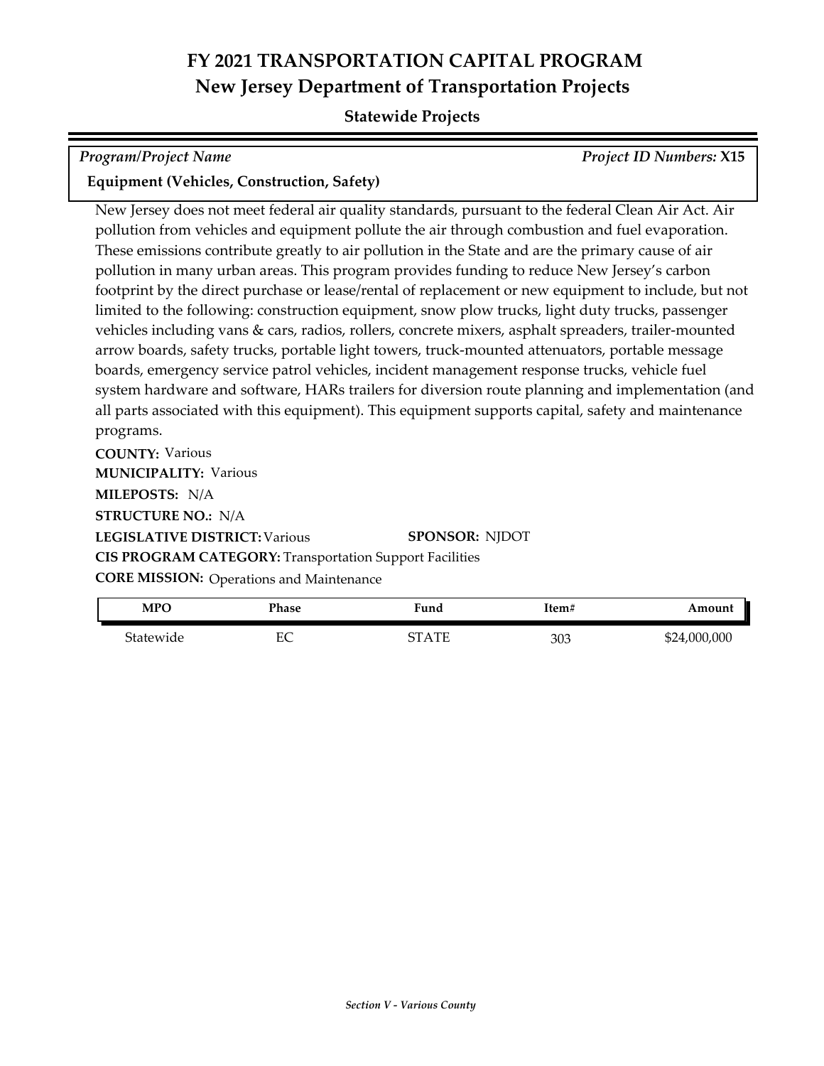# FY 2021 TRANSPORTATION CAPITAL PROGRAM
## New Jersey Department of Transportation Projects

### Statewide Projects

*Program/Project Name* *Project ID Numbers:* **X15**

**Equipment (Vehicles, Construction, Safety)**

New Jersey does not meet federal air quality standards, pursuant to the federal Clean Air Act. Air pollution from vehicles and equipment pollute the air through combustion and fuel evaporation. These emissions contribute greatly to air pollution in the State and are the primary cause of air pollution in many urban areas. This program provides funding to reduce New Jersey's carbon footprint by the direct purchase or lease/rental of replacement or new equipment to include, but not limited to the following: construction equipment, snow plow trucks, light duty trucks, passenger vehicles including vans & cars, radios, rollers, concrete mixers, asphalt spreaders, trailer-mounted arrow boards, safety trucks, portable light towers, truck-mounted attenuators, portable message boards, emergency service patrol vehicles, incident management response trucks, vehicle fuel system hardware and software, HARs trailers for diversion route planning and implementation (and all parts associated with this equipment). This equipment supports capital, safety and maintenance programs.

**COUNTY:** Various
**MUNICIPALITY:** Various
**MILEPOSTS:** N/A
**STRUCTURE NO.:** N/A
**LEGISLATIVE DISTRICT:** Various **SPONSOR:** NJDOT
**CIS PROGRAM CATEGORY:** Transportation Support Facilities
**CORE MISSION:** Operations and Maintenance

| MPO | Phase | Fund | Item# | Amount |
|---|---|---|---|---|
| Statewide | EC | STATE | 303 | $24,000,000 |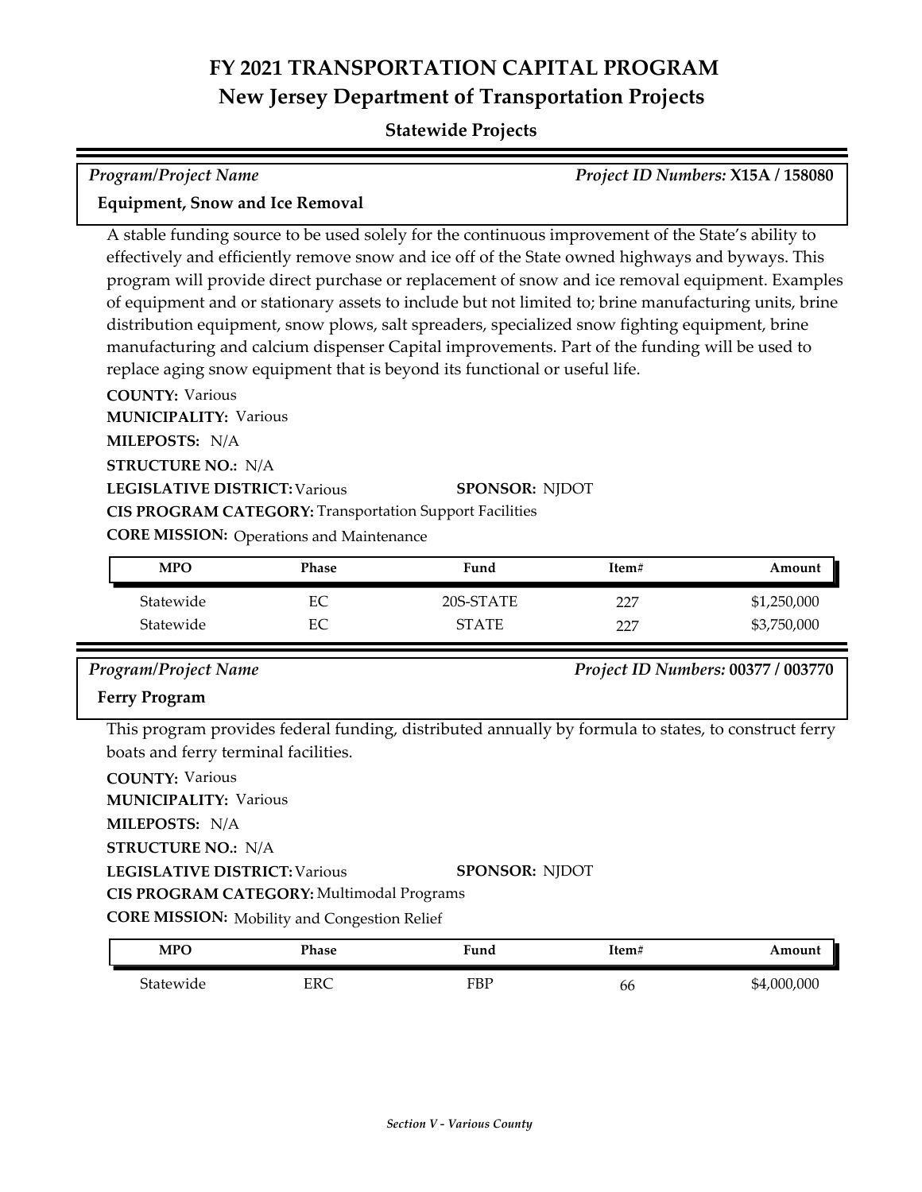# FY 2021 TRANSPORTATION CAPITAL PROGRAM
## New Jersey Department of Transportation Projects

### Statewide Projects

*Program/Project Name* *Project ID Numbers:* **X15A / 158080**

**Equipment, Snow and Ice Removal**

A stable funding source to be used solely for the continuous improvement of the State's ability to effectively and efficiently remove snow and ice off of the State owned highways and byways. This program will provide direct purchase or replacement of snow and ice removal equipment. Examples of equipment and or stationary assets to include but not limited to; brine manufacturing units, brine distribution equipment, snow plows, salt spreaders, specialized snow fighting equipment, brine manufacturing and calcium dispenser Capital improvements. Part of the funding will be used to replace aging snow equipment that is beyond its functional or useful life.

**COUNTY:** Various
**MUNICIPALITY:** Various
**MILEPOSTS:** N/A
**STRUCTURE NO.:** N/A
**LEGISLATIVE DISTRICT:** Various **SPONSOR:** NJDOT
**CIS PROGRAM CATEGORY:** Transportation Support Facilities
**CORE MISSION:** Operations and Maintenance

| MPO | Phase | Fund | Item# | Amount |
|---|---|---|---|---|
| Statewide | EC | 20S-STATE | 227 | $1,250,000 |
| Statewide | EC | STATE | 227 | $3,750,000 |

*Program/Project Name* *Project ID Numbers:* **00377 / 003770**

**Ferry Program**

This program provides federal funding, distributed annually by formula to states, to construct ferry boats and ferry terminal facilities.

**COUNTY:** Various
**MUNICIPALITY:** Various
**MILEPOSTS:** N/A
**STRUCTURE NO.:** N/A
**LEGISLATIVE DISTRICT:** Various **SPONSOR:** NJDOT
**CIS PROGRAM CATEGORY:** Multimodal Programs
**CORE MISSION:** Mobility and Congestion Relief

| MPO | Phase | Fund | Item# | Amount |
|---|---|---|---|---|
| Statewide | ERC | FBP | 66 | $4,000,000 |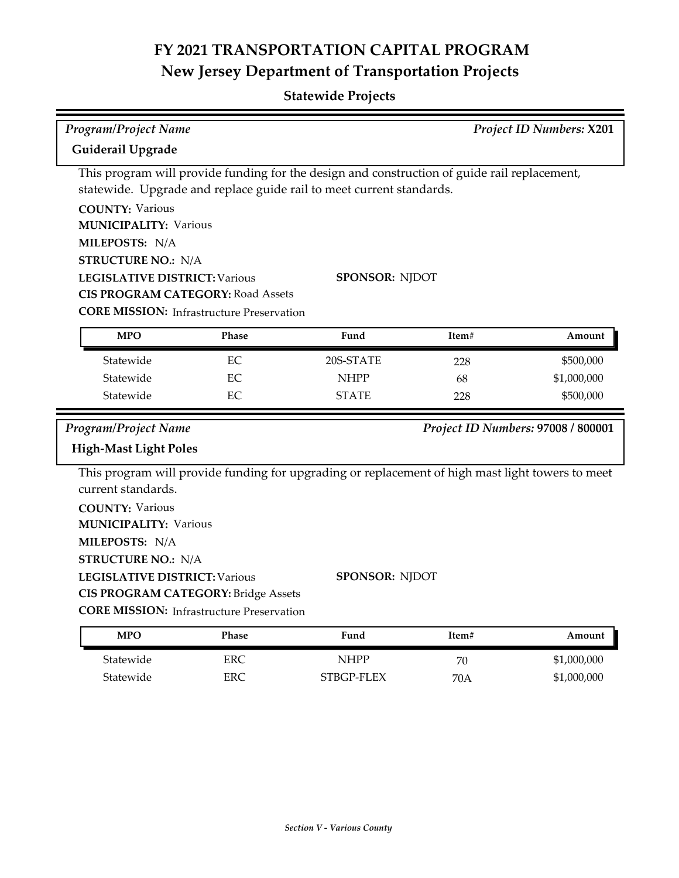# FY 2021 TRANSPORTATION CAPITAL PROGRAM
## New Jersey Department of Transportation Projects

### Statewide Projects

*Program/Project Name* *Project ID Numbers:* **X201**

**Guiderail Upgrade**

This program will provide funding for the design and construction of guide rail replacement, statewide. Upgrade and replace guide rail to meet current standards.

**COUNTY:** Various
**MUNICIPALITY:** Various
**MILEPOSTS:** N/A
**STRUCTURE NO.:** N/A
**LEGISLATIVE DISTRICT:** Various
**SPONSOR:** NJDOT
**CIS PROGRAM CATEGORY:** Road Assets
**CORE MISSION:** Infrastructure Preservation

| MPO | Phase | Fund | Item# | Amount |
|---|---|---|---|---|
| Statewide | EC | 20S-STATE | 228 | $500,000 |
| Statewide | EC | NHPP | 68 | $1,000,000 |
| Statewide | EC | STATE | 228 | $500,000 |

*Program/Project Name* *Project ID Numbers:* **97008 / 800001**

**High-Mast Light Poles**

This program will provide funding for upgrading or replacement of high mast light towers to meet current standards.

**COUNTY:** Various
**MUNICIPALITY:** Various
**MILEPOSTS:** N/A
**STRUCTURE NO.:** N/A
**LEGISLATIVE DISTRICT:** Various
**SPONSOR:** NJDOT
**CIS PROGRAM CATEGORY:** Bridge Assets
**CORE MISSION:** Infrastructure Preservation

| MPO | Phase | Fund | Item# | Amount |
|---|---|---|---|---|
| Statewide | ERC | NHPP | 70 | $1,000,000 |
| Statewide | ERC | STBGP-FLEX | 70A | $1,000,000 |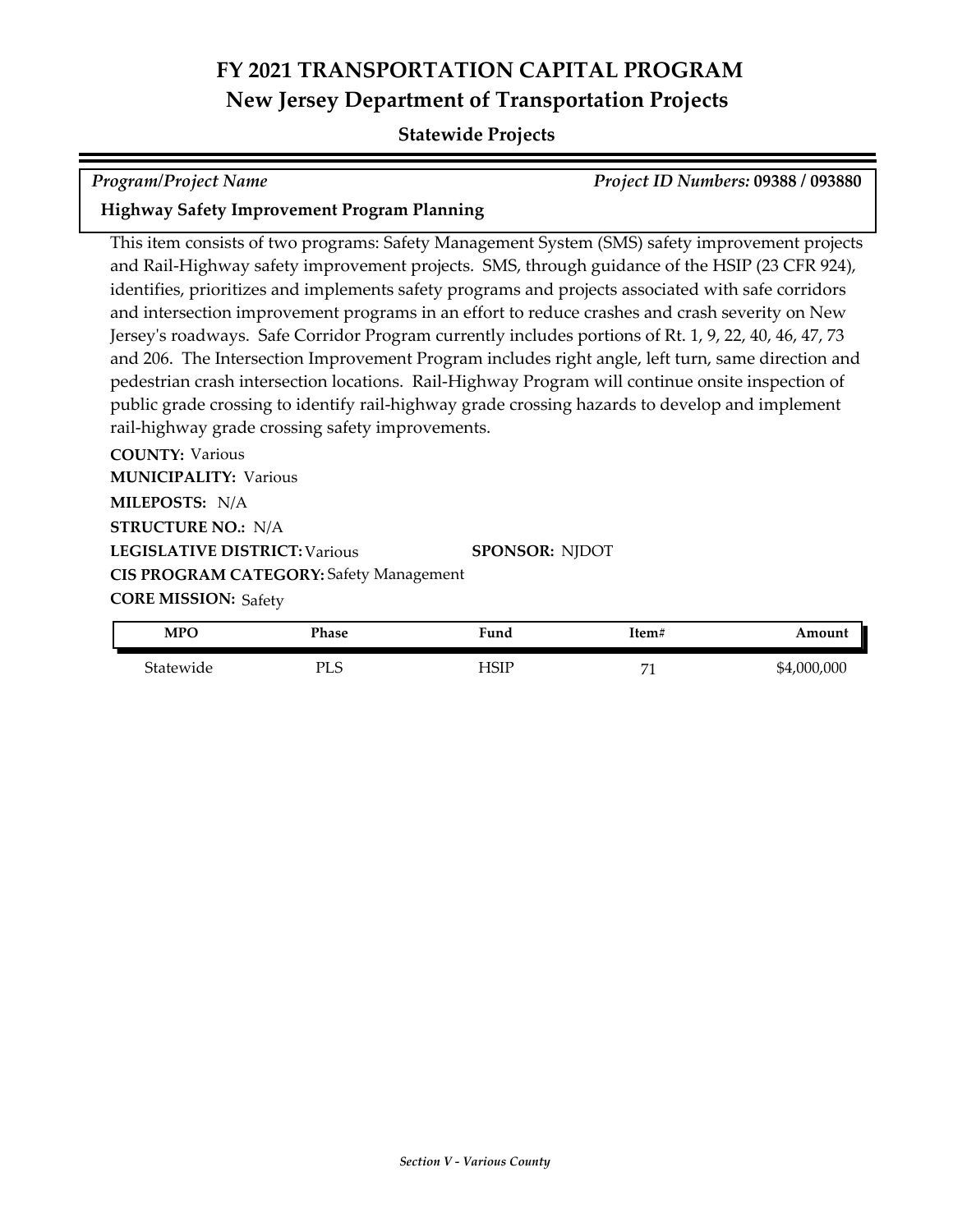# FY 2021 TRANSPORTATION CAPITAL PROGRAM
## New Jersey Department of Transportation Projects

### Statewide Projects

*Program/Project Name* — *Project ID Numbers:* **09388 / 093880**

**Highway Safety Improvement Program Planning**

This item consists of two programs: Safety Management System (SMS) safety improvement projects and Rail-Highway safety improvement projects. SMS, through guidance of the HSIP (23 CFR 924), identifies, prioritizes and implements safety programs and projects associated with safe corridors and intersection improvement programs in an effort to reduce crashes and crash severity on New Jersey's roadways. Safe Corridor Program currently includes portions of Rt. 1, 9, 22, 40, 46, 47, 73 and 206. The Intersection Improvement Program includes right angle, left turn, same direction and pedestrian crash intersection locations. Rail-Highway Program will continue onsite inspection of public grade crossing to identify rail-highway grade crossing hazards to develop and implement rail-highway grade crossing safety improvements.

**COUNTY:** Various
**MUNICIPALITY:** Various
**MILEPOSTS:** N/A
**STRUCTURE NO.:** N/A
**LEGISLATIVE DISTRICT:** Various
**SPONSOR:** NJDOT
**CIS PROGRAM CATEGORY:** Safety Management
**CORE MISSION:** Safety

| MPO | Phase | Fund | Item# | Amount |
|---|---|---|---|---|
| Statewide | PLS | HSIP | 71 | $4,000,000 |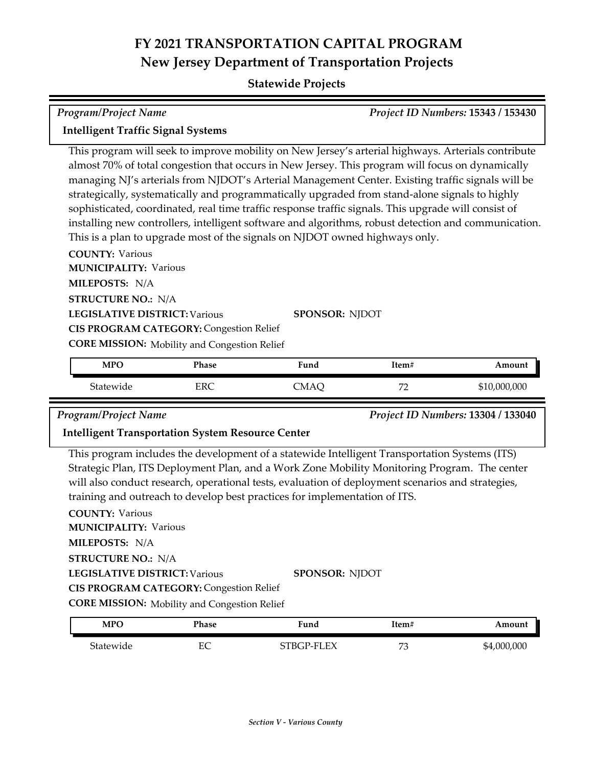# FY 2021 TRANSPORTATION CAPITAL PROGRAM
## New Jersey Department of Transportation Projects

### Statewide Projects

*Program/Project Name* — *Project ID Numbers:* **15343 / 153430**

**Intelligent Traffic Signal Systems**

This program will seek to improve mobility on New Jersey's arterial highways. Arterials contribute almost 70% of total congestion that occurs in New Jersey. This program will focus on dynamically managing NJ's arterials from NJDOT's Arterial Management Center. Existing traffic signals will be strategically, systematically and programmatically upgraded from stand-alone signals to highly sophisticated, coordinated, real time traffic response traffic signals. This upgrade will consist of installing new controllers, intelligent software and algorithms, robust detection and communication. This is a plan to upgrade most of the signals on NJDOT owned highways only.

**COUNTY:** Various
**MUNICIPALITY:** Various
**MILEPOSTS:** N/A
**STRUCTURE NO.:** N/A
**LEGISLATIVE DISTRICT:** Various
**SPONSOR:** NJDOT
**CIS PROGRAM CATEGORY:** Congestion Relief
**CORE MISSION:** Mobility and Congestion Relief

| MPO | Phase | Fund | Item# | Amount |
|---|---|---|---|---|
| Statewide | ERC | CMAQ | 72 | $10,000,000 |

*Program/Project Name* — *Project ID Numbers:* **13304 / 133040**

**Intelligent Transportation System Resource Center**

This program includes the development of a statewide Intelligent Transportation Systems (ITS) Strategic Plan, ITS Deployment Plan, and a Work Zone Mobility Monitoring Program. The center will also conduct research, operational tests, evaluation of deployment scenarios and strategies, training and outreach to develop best practices for implementation of ITS.

**COUNTY:** Various
**MUNICIPALITY:** Various
**MILEPOSTS:** N/A
**STRUCTURE NO.:** N/A
**LEGISLATIVE DISTRICT:** Various
**SPONSOR:** NJDOT
**CIS PROGRAM CATEGORY:** Congestion Relief
**CORE MISSION:** Mobility and Congestion Relief

| MPO | Phase | Fund | Item# | Amount |
|---|---|---|---|---|
| Statewide | EC | STBGP-FLEX | 73 | $4,000,000 |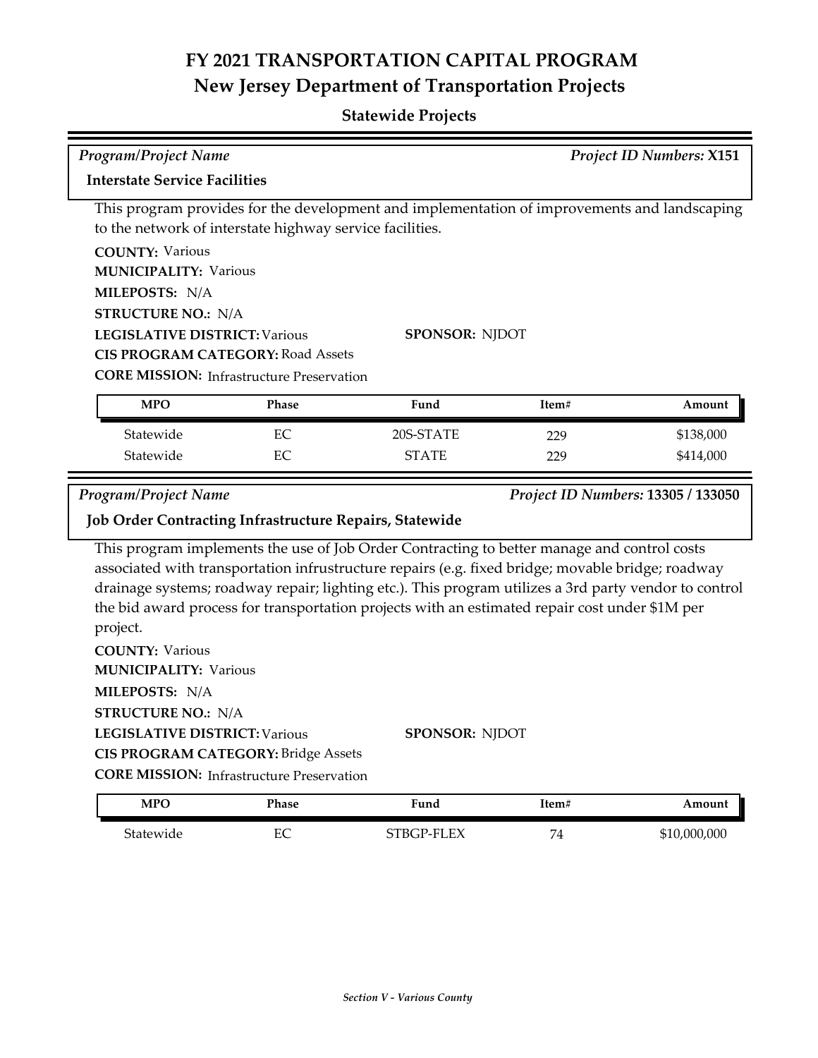# FY 2021 TRANSPORTATION CAPITAL PROGRAM
## New Jersey Department of Transportation Projects

### Statewide Projects

*Program/Project Name* | *Project ID Numbers:* **X151**

**Interstate Service Facilities**

This program provides for the development and implementation of improvements and landscaping to the network of interstate highway service facilities.

**COUNTY:** Various
**MUNICIPALITY:** Various
**MILEPOSTS:** N/A
**STRUCTURE NO.:** N/A
**LEGISLATIVE DISTRICT:** Various
**SPONSOR:** NJDOT
**CIS PROGRAM CATEGORY:** Road Assets
**CORE MISSION:** Infrastructure Preservation

| MPO | Phase | Fund | Item# | Amount |
|---|---|---|---|---|
| Statewide | EC | 20S-STATE | 229 | $138,000 |
| Statewide | EC | STATE | 229 | $414,000 |

*Program/Project Name* | *Project ID Numbers:* **13305 / 133050**

**Job Order Contracting Infrastructure Repairs, Statewide**

This program implements the use of Job Order Contracting to better manage and control costs associated with transportation infrustructure repairs (e.g. fixed bridge; movable bridge; roadway drainage systems; roadway repair; lighting etc.). This program utilizes a 3rd party vendor to control the bid award process for transportation projects with an estimated repair cost under $1M per project.

**COUNTY:** Various
**MUNICIPALITY:** Various
**MILEPOSTS:** N/A
**STRUCTURE NO.:** N/A
**LEGISLATIVE DISTRICT:** Various
**SPONSOR:** NJDOT
**CIS PROGRAM CATEGORY:** Bridge Assets
**CORE MISSION:** Infrastructure Preservation

| MPO | Phase | Fund | Item# | Amount |
|---|---|---|---|---|
| Statewide | EC | STBGP-FLEX | 74 | $10,000,000 |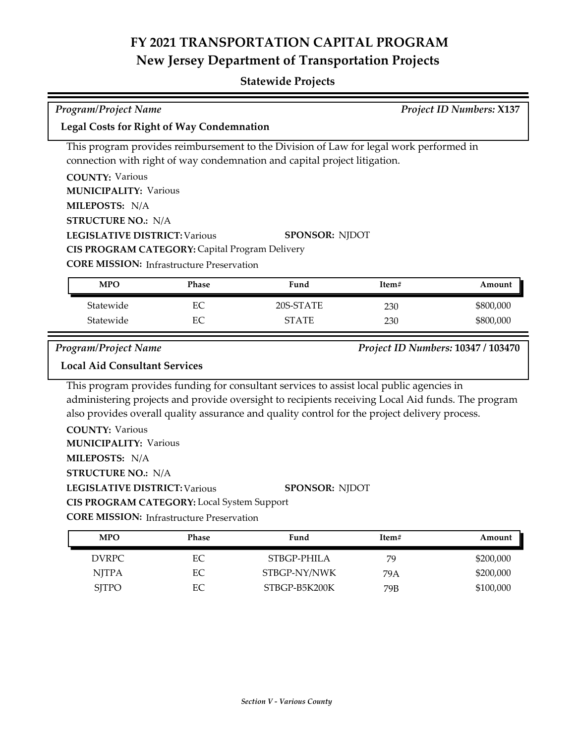# FY 2021 TRANSPORTATION CAPITAL PROGRAM
## New Jersey Department of Transportation Projects

### Statewide Projects

*Program/Project Name* — *Project ID Numbers:* **X137**

**Legal Costs for Right of Way Condemnation**

This program provides reimbursement to the Division of Law for legal work performed in connection with right of way condemnation and capital project litigation.

**COUNTY:** Various
**MUNICIPALITY:** Various
**MILEPOSTS:** N/A
**STRUCTURE NO.:** N/A
**LEGISLATIVE DISTRICT:** Various
**SPONSOR:** NJDOT
**CIS PROGRAM CATEGORY:** Capital Program Delivery
**CORE MISSION:** Infrastructure Preservation

| MPO | Phase | Fund | Item# | Amount |
|---|---|---|---|---|
| Statewide | EC | 20S-STATE | 230 | $800,000 |
| Statewide | EC | STATE | 230 | $800,000 |

*Program/Project Name* — *Project ID Numbers:* **10347 / 103470**

**Local Aid Consultant Services**

This program provides funding for consultant services to assist local public agencies in administering projects and provide oversight to recipients receiving Local Aid funds. The program also provides overall quality assurance and quality control for the project delivery process.

**COUNTY:** Various
**MUNICIPALITY:** Various
**MILEPOSTS:** N/A
**STRUCTURE NO.:** N/A
**LEGISLATIVE DISTRICT:** Various
**SPONSOR:** NJDOT
**CIS PROGRAM CATEGORY:** Local System Support
**CORE MISSION:** Infrastructure Preservation

| MPO | Phase | Fund | Item# | Amount |
|---|---|---|---|---|
| DVRPC | EC | STBGP-PHILA | 79 | $200,000 |
| NJTPA | EC | STBGP-NY/NWK | 79A | $200,000 |
| SJTPO | EC | STBGP-B5K200K | 79B | $100,000 |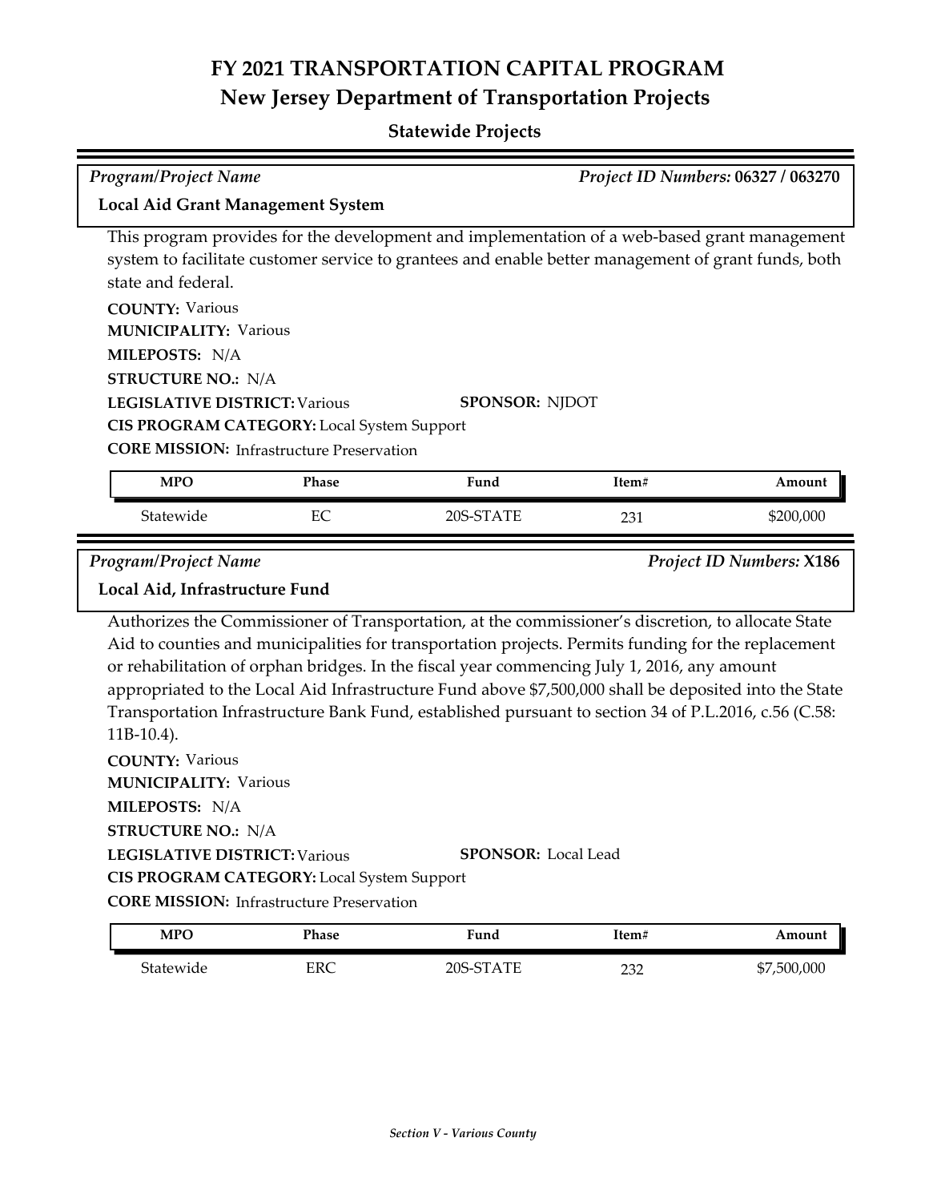# FY 2021 TRANSPORTATION CAPITAL PROGRAM

## New Jersey Department of Transportation Projects

### Statewide Projects

*Program/Project Name* | *Project ID Numbers:* **06327 / 063270**

**Local Aid Grant Management System**

This program provides for the development and implementation of a web-based grant management system to facilitate customer service to grantees and enable better management of grant funds, both state and federal.

**COUNTY:** Various
**MUNICIPALITY:** Various
**MILEPOSTS:** N/A
**STRUCTURE NO.:** N/A
**LEGISLATIVE DISTRICT:** Various
**SPONSOR:** NJDOT
**CIS PROGRAM CATEGORY:** Local System Support
**CORE MISSION:** Infrastructure Preservation

| MPO | Phase | Fund | Item# | Amount |
|---|---|---|---|---|
| Statewide | EC | 20S-STATE | 231 | $200,000 |

*Program/Project Name* | *Project ID Numbers:* **X186**

**Local Aid, Infrastructure Fund**

Authorizes the Commissioner of Transportation, at the commissioner's discretion, to allocate State Aid to counties and municipalities for transportation projects. Permits funding for the replacement or rehabilitation of orphan bridges. In the fiscal year commencing July 1, 2016, any amount appropriated to the Local Aid Infrastructure Fund above $7,500,000 shall be deposited into the State Transportation Infrastructure Bank Fund, established pursuant to section 34 of P.L.2016, c.56 (C.58: 11B-10.4).

**COUNTY:** Various
**MUNICIPALITY:** Various
**MILEPOSTS:** N/A
**STRUCTURE NO.:** N/A
**LEGISLATIVE DISTRICT:** Various
**SPONSOR:** Local Lead
**CIS PROGRAM CATEGORY:** Local System Support
**CORE MISSION:** Infrastructure Preservation

| MPO | Phase | Fund | Item# | Amount |
|---|---|---|---|---|
| Statewide | ERC | 20S-STATE | 232 | $7,500,000 |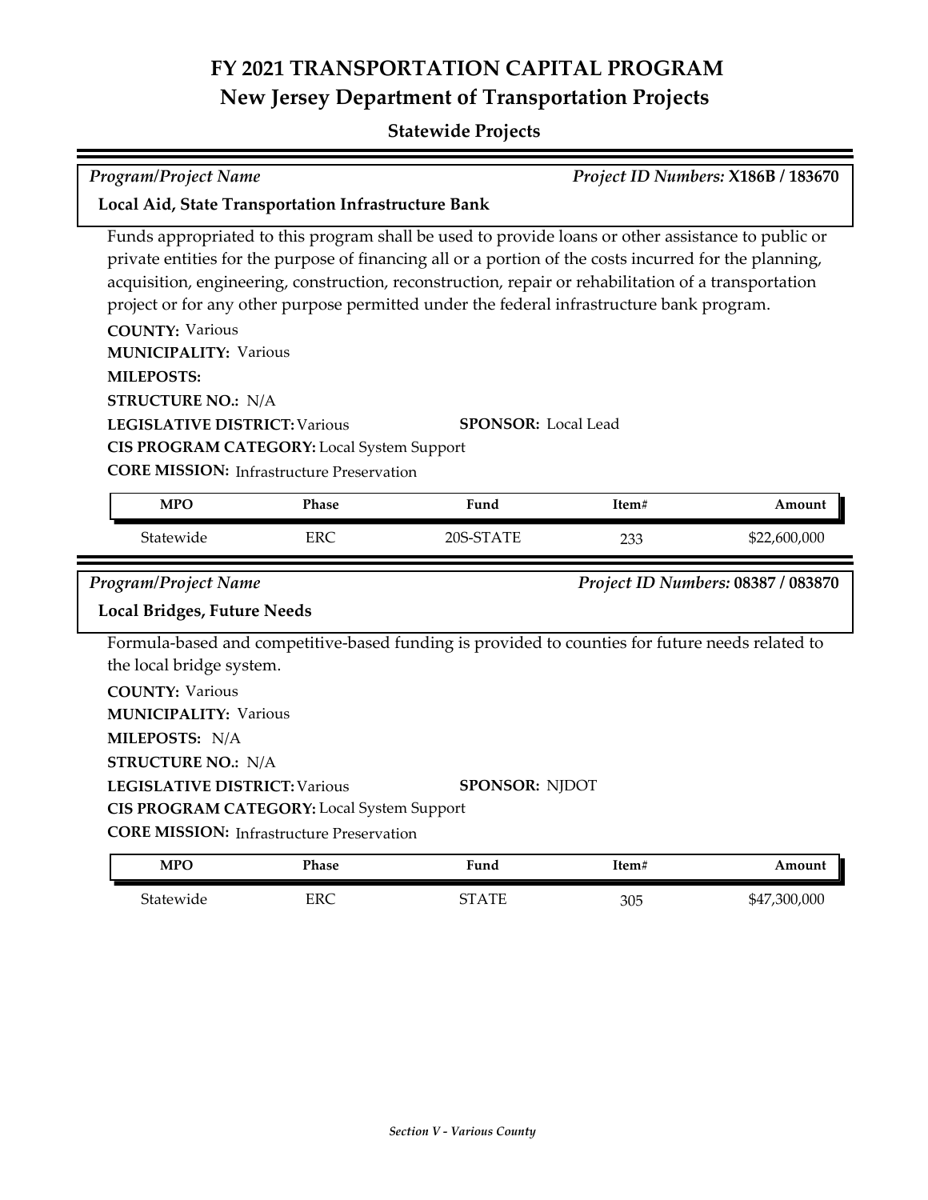# FY 2021 TRANSPORTATION CAPITAL PROGRAM
## New Jersey Department of Transportation Projects

### Statewide Projects

*Program/Project Name* — *Project ID Numbers:* **X186B / 183670**

**Local Aid, State Transportation Infrastructure Bank**

Funds appropriated to this program shall be used to provide loans or other assistance to public or private entities for the purpose of financing all or a portion of the costs incurred for the planning, acquisition, engineering, construction, reconstruction, repair or rehabilitation of a transportation project or for any other purpose permitted under the federal infrastructure bank program.

**COUNTY:** Various
**MUNICIPALITY:** Various
**MILEPOSTS:**
**STRUCTURE NO.:** N/A
**LEGISLATIVE DISTRICT:** Various
**SPONSOR:** Local Lead
**CIS PROGRAM CATEGORY:** Local System Support
**CORE MISSION:** Infrastructure Preservation

| MPO | Phase | Fund | Item# | Amount |
|---|---|---|---|---|
| Statewide | ERC | 20S-STATE | 233 | $22,600,000 |

*Program/Project Name* — *Project ID Numbers:* **08387 / 083870**

**Local Bridges, Future Needs**

Formula-based and competitive-based funding is provided to counties for future needs related to the local bridge system.

**COUNTY:** Various
**MUNICIPALITY:** Various
**MILEPOSTS:** N/A
**STRUCTURE NO.:** N/A
**LEGISLATIVE DISTRICT:** Various
**SPONSOR:** NJDOT
**CIS PROGRAM CATEGORY:** Local System Support
**CORE MISSION:** Infrastructure Preservation

| MPO | Phase | Fund | Item# | Amount |
|---|---|---|---|---|
| Statewide | ERC | STATE | 305 | $47,300,000 |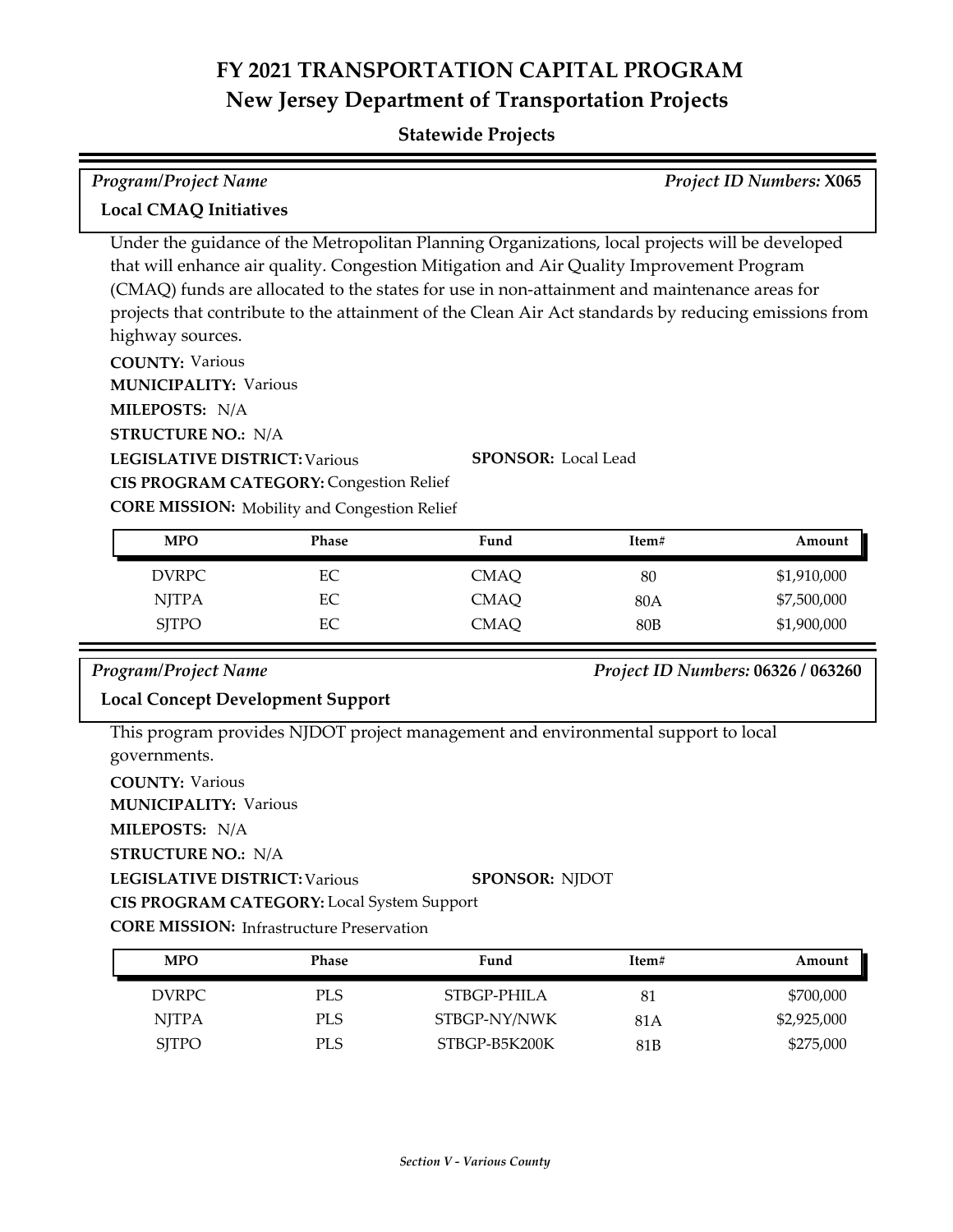# FY 2021 TRANSPORTATION CAPITAL PROGRAM
## New Jersey Department of Transportation Projects
### Statewide Projects

*Program/Project Name* — *Project ID Numbers:* **X065**

**Local CMAQ Initiatives**

Under the guidance of the Metropolitan Planning Organizations, local projects will be developed that will enhance air quality. Congestion Mitigation and Air Quality Improvement Program (CMAQ) funds are allocated to the states for use in non-attainment and maintenance areas for projects that contribute to the attainment of the Clean Air Act standards by reducing emissions from highway sources.

**COUNTY:** Various
**MUNICIPALITY:** Various
**MILEPOSTS:** N/A
**STRUCTURE NO.:** N/A
**LEGISLATIVE DISTRICT:** Various
**SPONSOR:** Local Lead
**CIS PROGRAM CATEGORY:** Congestion Relief
**CORE MISSION:** Mobility and Congestion Relief

| MPO | Phase | Fund | Item# | Amount |
|---|---|---|---|---|
| DVRPC | EC | CMAQ | 80 | $1,910,000 |
| NJTPA | EC | CMAQ | 80A | $7,500,000 |
| SJTPO | EC | CMAQ | 80B | $1,900,000 |

*Program/Project Name* — *Project ID Numbers:* **06326 / 063260**

**Local Concept Development Support**

This program provides NJDOT project management and environmental support to local governments.

**COUNTY:** Various
**MUNICIPALITY:** Various
**MILEPOSTS:** N/A
**STRUCTURE NO.:** N/A
**LEGISLATIVE DISTRICT:** Various
**SPONSOR:** NJDOT
**CIS PROGRAM CATEGORY:** Local System Support
**CORE MISSION:** Infrastructure Preservation

| MPO | Phase | Fund | Item# | Amount |
|---|---|---|---|---|
| DVRPC | PLS | STBGP-PHILA | 81 | $700,000 |
| NJTPA | PLS | STBGP-NY/NWK | 81A | $2,925,000 |
| SJTPO | PLS | STBGP-B5K200K | 81B | $275,000 |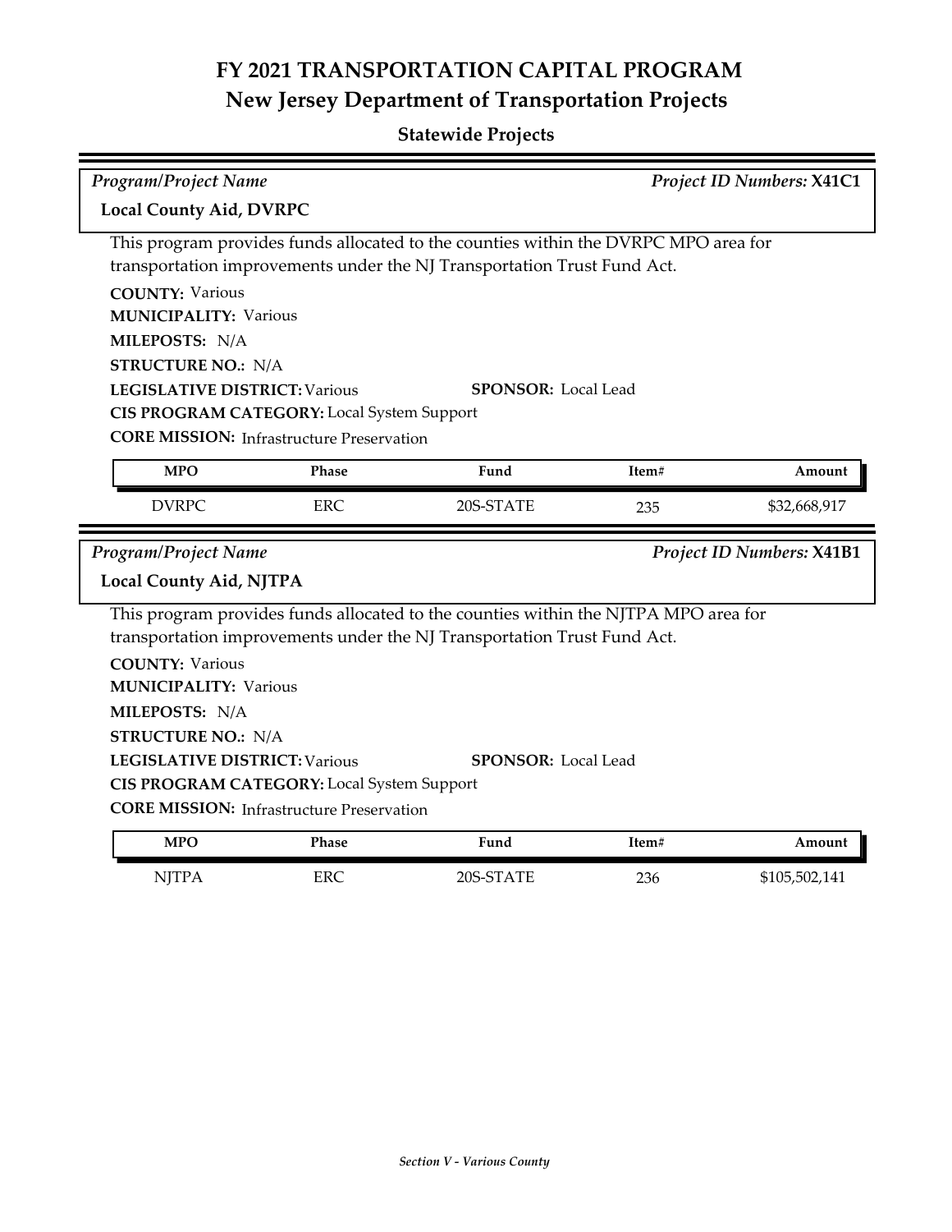# FY 2021 TRANSPORTATION CAPITAL PROGRAM

## New Jersey Department of Transportation Projects

### Statewide Projects

*Program/Project Name* | *Project ID Numbers:* **X41C1**

**Local County Aid, DVRPC**

This program provides funds allocated to the counties within the DVRPC MPO area for transportation improvements under the NJ Transportation Trust Fund Act.

**COUNTY:** Various
**MUNICIPALITY:** Various
**MILEPOSTS:** N/A
**STRUCTURE NO.:** N/A
**LEGISLATIVE DISTRICT:** Various
**SPONSOR:** Local Lead
**CIS PROGRAM CATEGORY:** Local System Support
**CORE MISSION:** Infrastructure Preservation

| MPO | Phase | Fund | Item# | Amount |
|---|---|---|---|---|
| DVRPC | ERC | 20S-STATE | 235 | $32,668,917 |

*Program/Project Name* | *Project ID Numbers:* **X41B1**

**Local County Aid, NJTPA**

This program provides funds allocated to the counties within the NJTPA MPO area for transportation improvements under the NJ Transportation Trust Fund Act.

**COUNTY:** Various
**MUNICIPALITY:** Various
**MILEPOSTS:** N/A
**STRUCTURE NO.:** N/A
**LEGISLATIVE DISTRICT:** Various
**SPONSOR:** Local Lead
**CIS PROGRAM CATEGORY:** Local System Support
**CORE MISSION:** Infrastructure Preservation

| MPO | Phase | Fund | Item# | Amount |
|---|---|---|---|---|
| NJTPA | ERC | 20S-STATE | 236 | $105,502,141 |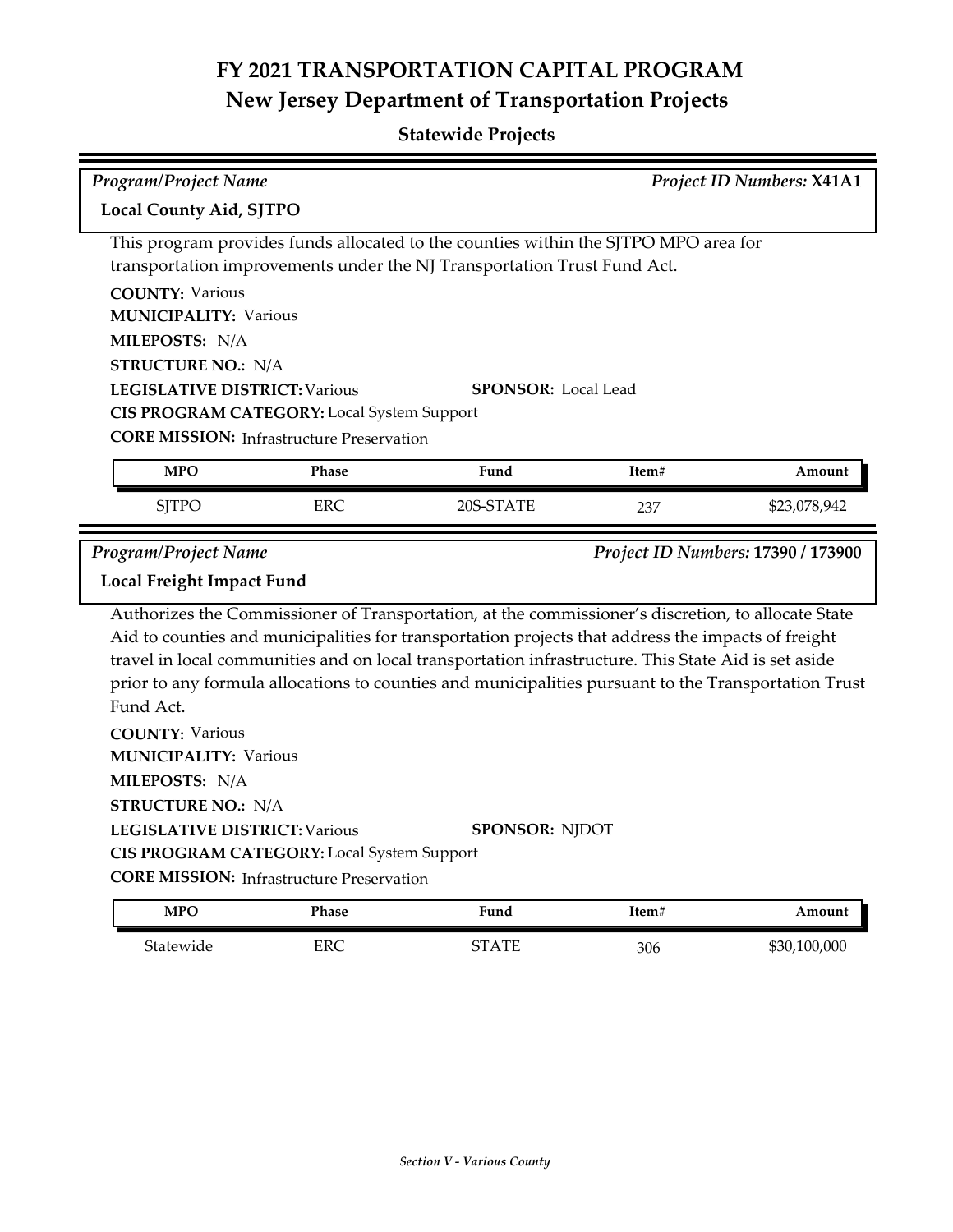# FY 2021 TRANSPORTATION CAPITAL PROGRAM
## New Jersey Department of Transportation Projects

### Statewide Projects

*Program/Project Name* — *Project ID Numbers:* **X41A1**

**Local County Aid, SJTPO**

This program provides funds allocated to the counties within the SJTPO MPO area for transportation improvements under the NJ Transportation Trust Fund Act.

**COUNTY:** Various
**MUNICIPALITY:** Various
**MILEPOSTS:** N/A
**STRUCTURE NO.:** N/A
**LEGISLATIVE DISTRICT:** Various
**SPONSOR:** Local Lead
**CIS PROGRAM CATEGORY:** Local System Support
**CORE MISSION:** Infrastructure Preservation

| MPO | Phase | Fund | Item# | Amount |
|---|---|---|---|---|
| SJTPO | ERC | 20S-STATE | 237 | $23,078,942 |

*Program/Project Name* — *Project ID Numbers:* **17390 / 173900**

**Local Freight Impact Fund**

Authorizes the Commissioner of Transportation, at the commissioner's discretion, to allocate State Aid to counties and municipalities for transportation projects that address the impacts of freight travel in local communities and on local transportation infrastructure. This State Aid is set aside prior to any formula allocations to counties and municipalities pursuant to the Transportation Trust Fund Act.

**COUNTY:** Various
**MUNICIPALITY:** Various
**MILEPOSTS:** N/A
**STRUCTURE NO.:** N/A
**LEGISLATIVE DISTRICT:** Various
**SPONSOR:** NJDOT
**CIS PROGRAM CATEGORY:** Local System Support
**CORE MISSION:** Infrastructure Preservation

| MPO | Phase | Fund | Item# | Amount |
|---|---|---|---|---|
| Statewide | ERC | STATE | 306 | $30,100,000 |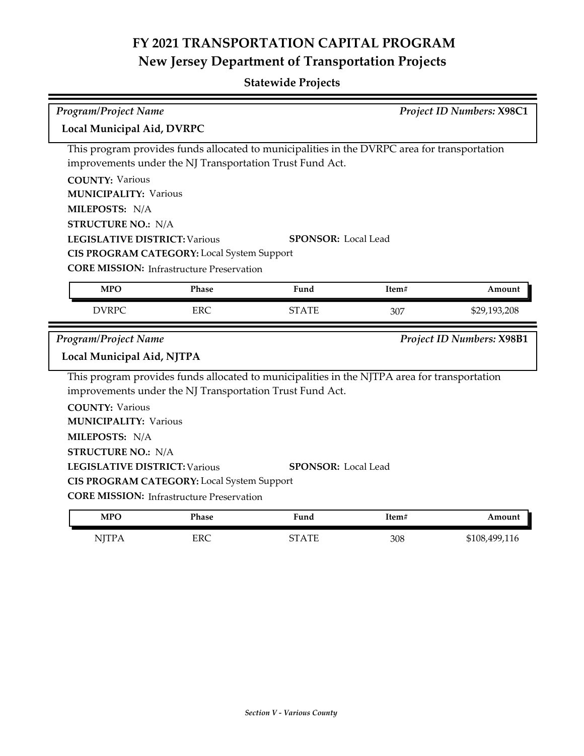# FY 2021 TRANSPORTATION CAPITAL PROGRAM
## New Jersey Department of Transportation Projects

### Statewide Projects

*Program/Project Name* — *Project ID Numbers:* **X98C1**

**Local Municipal Aid, DVRPC**

This program provides funds allocated to municipalities in the DVRPC area for transportation improvements under the NJ Transportation Trust Fund Act.

**COUNTY:** Various
**MUNICIPALITY:** Various
**MILEPOSTS:** N/A
**STRUCTURE NO.:** N/A
**LEGISLATIVE DISTRICT:** Various
**SPONSOR:** Local Lead
**CIS PROGRAM CATEGORY:** Local System Support
**CORE MISSION:** Infrastructure Preservation

| MPO | Phase | Fund | Item# | Amount |
|---|---|---|---|---|
| DVRPC | ERC | STATE | 307 | $29,193,208 |

*Program/Project Name* — *Project ID Numbers:* **X98B1**

**Local Municipal Aid, NJTPA**

This program provides funds allocated to municipalities in the NJTPA area for transportation improvements under the NJ Transportation Trust Fund Act.

**COUNTY:** Various
**MUNICIPALITY:** Various
**MILEPOSTS:** N/A
**STRUCTURE NO.:** N/A
**LEGISLATIVE DISTRICT:** Various
**SPONSOR:** Local Lead
**CIS PROGRAM CATEGORY:** Local System Support
**CORE MISSION:** Infrastructure Preservation

| MPO | Phase | Fund | Item# | Amount |
|---|---|---|---|---|
| NJTPA | ERC | STATE | 308 | $108,499,116 |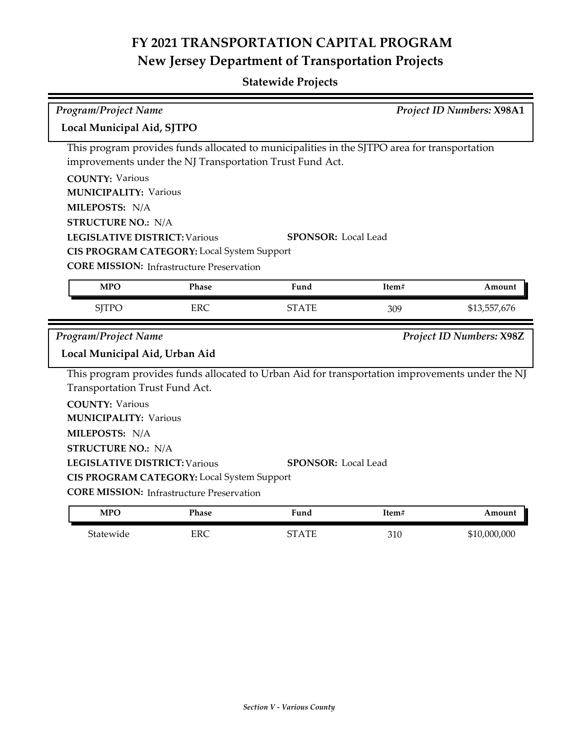# FY 2021 TRANSPORTATION CAPITAL PROGRAM
## New Jersey Department of Transportation Projects
### Statewide Projects

*Program/Project Name* | *Project ID Numbers:* **X98A1**

**Local Municipal Aid, SJTPO**

This program provides funds allocated to municipalities in the SJTPO area for transportation improvements under the NJ Transportation Trust Fund Act.

**COUNTY:** Various
**MUNICIPALITY:** Various
**MILEPOSTS:** N/A
**STRUCTURE NO.:** N/A
**LEGISLATIVE DISTRICT:** Various
**SPONSOR:** Local Lead
**CIS PROGRAM CATEGORY:** Local System Support
**CORE MISSION:** Infrastructure Preservation

| MPO | Phase | Fund | Item# | Amount |
|---|---|---|---|---|
| SJTPO | ERC | STATE | 309 | $13,557,676 |

*Program/Project Name* | *Project ID Numbers:* **X98Z**

**Local Municipal Aid, Urban Aid**

This program provides funds allocated to Urban Aid for transportation improvements under the NJ Transportation Trust Fund Act.

**COUNTY:** Various
**MUNICIPALITY:** Various
**MILEPOSTS:** N/A
**STRUCTURE NO.:** N/A
**LEGISLATIVE DISTRICT:** Various
**SPONSOR:** Local Lead
**CIS PROGRAM CATEGORY:** Local System Support
**CORE MISSION:** Infrastructure Preservation

| MPO | Phase | Fund | Item# | Amount |
|---|---|---|---|---|
| Statewide | ERC | STATE | 310 | $10,000,000 |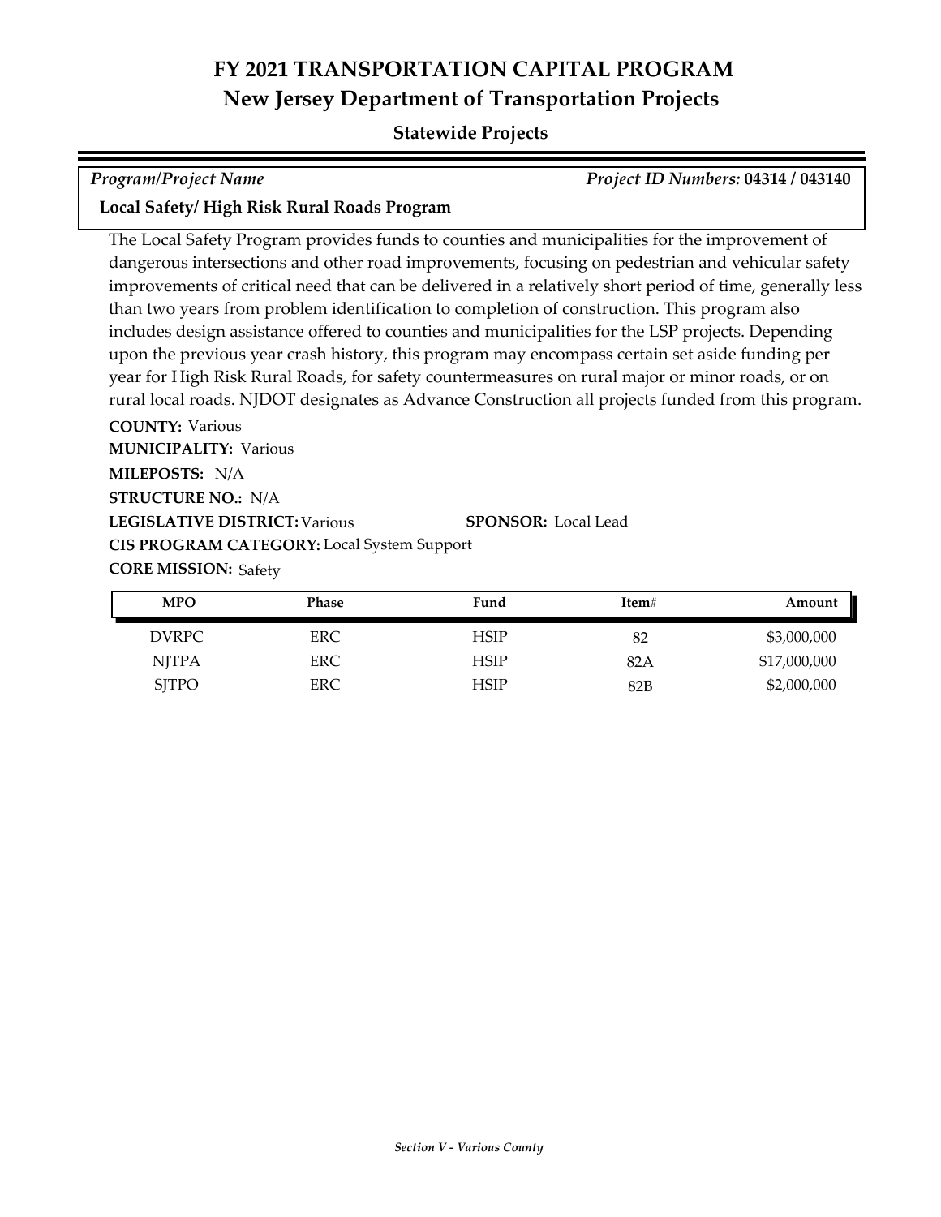# FY 2021 TRANSPORTATION CAPITAL PROGRAM
## New Jersey Department of Transportation Projects

**Statewide Projects**

*Program/Project Name* | *Project ID Numbers:* **04314 / 043140**

**Local Safety/ High Risk Rural Roads Program**

The Local Safety Program provides funds to counties and municipalities for the improvement of dangerous intersections and other road improvements, focusing on pedestrian and vehicular safety improvements of critical need that can be delivered in a relatively short period of time, generally less than two years from problem identification to completion of construction. This program also includes design assistance offered to counties and municipalities for the LSP projects. Depending upon the previous year crash history, this program may encompass certain set aside funding per year for High Risk Rural Roads, for safety countermeasures on rural major or minor roads, or on rural local roads. NJDOT designates as Advance Construction all projects funded from this program.

**COUNTY:** Various
**MUNICIPALITY:** Various
**MILEPOSTS:** N/A
**STRUCTURE NO.:** N/A
**LEGISLATIVE DISTRICT:** Various
**SPONSOR:** Local Lead
**CIS PROGRAM CATEGORY:** Local System Support
**CORE MISSION:** Safety

| MPO | Phase | Fund | Item# | Amount |
|---|---|---|---|---|
| DVRPC | ERC | HSIP | 82 | $3,000,000 |
| NJTPA | ERC | HSIP | 82A | $17,000,000 |
| SJTPO | ERC | HSIP | 82B | $2,000,000 |

*Section V - Various County*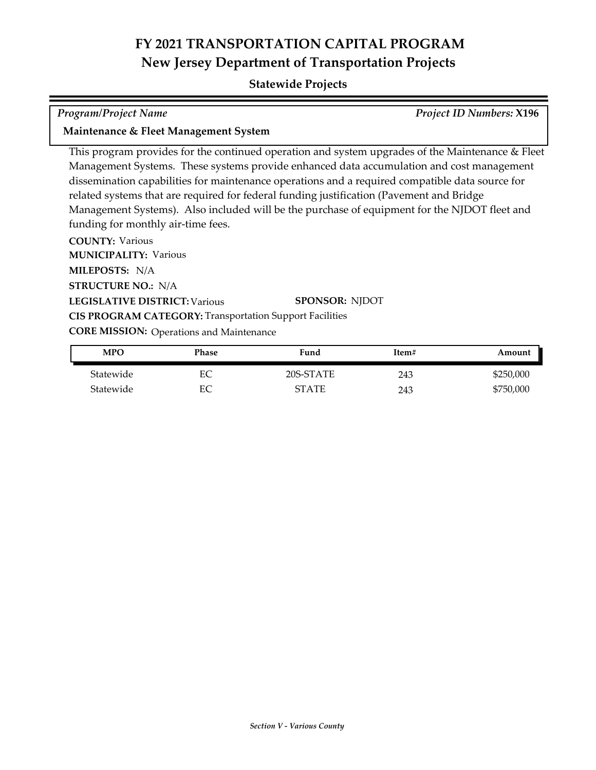# FY 2021 TRANSPORTATION CAPITAL PROGRAM
## New Jersey Department of Transportation Projects

### Statewide Projects

*Program/Project Name* *Project ID Numbers:* **X196**

**Maintenance & Fleet Management System**

This program provides for the continued operation and system upgrades of the Maintenance & Fleet Management Systems. These systems provide enhanced data accumulation and cost management dissemination capabilities for maintenance operations and a required compatible data source for related systems that are required for federal funding justification (Pavement and Bridge Management Systems). Also included will be the purchase of equipment for the NJDOT fleet and funding for monthly air-time fees.

**COUNTY:** Various
**MUNICIPALITY:** Various
**MILEPOSTS:** N/A
**STRUCTURE NO.:** N/A
**LEGISLATIVE DISTRICT:** Various **SPONSOR:** NJDOT
**CIS PROGRAM CATEGORY:** Transportation Support Facilities
**CORE MISSION:** Operations and Maintenance

| MPO | Phase | Fund | Item# | Amount |
|---|---|---|---|---|
| Statewide | EC | 20S-STATE | 243 | $250,000 |
| Statewide | EC | STATE | 243 | $750,000 |

*Section V - Various County*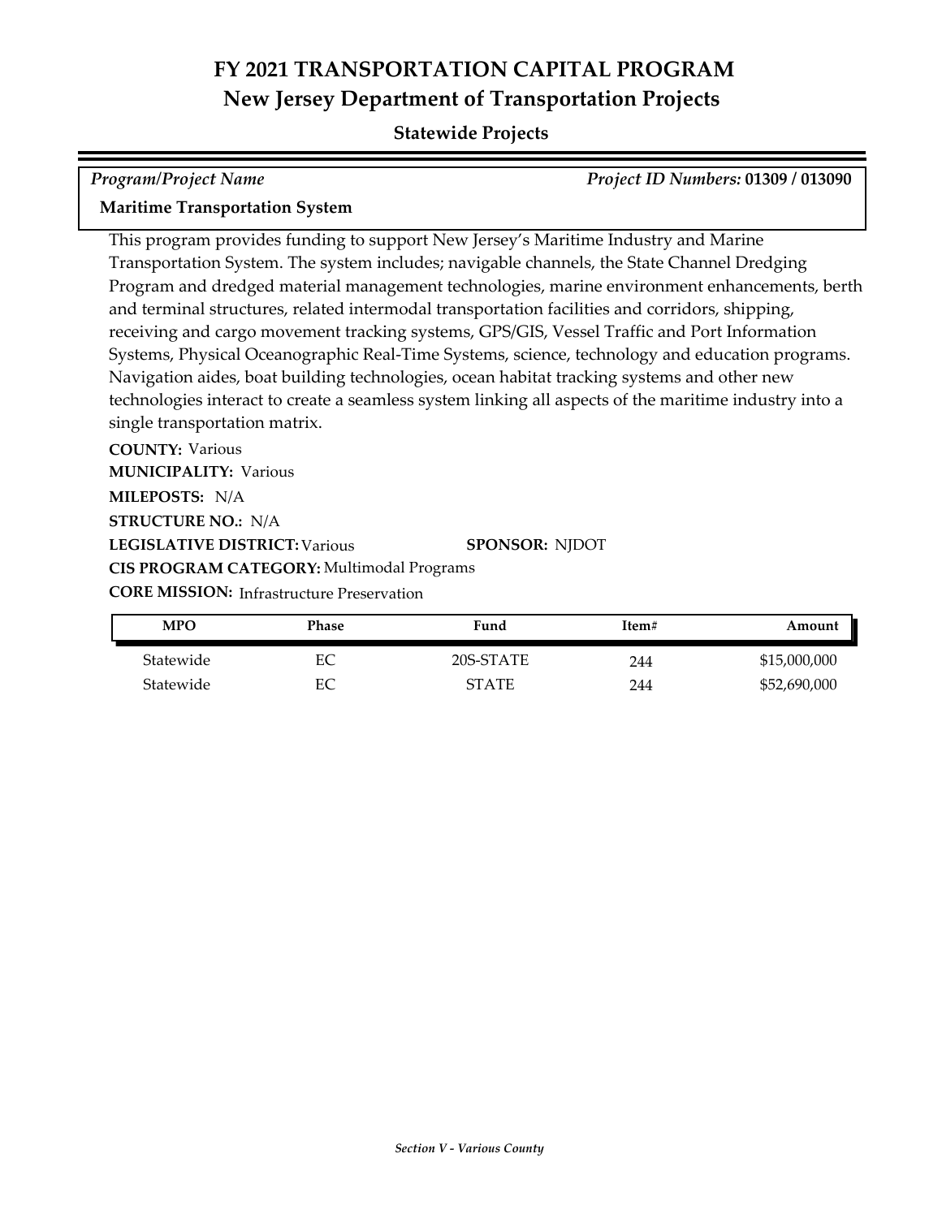# FY 2021 TRANSPORTATION CAPITAL PROGRAM
## New Jersey Department of Transportation Projects

### Statewide Projects

*Program/Project Name* *Project ID Numbers:* **01309 / 013090**

**Maritime Transportation System**

This program provides funding to support New Jersey's Maritime Industry and Marine Transportation System. The system includes; navigable channels, the State Channel Dredging Program and dredged material management technologies, marine environment enhancements, berth and terminal structures, related intermodal transportation facilities and corridors, shipping, receiving and cargo movement tracking systems, GPS/GIS, Vessel Traffic and Port Information Systems, Physical Oceanographic Real-Time Systems, science, technology and education programs. Navigation aides, boat building technologies, ocean habitat tracking systems and other new technologies interact to create a seamless system linking all aspects of the maritime industry into a single transportation matrix.

**COUNTY:** Various
**MUNICIPALITY:** Various
**MILEPOSTS:** N/A
**STRUCTURE NO.:** N/A
**LEGISLATIVE DISTRICT:** Various **SPONSOR:** NJDOT
**CIS PROGRAM CATEGORY:** Multimodal Programs
**CORE MISSION:** Infrastructure Preservation

| MPO | Phase | Fund | Item# | Amount |
|---|---|---|---|---|
| Statewide | EC | 20S-STATE | 244 | $15,000,000 |
| Statewide | EC | STATE | 244 | $52,690,000 |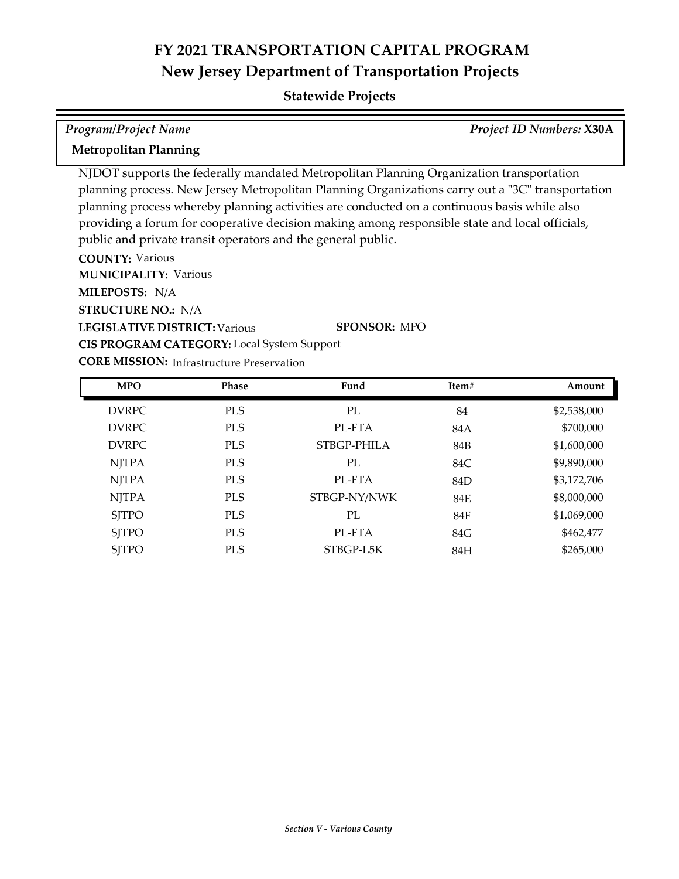# FY 2021 TRANSPORTATION CAPITAL PROGRAM
## New Jersey Department of Transportation Projects

### Statewide Projects

*Program/Project Name* — *Project ID Numbers:* **X30A**

**Metropolitan Planning**

NJDOT supports the federally mandated Metropolitan Planning Organization transportation planning process. New Jersey Metropolitan Planning Organizations carry out a "3C" transportation planning process whereby planning activities are conducted on a continuous basis while also providing a forum for cooperative decision making among responsible state and local officials, public and private transit operators and the general public.

**COUNTY:** Various
**MUNICIPALITY:** Various
**MILEPOSTS:** N/A
**STRUCTURE NO.:** N/A
**LEGISLATIVE DISTRICT:** Various
**SPONSOR:** MPO
**CIS PROGRAM CATEGORY:** Local System Support
**CORE MISSION:** Infrastructure Preservation

| MPO | Phase | Fund | Item# | Amount |
|---|---|---|---|---|
| DVRPC | PLS | PL | 84 | $2,538,000 |
| DVRPC | PLS | PL-FTA | 84A | $700,000 |
| DVRPC | PLS | STBGP-PHILA | 84B | $1,600,000 |
| NJTPA | PLS | PL | 84C | $9,890,000 |
| NJTPA | PLS | PL-FTA | 84D | $3,172,706 |
| NJTPA | PLS | STBGP-NY/NWK | 84E | $8,000,000 |
| SJTPO | PLS | PL | 84F | $1,069,000 |
| SJTPO | PLS | PL-FTA | 84G | $462,477 |
| SJTPO | PLS | STBGP-L5K | 84H | $265,000 |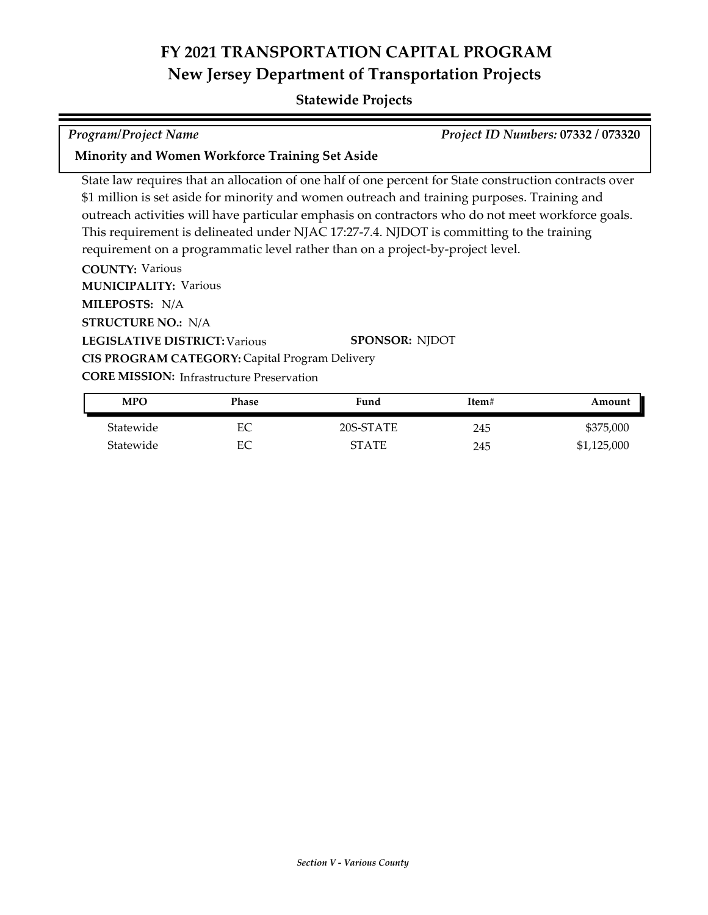# FY 2021 TRANSPORTATION CAPITAL PROGRAM
## New Jersey Department of Transportation Projects

### Statewide Projects

*Program/Project Name* | *Project ID Numbers:* **07332 / 073320**

**Minority and Women Workforce Training Set Aside**

State law requires that an allocation of one half of one percent for State construction contracts over $1 million is set aside for minority and women outreach and training purposes. Training and outreach activities will have particular emphasis on contractors who do not meet workforce goals. This requirement is delineated under NJAC 17:27-7.4. NJDOT is committing to the training requirement on a programmatic level rather than on a project-by-project level.

**COUNTY:** Various
**MUNICIPALITY:** Various
**MILEPOSTS:** N/A
**STRUCTURE NO.:** N/A
**LEGISLATIVE DISTRICT:** Various
**SPONSOR:** NJDOT
**CIS PROGRAM CATEGORY:** Capital Program Delivery
**CORE MISSION:** Infrastructure Preservation

| MPO | Phase | Fund | Item# | Amount |
|---|---|---|---|---|
| Statewide | EC | 20S-STATE | 245 | $375,000 |
| Statewide | EC | STATE | 245 | $1,125,000 |

*Section V - Various County*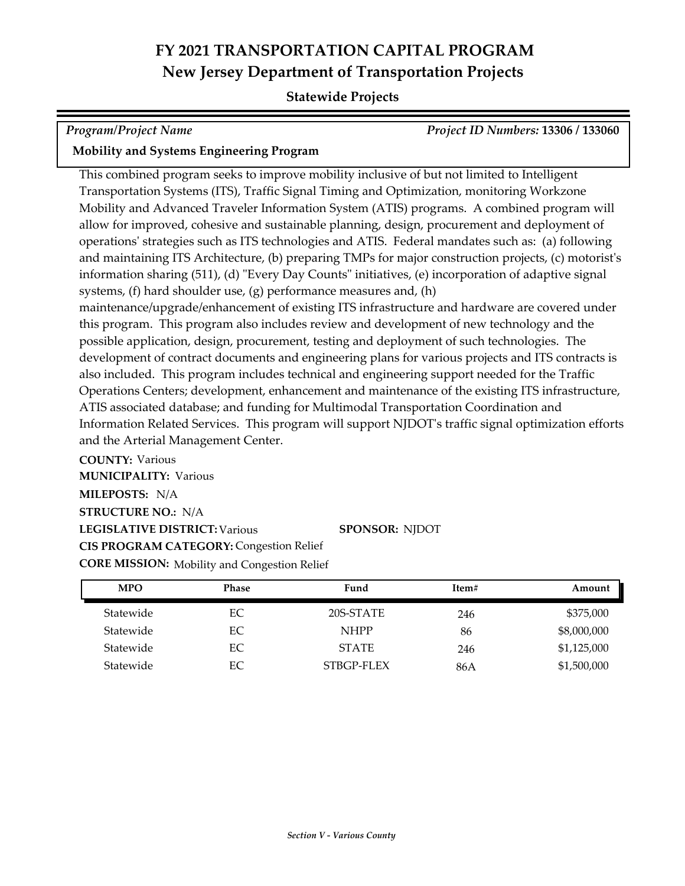# FY 2021 TRANSPORTATION CAPITAL PROGRAM
## New Jersey Department of Transportation Projects

### Statewide Projects

*Program/Project Name* *Project ID Numbers:* **13306 / 133060**

**Mobility and Systems Engineering Program**

This combined program seeks to improve mobility inclusive of but not limited to Intelligent Transportation Systems (ITS), Traffic Signal Timing and Optimization, monitoring Workzone Mobility and Advanced Traveler Information System (ATIS) programs. A combined program will allow for improved, cohesive and sustainable planning, design, procurement and deployment of operations' strategies such as ITS technologies and ATIS. Federal mandates such as: (a) following and maintaining ITS Architecture, (b) preparing TMPs for major construction projects, (c) motorist's information sharing (511), (d) "Every Day Counts" initiatives, (e) incorporation of adaptive signal systems, (f) hard shoulder use, (g) performance measures and, (h) maintenance/upgrade/enhancement of existing ITS infrastructure and hardware are covered under this program. This program also includes review and development of new technology and the possible application, design, procurement, testing and deployment of such technologies. The development of contract documents and engineering plans for various projects and ITS contracts is also included. This program includes technical and engineering support needed for the Traffic Operations Centers; development, enhancement and maintenance of the existing ITS infrastructure, ATIS associated database; and funding for Multimodal Transportation Coordination and Information Related Services. This program will support NJDOT's traffic signal optimization efforts and the Arterial Management Center.

**COUNTY:** Various
**MUNICIPALITY:** Various
**MILEPOSTS:** N/A
**STRUCTURE NO.:** N/A
**LEGISLATIVE DISTRICT:** Various **SPONSOR:** NJDOT
**CIS PROGRAM CATEGORY:** Congestion Relief
**CORE MISSION:** Mobility and Congestion Relief

| MPO | Phase | Fund | Item# | Amount |
|---|---|---|---|---|
| Statewide | EC | 20S-STATE | 246 | $375,000 |
| Statewide | EC | NHPP | 86 | $8,000,000 |
| Statewide | EC | STATE | 246 | $1,125,000 |
| Statewide | EC | STBGP-FLEX | 86A | $1,500,000 |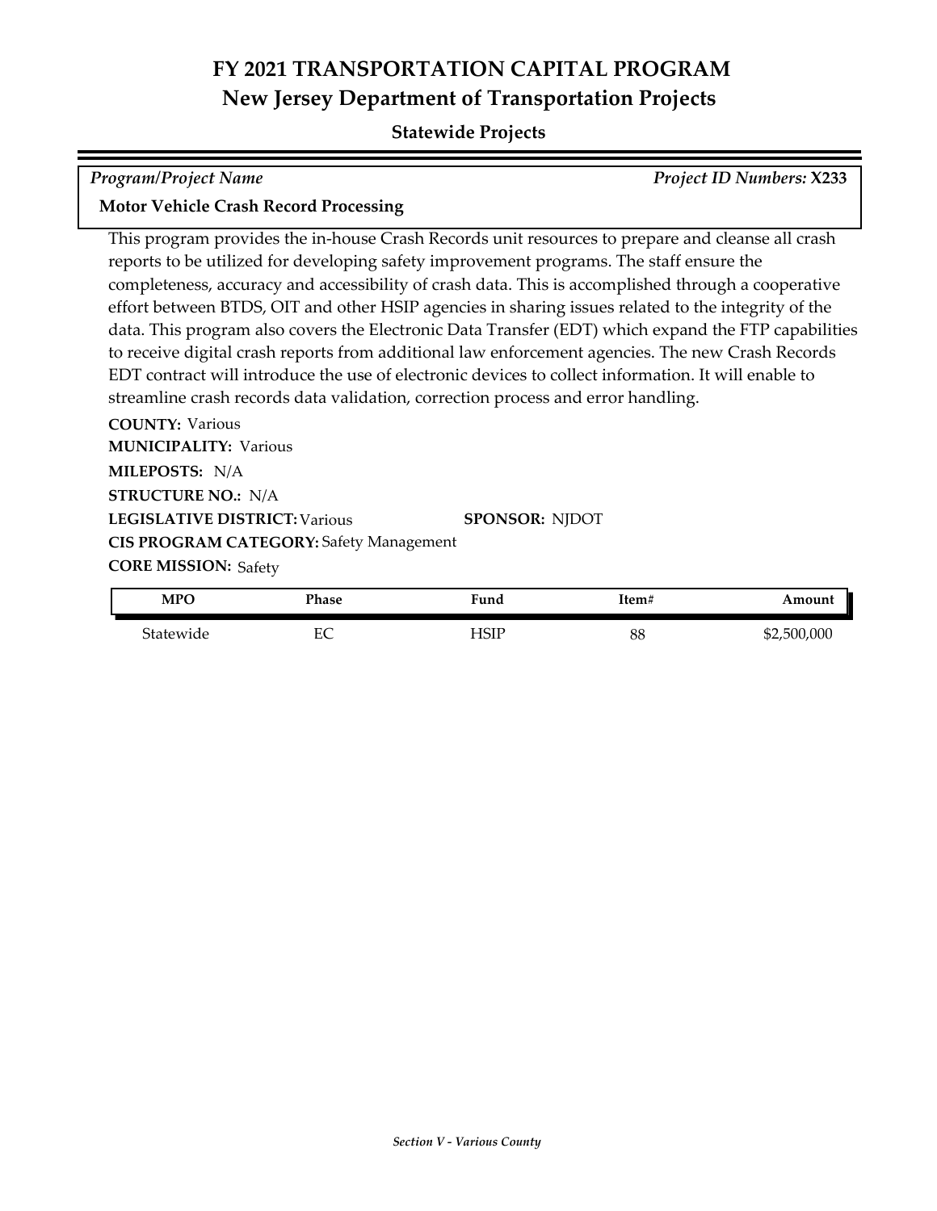# FY 2021 TRANSPORTATION CAPITAL PROGRAM
## New Jersey Department of Transportation Projects

### Statewide Projects

*Program/Project Name* — *Project ID Numbers:* **X233**

**Motor Vehicle Crash Record Processing**

This program provides the in-house Crash Records unit resources to prepare and cleanse all crash reports to be utilized for developing safety improvement programs. The staff ensure the completeness, accuracy and accessibility of crash data. This is accomplished through a cooperative effort between BTDS, OIT and other HSIP agencies in sharing issues related to the integrity of the data. This program also covers the Electronic Data Transfer (EDT) which expand the FTP capabilities to receive digital crash reports from additional law enforcement agencies. The new Crash Records EDT contract will introduce the use of electronic devices to collect information. It will enable to streamline crash records data validation, correction process and error handling.

**COUNTY:** Various
**MUNICIPALITY:** Various
**MILEPOSTS:** N/A
**STRUCTURE NO.:** N/A
**LEGISLATIVE DISTRICT:** Various
**SPONSOR:** NJDOT
**CIS PROGRAM CATEGORY:** Safety Management
**CORE MISSION:** Safety

| MPO | Phase | Fund | Item# | Amount |
|---|---|---|---|---|
| Statewide | EC | HSIP | 88 | $2,500,000 |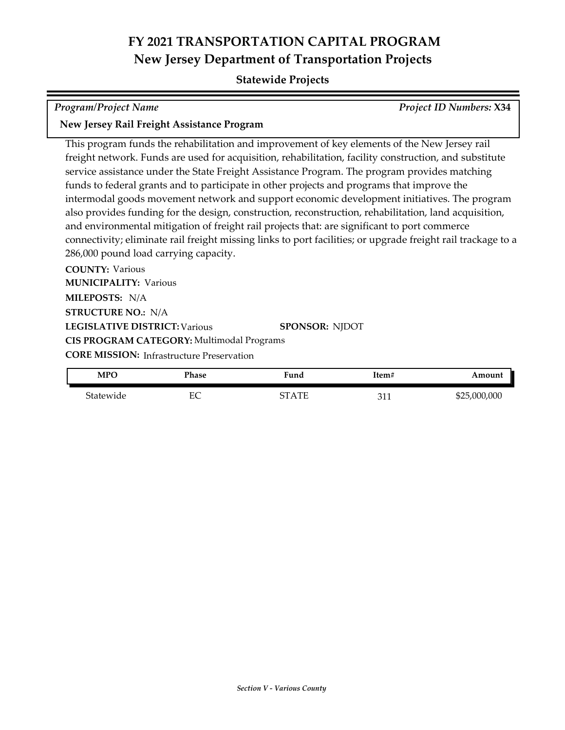# FY 2021 TRANSPORTATION CAPITAL PROGRAM
## New Jersey Department of Transportation Projects

### Statewide Projects

*Program/Project Name* — *Project ID Numbers:* **X34**

**New Jersey Rail Freight Assistance Program**

This program funds the rehabilitation and improvement of key elements of the New Jersey rail freight network. Funds are used for acquisition, rehabilitation, facility construction, and substitute service assistance under the State Freight Assistance Program. The program provides matching funds to federal grants and to participate in other projects and programs that improve the intermodal goods movement network and support economic development initiatives. The program also provides funding for the design, construction, reconstruction, rehabilitation, land acquisition, and environmental mitigation of freight rail projects that: are significant to port commerce connectivity; eliminate rail freight missing links to port facilities; or upgrade freight rail trackage to a 286,000 pound load carrying capacity.

**COUNTY:** Various
**MUNICIPALITY:** Various
**MILEPOSTS:** N/A
**STRUCTURE NO.:** N/A
**LEGISLATIVE DISTRICT:** Various
**SPONSOR:** NJDOT
**CIS PROGRAM CATEGORY:** Multimodal Programs
**CORE MISSION:** Infrastructure Preservation

| MPO | Phase | Fund | Item# | Amount |
|---|---|---|---|---|
| Statewide | EC | STATE | 311 | $25,000,000 |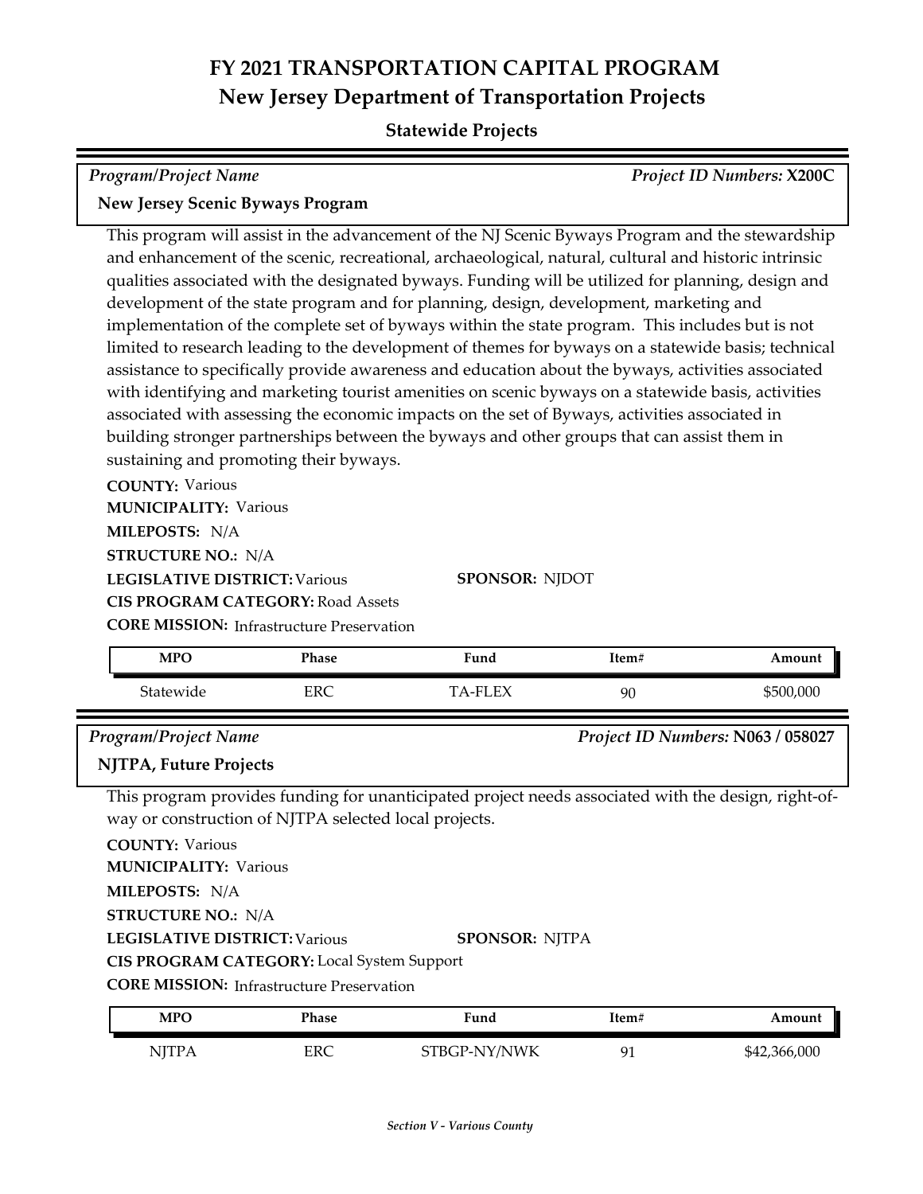# FY 2021 TRANSPORTATION CAPITAL PROGRAM
## New Jersey Department of Transportation Projects

### Statewide Projects

*Program/Project Name* | *Project ID Numbers:* **X200C**

**New Jersey Scenic Byways Program**

This program will assist in the advancement of the NJ Scenic Byways Program and the stewardship and enhancement of the scenic, recreational, archaeological, natural, cultural and historic intrinsic qualities associated with the designated byways. Funding will be utilized for planning, design and development of the state program and for planning, design, development, marketing and implementation of the complete set of byways within the state program. This includes but is not limited to research leading to the development of themes for byways on a statewide basis; technical assistance to specifically provide awareness and education about the byways, activities associated with identifying and marketing tourist amenities on scenic byways on a statewide basis, activities associated with assessing the economic impacts on the set of Byways, activities associated in building stronger partnerships between the byways and other groups that can assist them in sustaining and promoting their byways.

**COUNTY:** Various
**MUNICIPALITY:** Various
**MILEPOSTS:** N/A
**STRUCTURE NO.:** N/A
**LEGISLATIVE DISTRICT:** Various
**SPONSOR:** NJDOT
**CIS PROGRAM CATEGORY:** Road Assets
**CORE MISSION:** Infrastructure Preservation

| MPO | Phase | Fund | Item# | Amount |
|---|---|---|---|---|
| Statewide | ERC | TA-FLEX | 90 | $500,000 |

*Program/Project Name* | *Project ID Numbers:* **N063 / 058027**

**NJTPA, Future Projects**

This program provides funding for unanticipated project needs associated with the design, right-of-way or construction of NJTPA selected local projects.

**COUNTY:** Various
**MUNICIPALITY:** Various
**MILEPOSTS:** N/A
**STRUCTURE NO.:** N/A
**LEGISLATIVE DISTRICT:** Various
**SPONSOR:** NJTPA
**CIS PROGRAM CATEGORY:** Local System Support
**CORE MISSION:** Infrastructure Preservation

| MPO | Phase | Fund | Item# | Amount |
|---|---|---|---|---|
| NJTPA | ERC | STBGP-NY/NWK | 91 | $42,366,000 |

*Section V - Various County*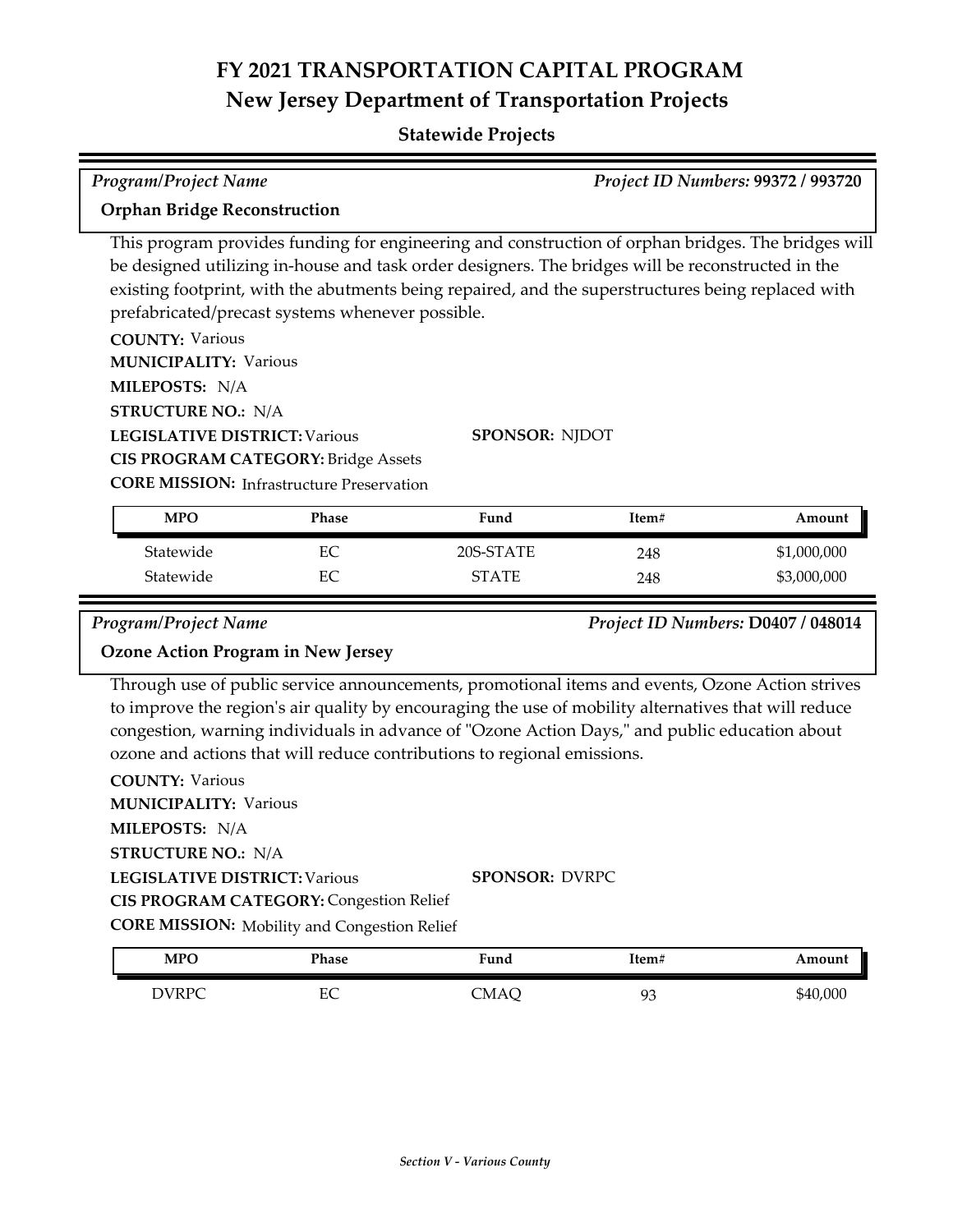# FY 2021 TRANSPORTATION CAPITAL PROGRAM
## New Jersey Department of Transportation Projects

### Statewide Projects

*Program/Project Name* — *Project ID Numbers:* **99372 / 993720**

**Orphan Bridge Reconstruction**

This program provides funding for engineering and construction of orphan bridges. The bridges will be designed utilizing in-house and task order designers. The bridges will be reconstructed in the existing footprint, with the abutments being repaired, and the superstructures being replaced with prefabricated/precast systems whenever possible.

**COUNTY:** Various
**MUNICIPALITY:** Various
**MILEPOSTS:** N/A
**STRUCTURE NO.:** N/A
**LEGISLATIVE DISTRICT:** Various
**SPONSOR:** NJDOT
**CIS PROGRAM CATEGORY:** Bridge Assets
**CORE MISSION:** Infrastructure Preservation

| MPO | Phase | Fund | Item# | Amount |
|---|---|---|---|---|
| Statewide | EC | 20S-STATE | 248 | $1,000,000 |
| Statewide | EC | STATE | 248 | $3,000,000 |

*Program/Project Name* — *Project ID Numbers:* **D0407 / 048014**

**Ozone Action Program in New Jersey**

Through use of public service announcements, promotional items and events, Ozone Action strives to improve the region's air quality by encouraging the use of mobility alternatives that will reduce congestion, warning individuals in advance of "Ozone Action Days," and public education about ozone and actions that will reduce contributions to regional emissions.

**COUNTY:** Various
**MUNICIPALITY:** Various
**MILEPOSTS:** N/A
**STRUCTURE NO.:** N/A
**LEGISLATIVE DISTRICT:** Various
**SPONSOR:** DVRPC
**CIS PROGRAM CATEGORY:** Congestion Relief
**CORE MISSION:** Mobility and Congestion Relief

| MPO | Phase | Fund | Item# | Amount |
|---|---|---|---|---|
| DVRPC | EC | CMAQ | 93 | $40,000 |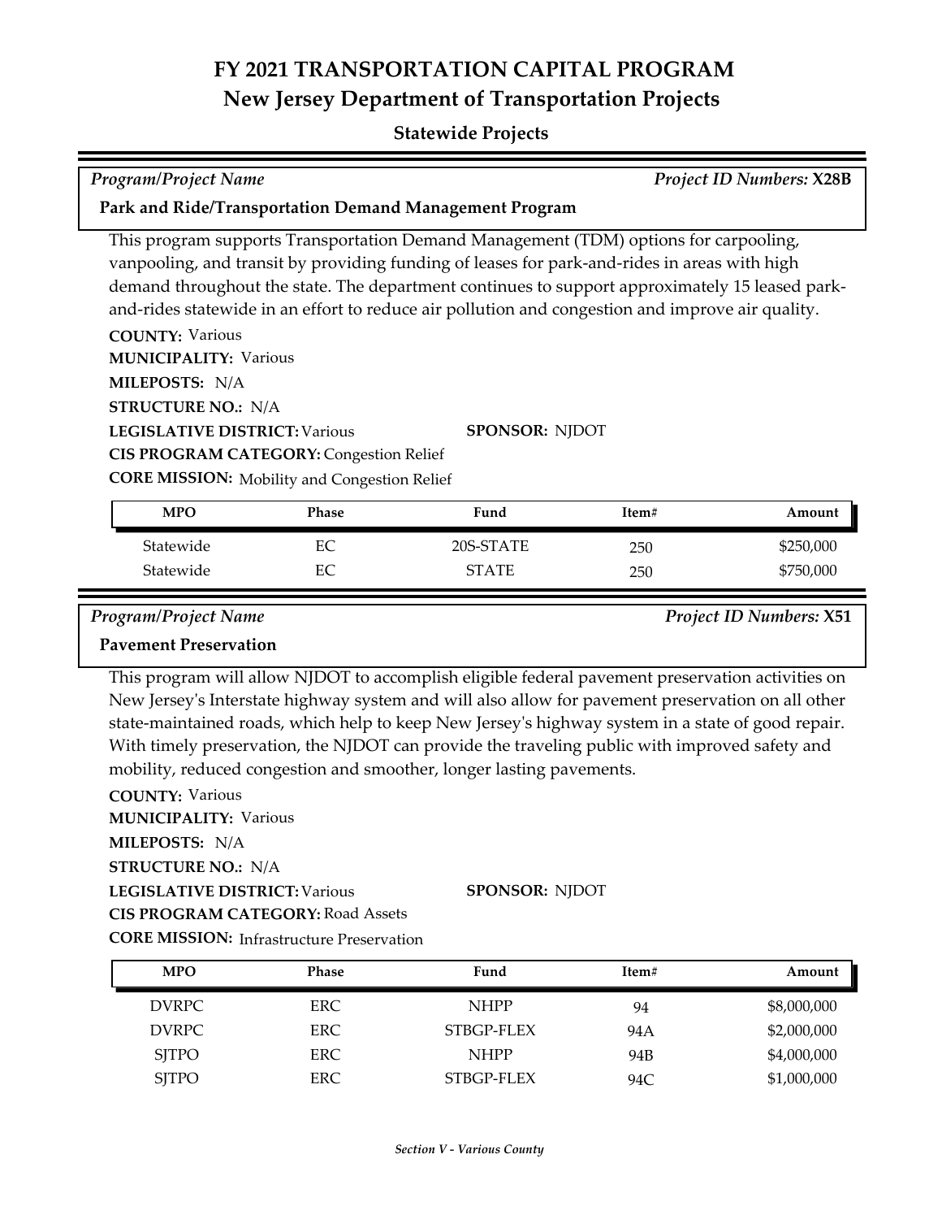# FY 2021 TRANSPORTATION CAPITAL PROGRAM
## New Jersey Department of Transportation Projects
### Statewide Projects

*Program/Project Name* — *Project ID Numbers:* **X28B**

**Park and Ride/Transportation Demand Management Program**

This program supports Transportation Demand Management (TDM) options for carpooling, vanpooling, and transit by providing funding of leases for park-and-rides in areas with high demand throughout the state. The department continues to support approximately 15 leased park-and-rides statewide in an effort to reduce air pollution and congestion and improve air quality.

**COUNTY:** Various
**MUNICIPALITY:** Various
**MILEPOSTS:** N/A
**STRUCTURE NO.:** N/A
**LEGISLATIVE DISTRICT:** Various
**SPONSOR:** NJDOT
**CIS PROGRAM CATEGORY:** Congestion Relief
**CORE MISSION:** Mobility and Congestion Relief

| MPO | Phase | Fund | Item# | Amount |
|---|---|---|---|---|
| Statewide | EC | 20S-STATE | 250 | $250,000 |
| Statewide | EC | STATE | 250 | $750,000 |

*Program/Project Name* — *Project ID Numbers:* **X51**

**Pavement Preservation**

This program will allow NJDOT to accomplish eligible federal pavement preservation activities on New Jersey's Interstate highway system and will also allow for pavement preservation on all other state-maintained roads, which help to keep New Jersey's highway system in a state of good repair. With timely preservation, the NJDOT can provide the traveling public with improved safety and mobility, reduced congestion and smoother, longer lasting pavements.

**COUNTY:** Various
**MUNICIPALITY:** Various
**MILEPOSTS:** N/A
**STRUCTURE NO.:** N/A
**LEGISLATIVE DISTRICT:** Various
**SPONSOR:** NJDOT
**CIS PROGRAM CATEGORY:** Road Assets
**CORE MISSION:** Infrastructure Preservation

| MPO | Phase | Fund | Item# | Amount |
|---|---|---|---|---|
| DVRPC | ERC | NHPP | 94 | $8,000,000 |
| DVRPC | ERC | STBGP-FLEX | 94A | $2,000,000 |
| SJTPO | ERC | NHPP | 94B | $4,000,000 |
| SJTPO | ERC | STBGP-FLEX | 94C | $1,000,000 |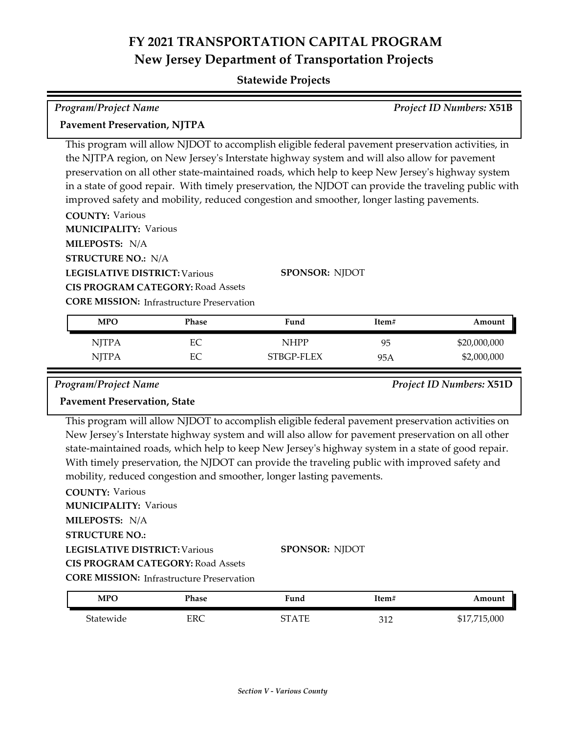# FY 2021 TRANSPORTATION CAPITAL PROGRAM
## New Jersey Department of Transportation Projects

### Statewide Projects

*Program/Project Name* | *Project ID Numbers:* **X51B**

**Pavement Preservation, NJTPA**

This program will allow NJDOT to accomplish eligible federal pavement preservation activities, in the NJTPA region, on New Jersey's Interstate highway system and will also allow for pavement preservation on all other state-maintained roads, which help to keep New Jersey's highway system in a state of good repair. With timely preservation, the NJDOT can provide the traveling public with improved safety and mobility, reduced congestion and smoother, longer lasting pavements.

**COUNTY:** Various
**MUNICIPALITY:** Various
**MILEPOSTS:** N/A
**STRUCTURE NO.:** N/A
**LEGISLATIVE DISTRICT:** Various
**SPONSOR:** NJDOT
**CIS PROGRAM CATEGORY:** Road Assets
**CORE MISSION:** Infrastructure Preservation

| MPO | Phase | Fund | Item# | Amount |
|---|---|---|---|---|
| NJTPA | EC | NHPP | 95 | $20,000,000 |
| NJTPA | EC | STBGP-FLEX | 95A | $2,000,000 |

*Program/Project Name* | *Project ID Numbers:* **X51D**

**Pavement Preservation, State**

This program will allow NJDOT to accomplish eligible federal pavement preservation activities on New Jersey's Interstate highway system and will also allow for pavement preservation on all other state-maintained roads, which help to keep New Jersey's highway system in a state of good repair. With timely preservation, the NJDOT can provide the traveling public with improved safety and mobility, reduced congestion and smoother, longer lasting pavements.

**COUNTY:** Various
**MUNICIPALITY:** Various
**MILEPOSTS:** N/A
**STRUCTURE NO.:**
**LEGISLATIVE DISTRICT:** Various
**SPONSOR:** NJDOT
**CIS PROGRAM CATEGORY:** Road Assets
**CORE MISSION:** Infrastructure Preservation

| MPO | Phase | Fund | Item# | Amount |
|---|---|---|---|---|
| Statewide | ERC | STATE | 312 | $17,715,000 |

*Section V - Various County*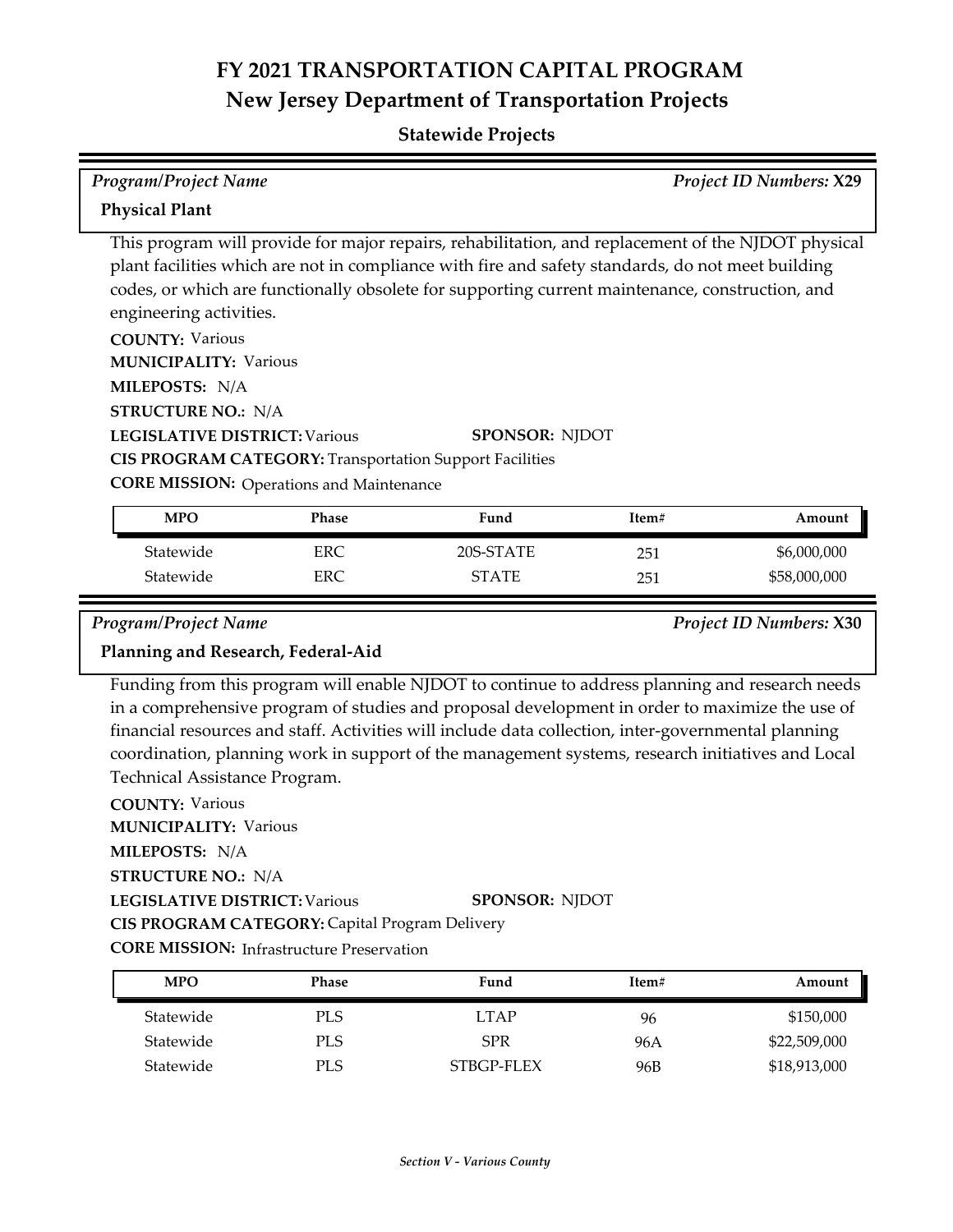# FY 2021 TRANSPORTATION CAPITAL PROGRAM
## New Jersey Department of Transportation Projects

### Statewide Projects

*Program/Project Name* | *Project ID Numbers:* **X29**

**Physical Plant**

This program will provide for major repairs, rehabilitation, and replacement of the NJDOT physical plant facilities which are not in compliance with fire and safety standards, do not meet building codes, or which are functionally obsolete for supporting current maintenance, construction, and engineering activities.

**COUNTY:** Various
**MUNICIPALITY:** Various
**MILEPOSTS:** N/A
**STRUCTURE NO.:** N/A
**LEGISLATIVE DISTRICT:** Various **SPONSOR:** NJDOT
**CIS PROGRAM CATEGORY:** Transportation Support Facilities
**CORE MISSION:** Operations and Maintenance

| MPO | Phase | Fund | Item# | Amount |
|---|---|---|---|---|
| Statewide | ERC | 20S-STATE | 251 | $6,000,000 |
| Statewide | ERC | STATE | 251 | $58,000,000 |

*Program/Project Name* | *Project ID Numbers:* **X30**

**Planning and Research, Federal-Aid**

Funding from this program will enable NJDOT to continue to address planning and research needs in a comprehensive program of studies and proposal development in order to maximize the use of financial resources and staff. Activities will include data collection, inter-governmental planning coordination, planning work in support of the management systems, research initiatives and Local Technical Assistance Program.

**COUNTY:** Various
**MUNICIPALITY:** Various
**MILEPOSTS:** N/A
**STRUCTURE NO.:** N/A
**LEGISLATIVE DISTRICT:** Various **SPONSOR:** NJDOT
**CIS PROGRAM CATEGORY:** Capital Program Delivery
**CORE MISSION:** Infrastructure Preservation

| MPO | Phase | Fund | Item# | Amount |
|---|---|---|---|---|
| Statewide | PLS | LTAP | 96 | $150,000 |
| Statewide | PLS | SPR | 96A | $22,509,000 |
| Statewide | PLS | STBGP-FLEX | 96B | $18,913,000 |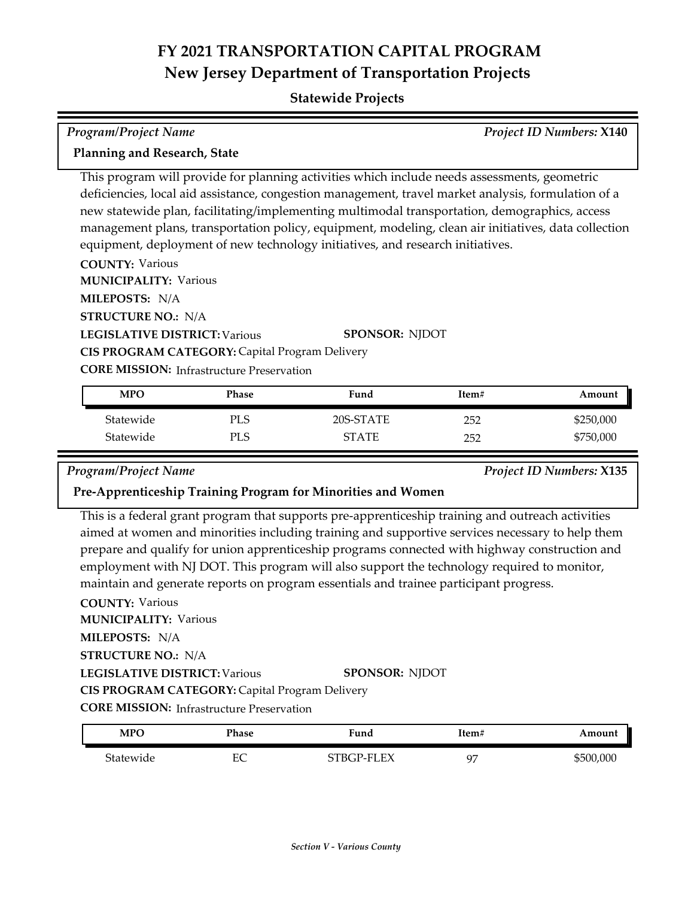# FY 2021 TRANSPORTATION CAPITAL PROGRAM
## New Jersey Department of Transportation Projects

### Statewide Projects

*Program/Project Name* — *Project ID Numbers:* **X140**

**Planning and Research, State**

This program will provide for planning activities which include needs assessments, geometric deficiencies, local aid assistance, congestion management, travel market analysis, formulation of a new statewide plan, facilitating/implementing multimodal transportation, demographics, access management plans, transportation policy, equipment, modeling, clean air initiatives, data collection equipment, deployment of new technology initiatives, and research initiatives.

**COUNTY:** Various
**MUNICIPALITY:** Various
**MILEPOSTS:** N/A
**STRUCTURE NO.:** N/A
**LEGISLATIVE DISTRICT:** Various
**SPONSOR:** NJDOT
**CIS PROGRAM CATEGORY:** Capital Program Delivery
**CORE MISSION:** Infrastructure Preservation

| MPO | Phase | Fund | Item# | Amount |
|---|---|---|---|---|
| Statewide | PLS | 20S-STATE | 252 | $250,000 |
| Statewide | PLS | STATE | 252 | $750,000 |

*Program/Project Name* — *Project ID Numbers:* **X135**

**Pre-Apprenticeship Training Program for Minorities and Women**

This is a federal grant program that supports pre-apprenticeship training and outreach activities aimed at women and minorities including training and supportive services necessary to help them prepare and qualify for union apprenticeship programs connected with highway construction and employment with NJ DOT. This program will also support the technology required to monitor, maintain and generate reports on program essentials and trainee participant progress.

**COUNTY:** Various
**MUNICIPALITY:** Various
**MILEPOSTS:** N/A
**STRUCTURE NO.:** N/A
**LEGISLATIVE DISTRICT:** Various
**SPONSOR:** NJDOT
**CIS PROGRAM CATEGORY:** Capital Program Delivery
**CORE MISSION:** Infrastructure Preservation

| MPO | Phase | Fund | Item# | Amount |
|---|---|---|---|---|
| Statewide | EC | STBGP-FLEX | 97 | $500,000 |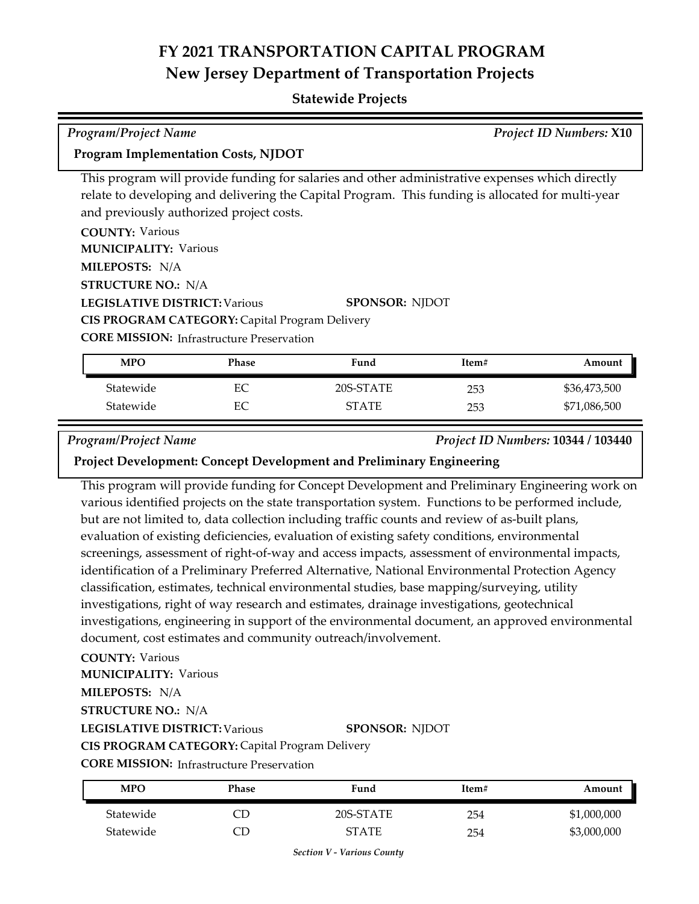# FY 2021 TRANSPORTATION CAPITAL PROGRAM
## New Jersey Department of Transportation Projects

### Statewide Projects

*Program/Project Name* | *Project ID Numbers:* **X10**

**Program Implementation Costs, NJDOT**

This program will provide funding for salaries and other administrative expenses which directly relate to developing and delivering the Capital Program. This funding is allocated for multi-year and previously authorized project costs.

**COUNTY:** Various
**MUNICIPALITY:** Various
**MILEPOSTS:** N/A
**STRUCTURE NO.:** N/A
**LEGISLATIVE DISTRICT:** Various **SPONSOR:** NJDOT
**CIS PROGRAM CATEGORY:** Capital Program Delivery
**CORE MISSION:** Infrastructure Preservation

| MPO | Phase | Fund | Item# | Amount |
|---|---|---|---|---|
| Statewide | EC | 20S-STATE | 253 | $36,473,500 |
| Statewide | EC | STATE | 253 | $71,086,500 |

*Program/Project Name* | *Project ID Numbers:* **10344 / 103440**

**Project Development: Concept Development and Preliminary Engineering**

This program will provide funding for Concept Development and Preliminary Engineering work on various identified projects on the state transportation system. Functions to be performed include, but are not limited to, data collection including traffic counts and review of as-built plans, evaluation of existing deficiencies, evaluation of existing safety conditions, environmental screenings, assessment of right-of-way and access impacts, assessment of environmental impacts, identification of a Preliminary Preferred Alternative, National Environmental Protection Agency classification, estimates, technical environmental studies, base mapping/surveying, utility investigations, right of way research and estimates, drainage investigations, geotechnical investigations, engineering in support of the environmental document, an approved environmental document, cost estimates and community outreach/involvement.

**COUNTY:** Various
**MUNICIPALITY:** Various
**MILEPOSTS:** N/A
**STRUCTURE NO.:** N/A
**LEGISLATIVE DISTRICT:** Various **SPONSOR:** NJDOT
**CIS PROGRAM CATEGORY:** Capital Program Delivery
**CORE MISSION:** Infrastructure Preservation

| MPO | Phase | Fund | Item# | Amount |
|---|---|---|---|---|
| Statewide | CD | 20S-STATE | 254 | $1,000,000 |
| Statewide | CD | STATE | 254 | $3,000,000 |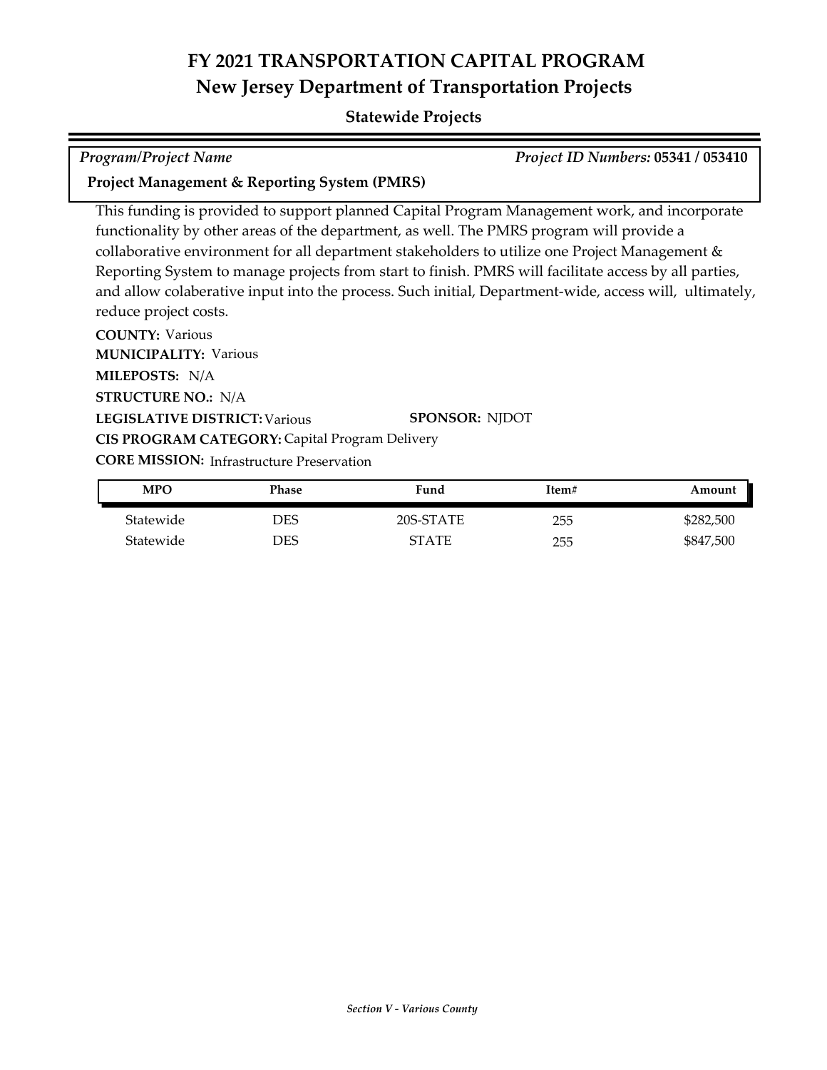# FY 2021 TRANSPORTATION CAPITAL PROGRAM
## New Jersey Department of Transportation Projects

### Statewide Projects

*Program/Project Name* *Project ID Numbers:* **05341 / 053410**

**Project Management & Reporting System (PMRS)**

This funding is provided to support planned Capital Program Management work, and incorporate functionality by other areas of the department, as well. The PMRS program will provide a collaborative environment for all department stakeholders to utilize one Project Management & Reporting System to manage projects from start to finish. PMRS will facilitate access by all parties, and allow colaberative input into the process. Such initial, Department-wide, access will, ultimately, reduce project costs.

**COUNTY:** Various
**MUNICIPALITY:** Various
**MILEPOSTS:** N/A
**STRUCTURE NO.:** N/A
**LEGISLATIVE DISTRICT:** Various **SPONSOR:** NJDOT
**CIS PROGRAM CATEGORY:** Capital Program Delivery
**CORE MISSION:** Infrastructure Preservation

| MPO | Phase | Fund | Item# | Amount |
|---|---|---|---|---|
| Statewide | DES | 20S-STATE | 255 | $282,500 |
| Statewide | DES | STATE | 255 | $847,500 |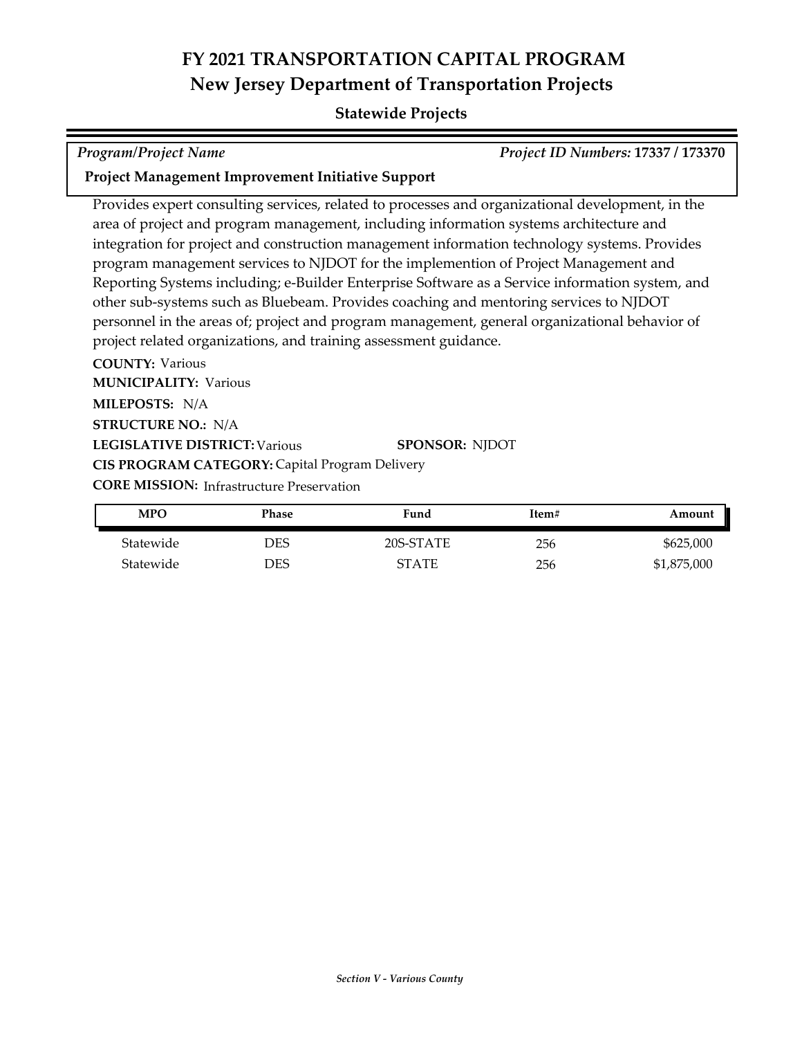# FY 2021 TRANSPORTATION CAPITAL PROGRAM
## New Jersey Department of Transportation Projects

### Statewide Projects

*Program/Project Name* | *Project ID Numbers:* **17337 / 173370**

**Project Management Improvement Initiative Support**

Provides expert consulting services, related to processes and organizational development, in the area of project and program management, including information systems architecture and integration for project and construction management information technology systems. Provides program management services to NJDOT for the implemention of Project Management and Reporting Systems including; e-Builder Enterprise Software as a Service information system, and other sub-systems such as Bluebeam. Provides coaching and mentoring services to NJDOT personnel in the areas of; project and program management, general organizational behavior of project related organizations, and training assessment guidance.

**COUNTY:** Various
**MUNICIPALITY:** Various
**MILEPOSTS:** N/A
**STRUCTURE NO.:** N/A
**LEGISLATIVE DISTRICT:** Various **SPONSOR:** NJDOT
**CIS PROGRAM CATEGORY:** Capital Program Delivery
**CORE MISSION:** Infrastructure Preservation

| MPO | Phase | Fund | Item# | Amount |
|---|---|---|---|---|
| Statewide | DES | 20S-STATE | 256 | $625,000 |
| Statewide | DES | STATE | 256 | $1,875,000 |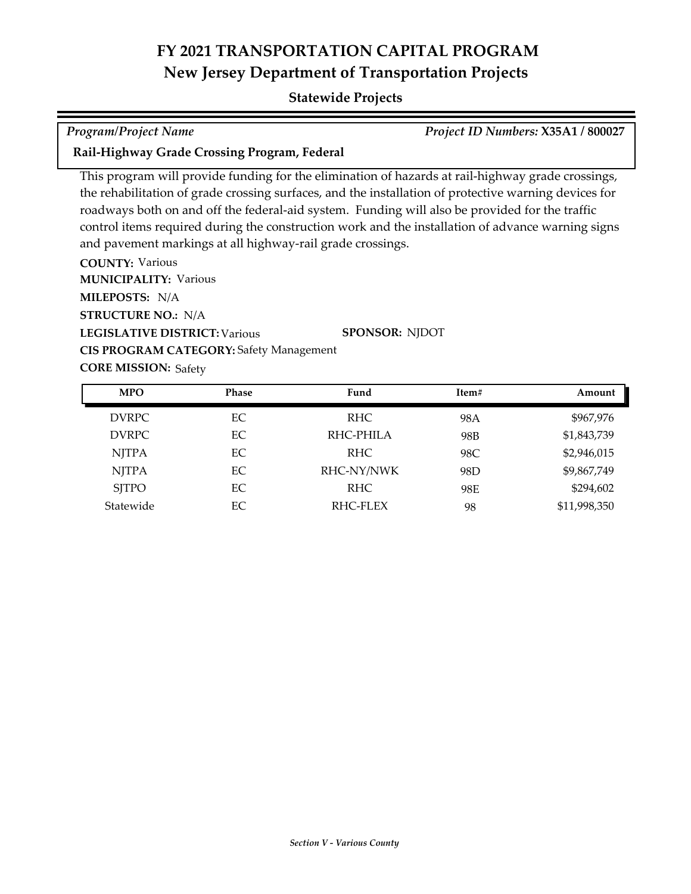# FY 2021 TRANSPORTATION CAPITAL PROGRAM
## New Jersey Department of Transportation Projects
### Statewide Projects

*Program/Project Name* | *Project ID Numbers:* **X35A1 / 800027**

**Rail-Highway Grade Crossing Program, Federal**

This program will provide funding for the elimination of hazards at rail-highway grade crossings, the rehabilitation of grade crossing surfaces, and the installation of protective warning devices for roadways both on and off the federal-aid system. Funding will also be provided for the traffic control items required during the construction work and the installation of advance warning signs and pavement markings at all highway-rail grade crossings.

**COUNTY:** Various
**MUNICIPALITY:** Various
**MILEPOSTS:** N/A
**STRUCTURE NO.:** N/A
**LEGISLATIVE DISTRICT:** Various
**SPONSOR:** NJDOT
**CIS PROGRAM CATEGORY:** Safety Management
**CORE MISSION:** Safety

| MPO | Phase | Fund | Item# | Amount |
|---|---|---|---|---|
| DVRPC | EC | RHC | 98A | $967,976 |
| DVRPC | EC | RHC-PHILA | 98B | $1,843,739 |
| NJTPA | EC | RHC | 98C | $2,946,015 |
| NJTPA | EC | RHC-NY/NWK | 98D | $9,867,749 |
| SJTPO | EC | RHC | 98E | $294,602 |
| Statewide | EC | RHC-FLEX | 98 | $11,998,350 |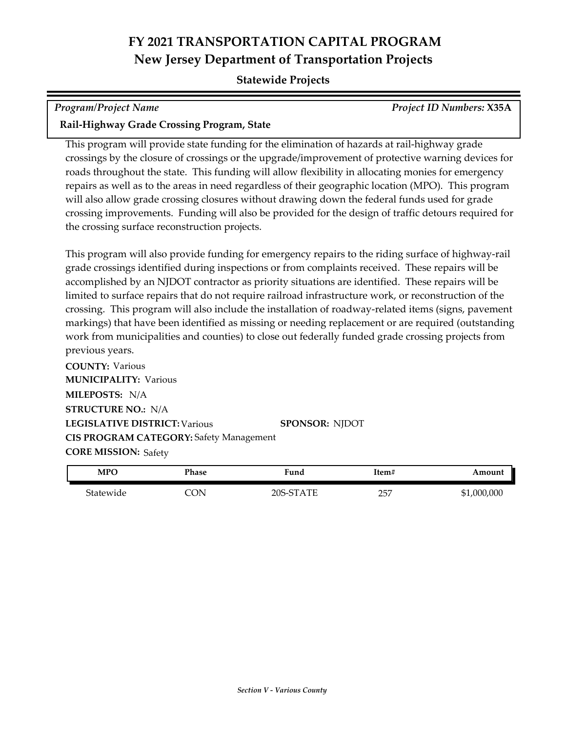# FY 2021 TRANSPORTATION CAPITAL PROGRAM
## New Jersey Department of Transportation Projects

### Statewide Projects

*Program/Project Name* *Project ID Numbers:* **X35A**

**Rail-Highway Grade Crossing Program, State**

This program will provide state funding for the elimination of hazards at rail-highway grade crossings by the closure of crossings or the upgrade/improvement of protective warning devices for roads throughout the state. This funding will allow flexibility in allocating monies for emergency repairs as well as to the areas in need regardless of their geographic location (MPO). This program will also allow grade crossing closures without drawing down the federal funds used for grade crossing improvements. Funding will also be provided for the design of traffic detours required for the crossing surface reconstruction projects.

This program will also provide funding for emergency repairs to the riding surface of highway-rail grade crossings identified during inspections or from complaints received. These repairs will be accomplished by an NJDOT contractor as priority situations are identified. These repairs will be limited to surface repairs that do not require railroad infrastructure work, or reconstruction of the crossing. This program will also include the installation of roadway-related items (signs, pavement markings) that have been identified as missing or needing replacement or are required (outstanding work from municipalities and counties) to close out federally funded grade crossing projects from previous years.

**COUNTY:** Various
**MUNICIPALITY:** Various
**MILEPOSTS:** N/A
**STRUCTURE NO.:** N/A
**LEGISLATIVE DISTRICT:** Various **SPONSOR:** NJDOT
**CIS PROGRAM CATEGORY:** Safety Management
**CORE MISSION:** Safety

| MPO | Phase | Fund | Item# | Amount |
|---|---|---|---|---|
| Statewide | CON | 20S-STATE | 257 | $1,000,000 |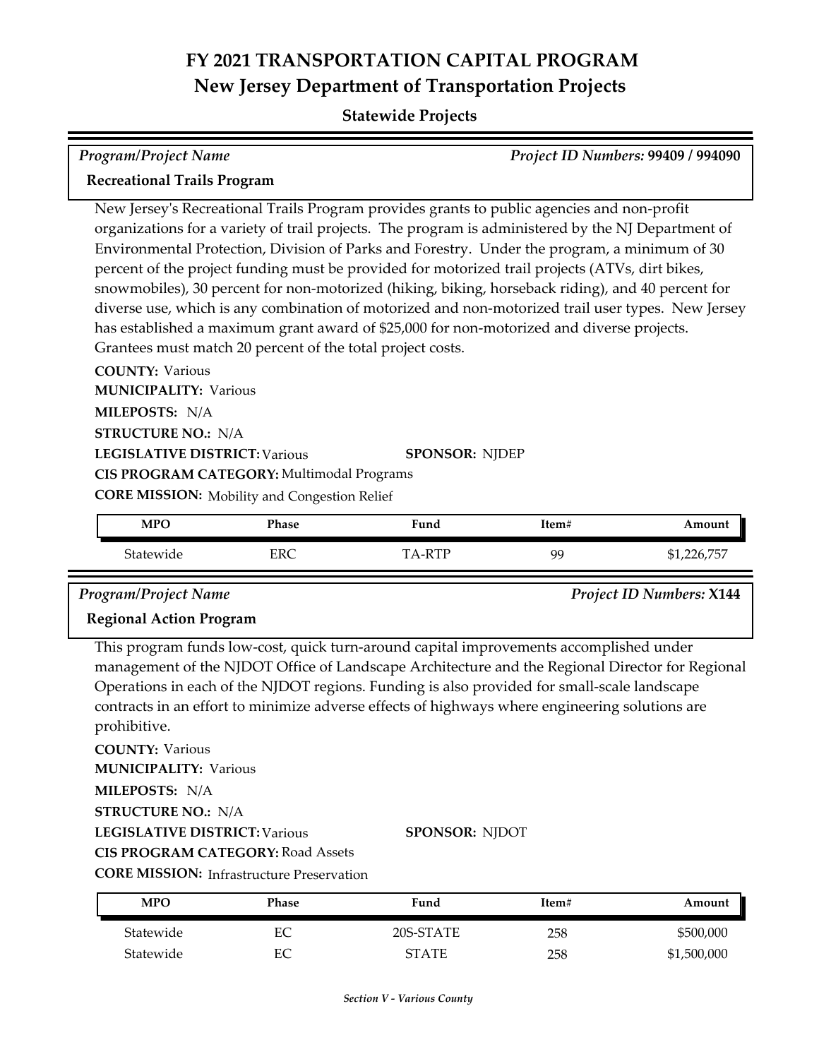# FY 2021 TRANSPORTATION CAPITAL PROGRAM
## New Jersey Department of Transportation Projects
### Statewide Projects

*Program/Project Name* *Project ID Numbers:* **99409 / 994090**

**Recreational Trails Program**

New Jersey's Recreational Trails Program provides grants to public agencies and non-profit organizations for a variety of trail projects. The program is administered by the NJ Department of Environmental Protection, Division of Parks and Forestry. Under the program, a minimum of 30 percent of the project funding must be provided for motorized trail projects (ATVs, dirt bikes, snowmobiles), 30 percent for non-motorized (hiking, biking, horseback riding), and 40 percent for diverse use, which is any combination of motorized and non-motorized trail user types. New Jersey has established a maximum grant award of $25,000 for non-motorized and diverse projects. Grantees must match 20 percent of the total project costs.

**COUNTY:** Various
**MUNICIPALITY:** Various
**MILEPOSTS:** N/A
**STRUCTURE NO.:** N/A
**LEGISLATIVE DISTRICT:** Various **SPONSOR:** NJDEP
**CIS PROGRAM CATEGORY:** Multimodal Programs
**CORE MISSION:** Mobility and Congestion Relief

| MPO | Phase | Fund | Item# | Amount |
|---|---|---|---|---|
| Statewide | ERC | TA-RTP | 99 | $1,226,757 |

*Program/Project Name* *Project ID Numbers:* **X144**

**Regional Action Program**

This program funds low-cost, quick turn-around capital improvements accomplished under management of the NJDOT Office of Landscape Architecture and the Regional Director for Regional Operations in each of the NJDOT regions. Funding is also provided for small-scale landscape contracts in an effort to minimize adverse effects of highways where engineering solutions are prohibitive.

**COUNTY:** Various
**MUNICIPALITY:** Various
**MILEPOSTS:** N/A
**STRUCTURE NO.:** N/A
**LEGISLATIVE DISTRICT:** Various **SPONSOR:** NJDOT
**CIS PROGRAM CATEGORY:** Road Assets
**CORE MISSION:** Infrastructure Preservation

| MPO | Phase | Fund | Item# | Amount |
|---|---|---|---|---|
| Statewide | EC | 20S-STATE | 258 | $500,000 |
| Statewide | EC | STATE | 258 | $1,500,000 |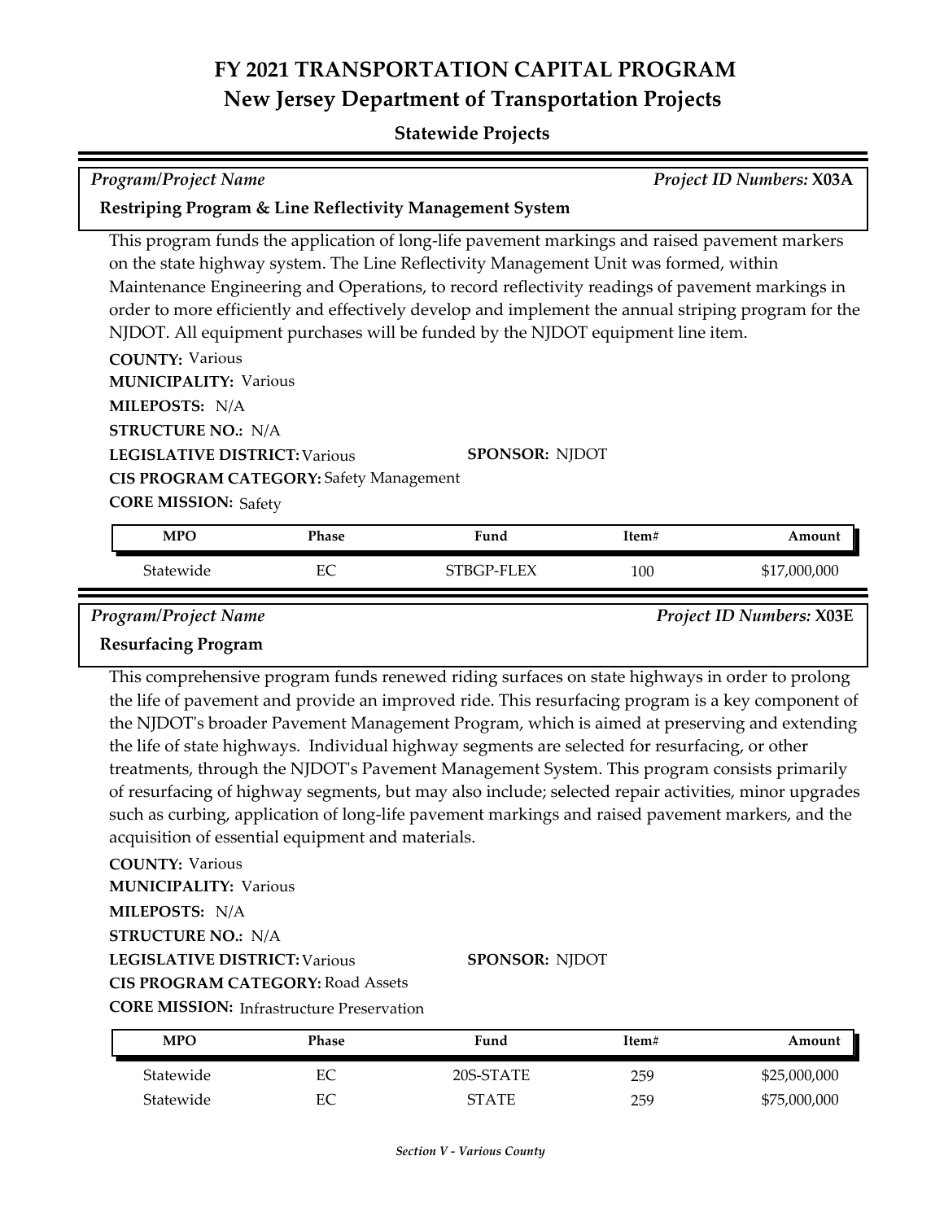# FY 2021 TRANSPORTATION CAPITAL PROGRAM
## New Jersey Department of Transportation Projects

### Statewide Projects

*Program/Project Name* | *Project ID Numbers:* **X03A**

**Restriping Program & Line Reflectivity Management System**

This program funds the application of long-life pavement markings and raised pavement markers on the state highway system. The Line Reflectivity Management Unit was formed, within Maintenance Engineering and Operations, to record reflectivity readings of pavement markings in order to more efficiently and effectively develop and implement the annual striping program for the NJDOT. All equipment purchases will be funded by the NJDOT equipment line item.

**COUNTY:** Various
**MUNICIPALITY:** Various
**MILEPOSTS:** N/A
**STRUCTURE NO.:** N/A
**LEGISLATIVE DISTRICT:** Various
**SPONSOR:** NJDOT
**CIS PROGRAM CATEGORY:** Safety Management
**CORE MISSION:** Safety

| MPO | Phase | Fund | Item# | Amount |
|---|---|---|---|---|
| Statewide | EC | STBGP-FLEX | 100 | $17,000,000 |

*Program/Project Name* | *Project ID Numbers:* **X03E**

**Resurfacing Program**

This comprehensive program funds renewed riding surfaces on state highways in order to prolong the life of pavement and provide an improved ride. This resurfacing program is a key component of the NJDOT's broader Pavement Management Program, which is aimed at preserving and extending the life of state highways. Individual highway segments are selected for resurfacing, or other treatments, through the NJDOT's Pavement Management System. This program consists primarily of resurfacing of highway segments, but may also include; selected repair activities, minor upgrades such as curbing, application of long-life pavement markings and raised pavement markers, and the acquisition of essential equipment and materials.

**COUNTY:** Various
**MUNICIPALITY:** Various
**MILEPOSTS:** N/A
**STRUCTURE NO.:** N/A
**LEGISLATIVE DISTRICT:** Various
**SPONSOR:** NJDOT
**CIS PROGRAM CATEGORY:** Road Assets
**CORE MISSION:** Infrastructure Preservation

| MPO | Phase | Fund | Item# | Amount |
|---|---|---|---|---|
| Statewide | EC | 20S-STATE | 259 | $25,000,000 |
| Statewide | EC | STATE | 259 | $75,000,000 |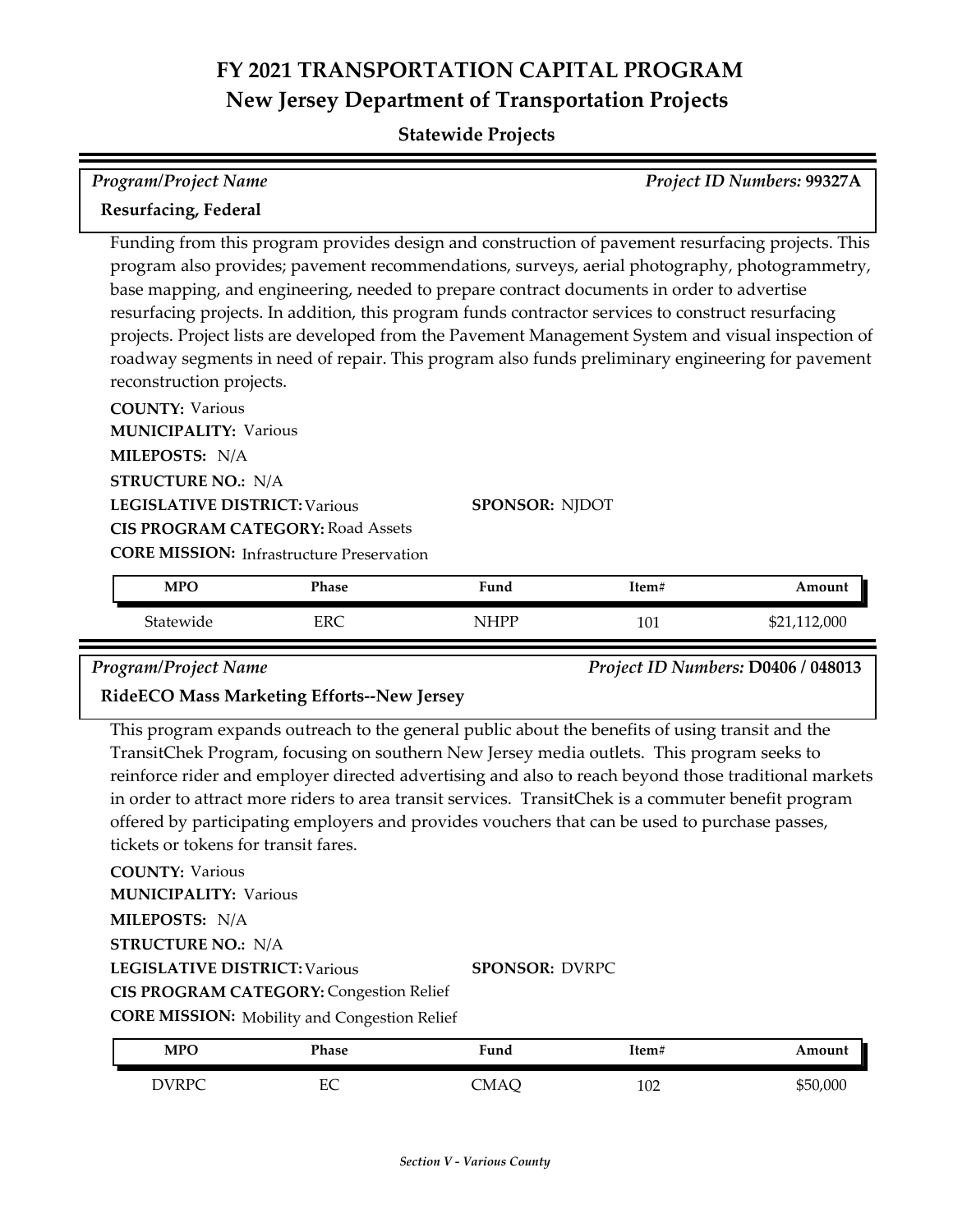# FY 2021 TRANSPORTATION CAPITAL PROGRAM
## New Jersey Department of Transportation Projects
### Statewide Projects

*Program/Project Name* — *Project ID Numbers:* **99327A**

**Resurfacing, Federal**

Funding from this program provides design and construction of pavement resurfacing projects. This program also provides; pavement recommendations, surveys, aerial photography, photogrammetry, base mapping, and engineering, needed to prepare contract documents in order to advertise resurfacing projects. In addition, this program funds contractor services to construct resurfacing projects. Project lists are developed from the Pavement Management System and visual inspection of roadway segments in need of repair. This program also funds preliminary engineering for pavement reconstruction projects.

**COUNTY:** Various
**MUNICIPALITY:** Various
**MILEPOSTS:** N/A
**STRUCTURE NO.:** N/A
**LEGISLATIVE DISTRICT:** Various
**SPONSOR:** NJDOT
**CIS PROGRAM CATEGORY:** Road Assets
**CORE MISSION:** Infrastructure Preservation

| MPO | Phase | Fund | Item# | Amount |
|---|---|---|---|---|
| Statewide | ERC | NHPP | 101 | $21,112,000 |

*Program/Project Name* — *Project ID Numbers:* **D0406 / 048013**

**RideECO Mass Marketing Efforts--New Jersey**

This program expands outreach to the general public about the benefits of using transit and the TransitChek Program, focusing on southern New Jersey media outlets. This program seeks to reinforce rider and employer directed advertising and also to reach beyond those traditional markets in order to attract more riders to area transit services. TransitChek is a commuter benefit program offered by participating employers and provides vouchers that can be used to purchase passes, tickets or tokens for transit fares.

**COUNTY:** Various
**MUNICIPALITY:** Various
**MILEPOSTS:** N/A
**STRUCTURE NO.:** N/A
**LEGISLATIVE DISTRICT:** Various
**SPONSOR:** DVRPC
**CIS PROGRAM CATEGORY:** Congestion Relief
**CORE MISSION:** Mobility and Congestion Relief

| MPO | Phase | Fund | Item# | Amount |
|---|---|---|---|---|
| DVRPC | EC | CMAQ | 102 | $50,000 |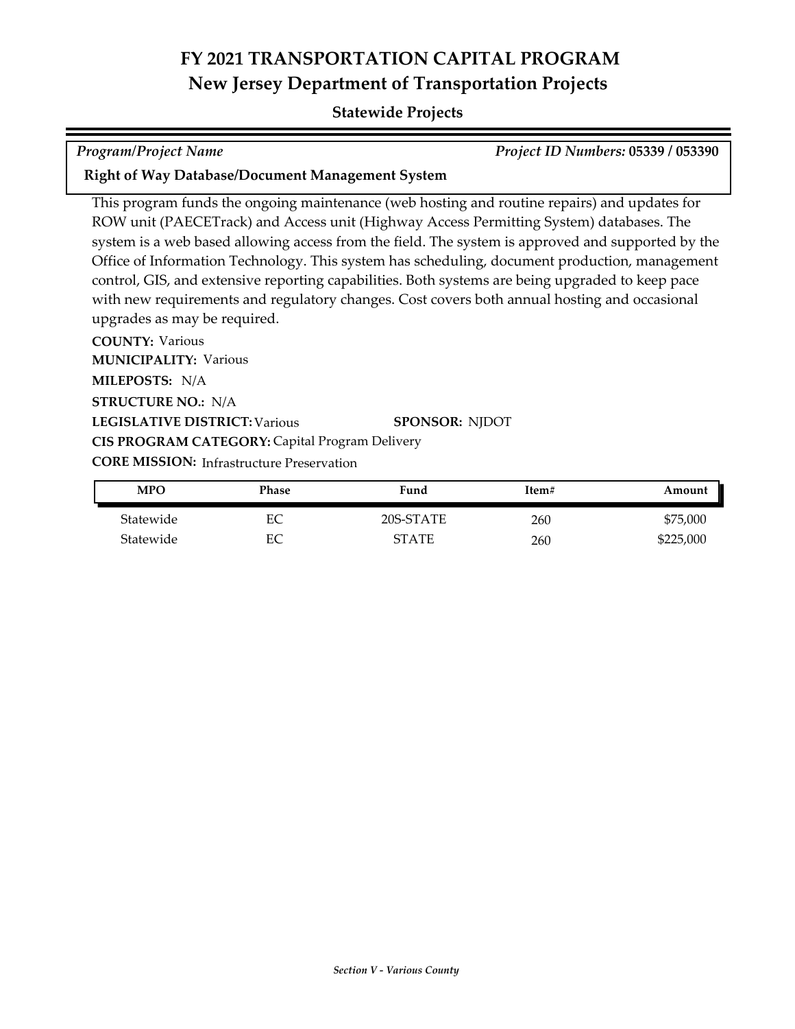# FY 2021 TRANSPORTATION CAPITAL PROGRAM
## New Jersey Department of Transportation Projects
### Statewide Projects

*Program/Project Name* — *Project ID Numbers:* **05339 / 053390**

**Right of Way Database/Document Management System**

This program funds the ongoing maintenance (web hosting and routine repairs) and updates for ROW unit (PAECETrack) and Access unit (Highway Access Permitting System) databases. The system is a web based allowing access from the field. The system is approved and supported by the Office of Information Technology. This system has scheduling, document production, management control, GIS, and extensive reporting capabilities. Both systems are being upgraded to keep pace with new requirements and regulatory changes. Cost covers both annual hosting and occasional upgrades as may be required.

**COUNTY:** Various
**MUNICIPALITY:** Various
**MILEPOSTS:** N/A
**STRUCTURE NO.:** N/A
**LEGISLATIVE DISTRICT:** Various **SPONSOR:** NJDOT
**CIS PROGRAM CATEGORY:** Capital Program Delivery
**CORE MISSION:** Infrastructure Preservation

| MPO | Phase | Fund | Item# | Amount |
|---|---|---|---|---|
| Statewide | EC | 20S-STATE | 260 | $75,000 |
| Statewide | EC | STATE | 260 | $225,000 |

*Section V - Various County*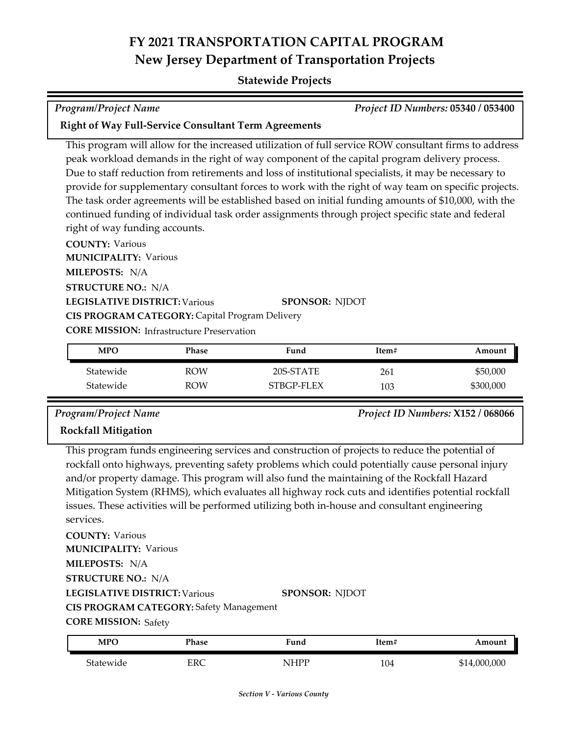# FY 2021 TRANSPORTATION CAPITAL PROGRAM
## New Jersey Department of Transportation Projects
### Statewide Projects

*Program/Project Name* *Project ID Numbers:* **05340 / 053400**

**Right of Way Full-Service Consultant Term Agreements**

This program will allow for the increased utilization of full service ROW consultant firms to address peak workload demands in the right of way component of the capital program delivery process. Due to staff reduction from retirements and loss of institutional specialists, it may be necessary to provide for supplementary consultant forces to work with the right of way team on specific projects. The task order agreements will be established based on initial funding amounts of $10,000, with the continued funding of individual task order assignments through project specific state and federal right of way funding accounts.

**COUNTY:** Various
**MUNICIPALITY:** Various
**MILEPOSTS:** N/A
**STRUCTURE NO.:** N/A
**LEGISLATIVE DISTRICT:** Various **SPONSOR:** NJDOT
**CIS PROGRAM CATEGORY:** Capital Program Delivery
**CORE MISSION:** Infrastructure Preservation

| MPO | Phase | Fund | Item# | Amount |
|---|---|---|---|---|
| Statewide | ROW | 20S-STATE | 261 | $50,000 |
| Statewide | ROW | STBGP-FLEX | 103 | $300,000 |

*Program/Project Name* *Project ID Numbers:* **X152 / 068066**

**Rockfall Mitigation**

This program funds engineering services and construction of projects to reduce the potential of rockfall onto highways, preventing safety problems which could potentially cause personal injury and/or property damage. This program will also fund the maintaining of the Rockfall Hazard Mitigation System (RHMS), which evaluates all highway rock cuts and identifies potential rockfall issues. These activities will be performed utilizing both in-house and consultant engineering services.

**COUNTY:** Various
**MUNICIPALITY:** Various
**MILEPOSTS:** N/A
**STRUCTURE NO.:** N/A
**LEGISLATIVE DISTRICT:** Various **SPONSOR:** NJDOT
**CIS PROGRAM CATEGORY:** Safety Management
**CORE MISSION:** Safety

| MPO | Phase | Fund | Item# | Amount |
|---|---|---|---|---|
| Statewide | ERC | NHPP | 104 | $14,000,000 |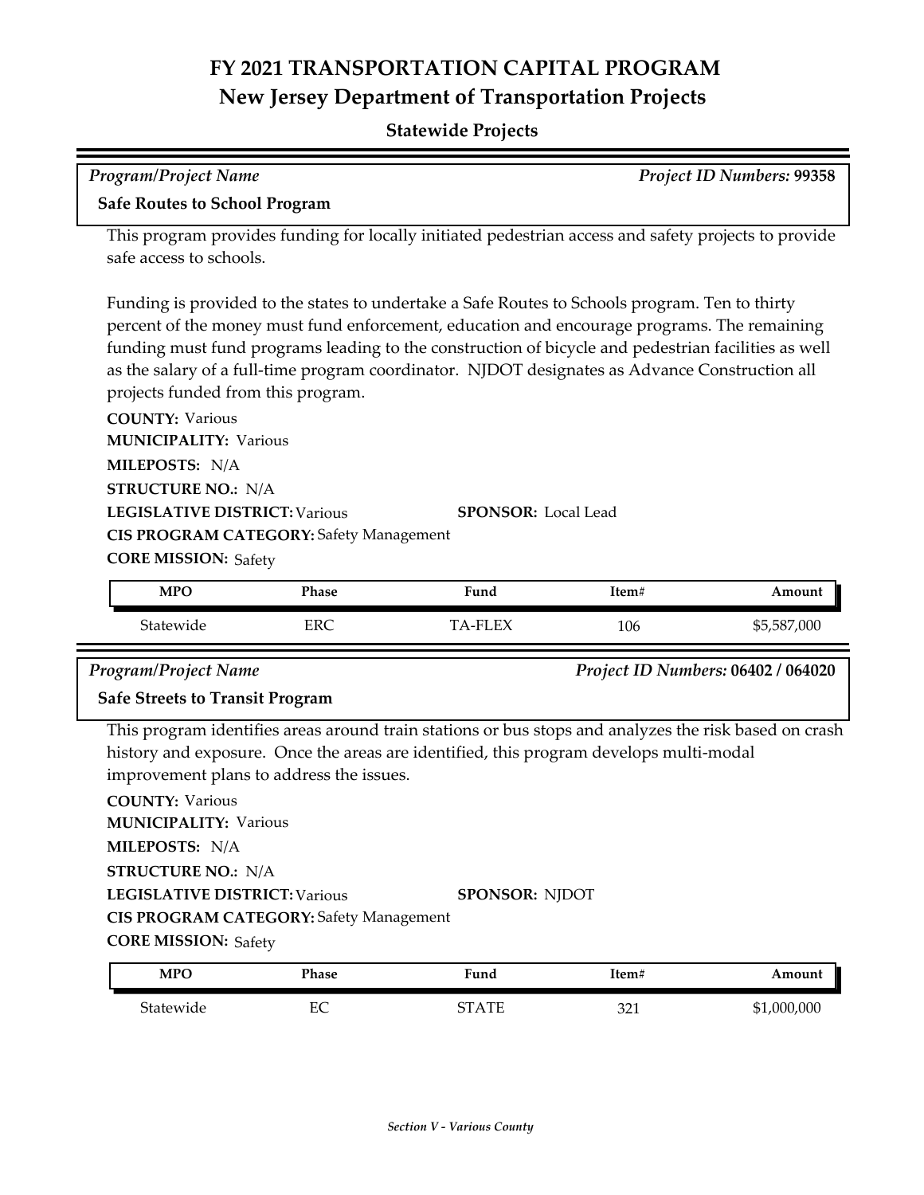# FY 2021 TRANSPORTATION CAPITAL PROGRAM
## New Jersey Department of Transportation Projects

### Statewide Projects

*Program/Project Name* | *Project ID Numbers:* **99358**

**Safe Routes to School Program**

This program provides funding for locally initiated pedestrian access and safety projects to provide safe access to schools.

Funding is provided to the states to undertake a Safe Routes to Schools program. Ten to thirty percent of the money must fund enforcement, education and encourage programs. The remaining funding must fund programs leading to the construction of bicycle and pedestrian facilities as well as the salary of a full-time program coordinator. NJDOT designates as Advance Construction all projects funded from this program.

**COUNTY:** Various
**MUNICIPALITY:** Various
**MILEPOSTS:** N/A
**STRUCTURE NO.:** N/A
**LEGISLATIVE DISTRICT:** Various
**SPONSOR:** Local Lead
**CIS PROGRAM CATEGORY:** Safety Management
**CORE MISSION:** Safety

| MPO | Phase | Fund | Item# | Amount |
|---|---|---|---|---|
| Statewide | ERC | TA-FLEX | 106 | $5,587,000 |

*Program/Project Name* | *Project ID Numbers:* **06402 / 064020**

**Safe Streets to Transit Program**

This program identifies areas around train stations or bus stops and analyzes the risk based on crash history and exposure. Once the areas are identified, this program develops multi-modal improvement plans to address the issues.

**COUNTY:** Various
**MUNICIPALITY:** Various
**MILEPOSTS:** N/A
**STRUCTURE NO.:** N/A
**LEGISLATIVE DISTRICT:** Various
**SPONSOR:** NJDOT
**CIS PROGRAM CATEGORY:** Safety Management
**CORE MISSION:** Safety

| MPO | Phase | Fund | Item# | Amount |
|---|---|---|---|---|
| Statewide | EC | STATE | 321 | $1,000,000 |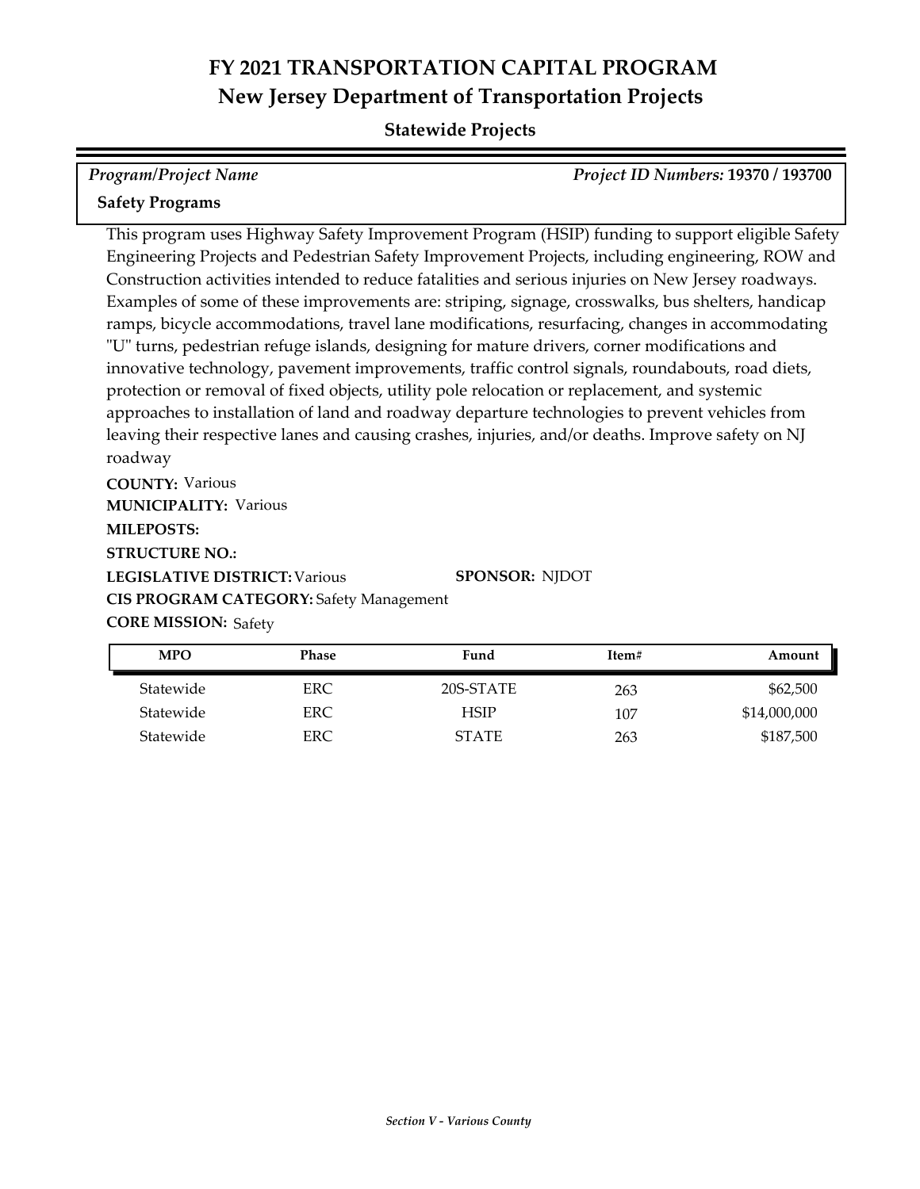# FY 2021 TRANSPORTATION CAPITAL PROGRAM
## New Jersey Department of Transportation Projects
### Statewide Projects

*Program/Project Name* | *Project ID Numbers:* **19370 / 193700**

**Safety Programs**

This program uses Highway Safety Improvement Program (HSIP) funding to support eligible Safety Engineering Projects and Pedestrian Safety Improvement Projects, including engineering, ROW and Construction activities intended to reduce fatalities and serious injuries on New Jersey roadways. Examples of some of these improvements are: striping, signage, crosswalks, bus shelters, handicap ramps, bicycle accommodations, travel lane modifications, resurfacing, changes in accommodating "U" turns, pedestrian refuge islands, designing for mature drivers, corner modifications and innovative technology, pavement improvements, traffic control signals, roundabouts, road diets, protection or removal of fixed objects, utility pole relocation or replacement, and systemic approaches to installation of land and roadway departure technologies to prevent vehicles from leaving their respective lanes and causing crashes, injuries, and/or deaths. Improve safety on NJ roadway

**COUNTY:** Various
**MUNICIPALITY:** Various
**MILEPOSTS:**
**STRUCTURE NO.:**
**LEGISLATIVE DISTRICT:** Various **SPONSOR:** NJDOT
**CIS PROGRAM CATEGORY:** Safety Management
**CORE MISSION:** Safety

| MPO | Phase | Fund | Item# | Amount |
|---|---|---|---|---|
| Statewide | ERC | 20S-STATE | 263 | $62,500 |
| Statewide | ERC | HSIP | 107 | $14,000,000 |
| Statewide | ERC | STATE | 263 | $187,500 |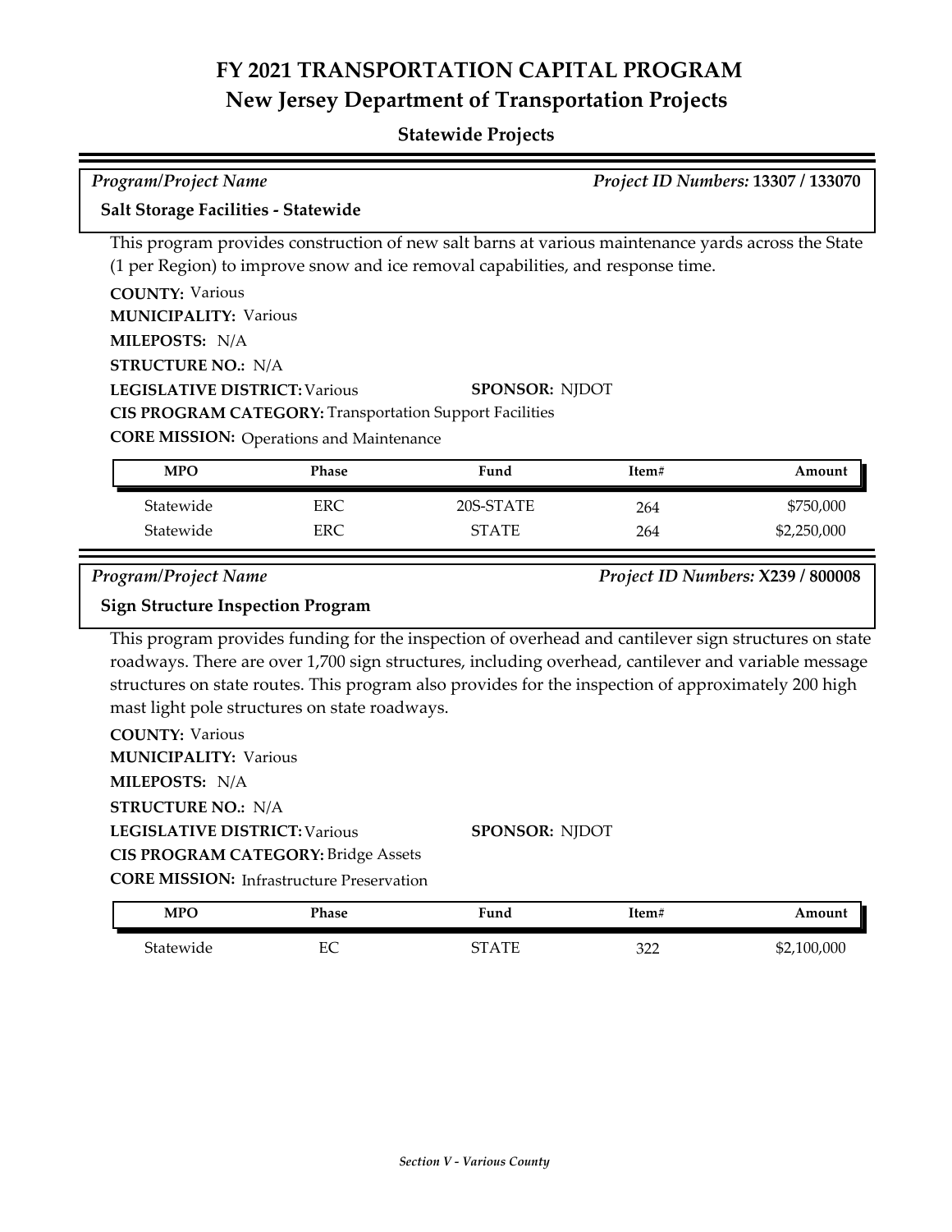# FY 2021 TRANSPORTATION CAPITAL PROGRAM
## New Jersey Department of Transportation Projects

### Statewide Projects

*Program/Project Name* *Project ID Numbers:* **13307 / 133070**

**Salt Storage Facilities - Statewide**

This program provides construction of new salt barns at various maintenance yards across the State (1 per Region) to improve snow and ice removal capabilities, and response time.

**COUNTY:** Various
**MUNICIPALITY:** Various
**MILEPOSTS:** N/A
**STRUCTURE NO.:** N/A
**LEGISLATIVE DISTRICT:** Various **SPONSOR:** NJDOT
**CIS PROGRAM CATEGORY:** Transportation Support Facilities
**CORE MISSION:** Operations and Maintenance

| MPO | Phase | Fund | Item# | Amount |
|---|---|---|---|---|
| Statewide | ERC | 20S-STATE | 264 | $750,000 |
| Statewide | ERC | STATE | 264 | $2,250,000 |

*Program/Project Name* *Project ID Numbers:* **X239 / 800008**

**Sign Structure Inspection Program**

This program provides funding for the inspection of overhead and cantilever sign structures on state roadways. There are over 1,700 sign structures, including overhead, cantilever and variable message structures on state routes. This program also provides for the inspection of approximately 200 high mast light pole structures on state roadways.

**COUNTY:** Various
**MUNICIPALITY:** Various
**MILEPOSTS:** N/A
**STRUCTURE NO.:** N/A
**LEGISLATIVE DISTRICT:** Various **SPONSOR:** NJDOT
**CIS PROGRAM CATEGORY:** Bridge Assets
**CORE MISSION:** Infrastructure Preservation

| MPO | Phase | Fund | Item# | Amount |
|---|---|---|---|---|
| Statewide | EC | STATE | 322 | $2,100,000 |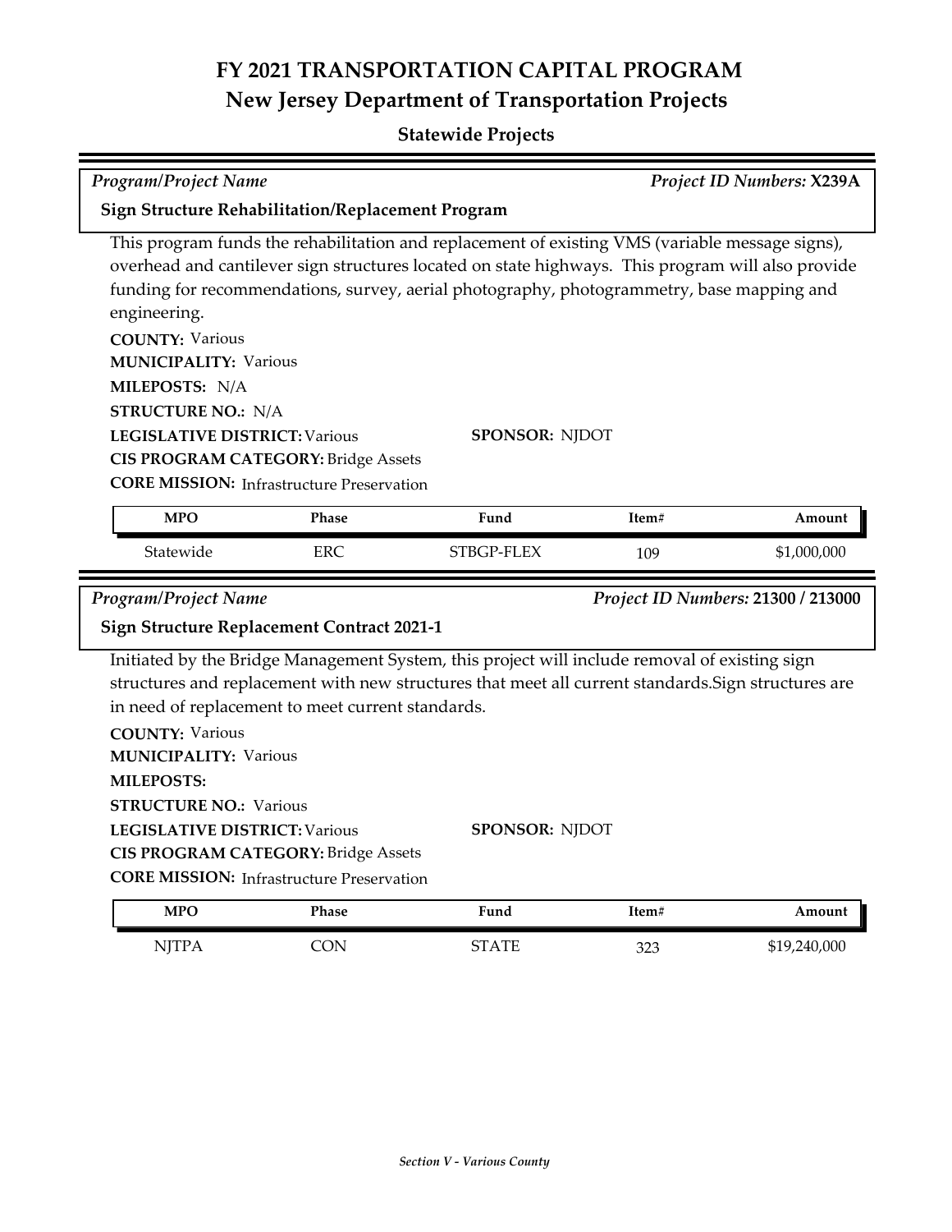# FY 2021 TRANSPORTATION CAPITAL PROGRAM
## New Jersey Department of Transportation Projects

### Statewide Projects

*Program/Project Name* | *Project ID Numbers:* **X239A**

**Sign Structure Rehabilitation/Replacement Program**

This program funds the rehabilitation and replacement of existing VMS (variable message signs), overhead and cantilever sign structures located on state highways. This program will also provide funding for recommendations, survey, aerial photography, photogrammetry, base mapping and engineering.

**COUNTY:** Various
**MUNICIPALITY:** Various
**MILEPOSTS:** N/A
**STRUCTURE NO.:** N/A
**LEGISLATIVE DISTRICT:** Various
**SPONSOR:** NJDOT
**CIS PROGRAM CATEGORY:** Bridge Assets
**CORE MISSION:** Infrastructure Preservation

| MPO | Phase | Fund | Item# | Amount |
|---|---|---|---|---|
| Statewide | ERC | STBGP-FLEX | 109 | $1,000,000 |

*Program/Project Name* | *Project ID Numbers:* **21300 / 213000**

**Sign Structure Replacement Contract 2021-1**

Initiated by the Bridge Management System, this project will include removal of existing sign structures and replacement with new structures that meet all current standards.Sign structures are in need of replacement to meet current standards.

**COUNTY:** Various
**MUNICIPALITY:** Various
**MILEPOSTS:**
**STRUCTURE NO.:** Various
**LEGISLATIVE DISTRICT:** Various
**SPONSOR:** NJDOT
**CIS PROGRAM CATEGORY:** Bridge Assets
**CORE MISSION:** Infrastructure Preservation

| MPO | Phase | Fund | Item# | Amount |
|---|---|---|---|---|
| NJTPA | CON | STATE | 323 | $19,240,000 |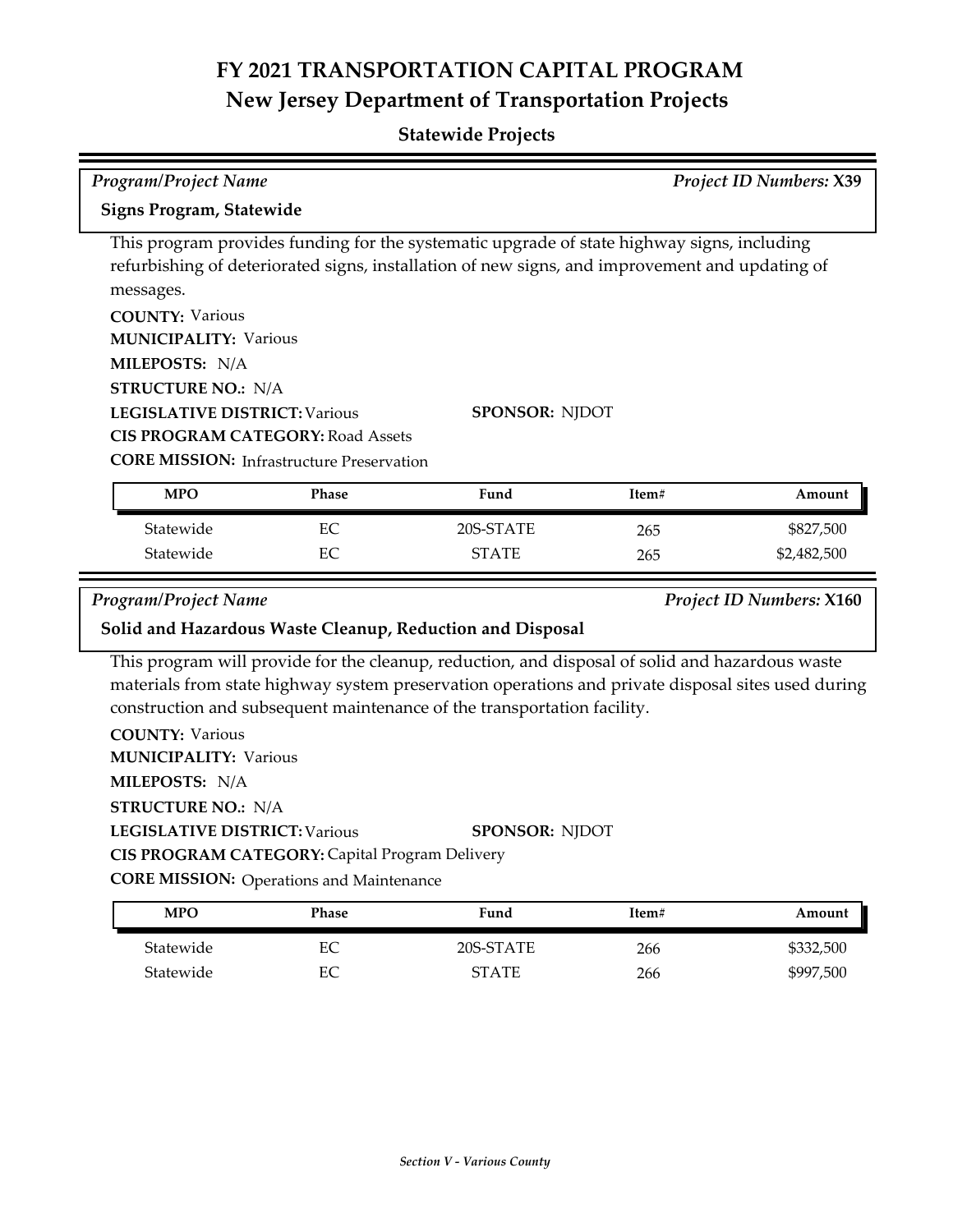# FY 2021 TRANSPORTATION CAPITAL PROGRAM
## New Jersey Department of Transportation Projects

### Statewide Projects

*Program/Project Name* — *Project ID Numbers:* **X39**

**Signs Program, Statewide**

This program provides funding for the systematic upgrade of state highway signs, including refurbishing of deteriorated signs, installation of new signs, and improvement and updating of messages.

**COUNTY:** Various
**MUNICIPALITY:** Various
**MILEPOSTS:** N/A
**STRUCTURE NO.:** N/A
**LEGISLATIVE DISTRICT:** Various
**SPONSOR:** NJDOT
**CIS PROGRAM CATEGORY:** Road Assets
**CORE MISSION:** Infrastructure Preservation

| MPO | Phase | Fund | Item# | Amount |
|---|---|---|---|---|
| Statewide | EC | 20S-STATE | 265 | $827,500 |
| Statewide | EC | STATE | 265 | $2,482,500 |

*Program/Project Name* — *Project ID Numbers:* **X160**

**Solid and Hazardous Waste Cleanup, Reduction and Disposal**

This program will provide for the cleanup, reduction, and disposal of solid and hazardous waste materials from state highway system preservation operations and private disposal sites used during construction and subsequent maintenance of the transportation facility.

**COUNTY:** Various
**MUNICIPALITY:** Various
**MILEPOSTS:** N/A
**STRUCTURE NO.:** N/A
**LEGISLATIVE DISTRICT:** Various
**SPONSOR:** NJDOT
**CIS PROGRAM CATEGORY:** Capital Program Delivery
**CORE MISSION:** Operations and Maintenance

| MPO | Phase | Fund | Item# | Amount |
|---|---|---|---|---|
| Statewide | EC | 20S-STATE | 266 | $332,500 |
| Statewide | EC | STATE | 266 | $997,500 |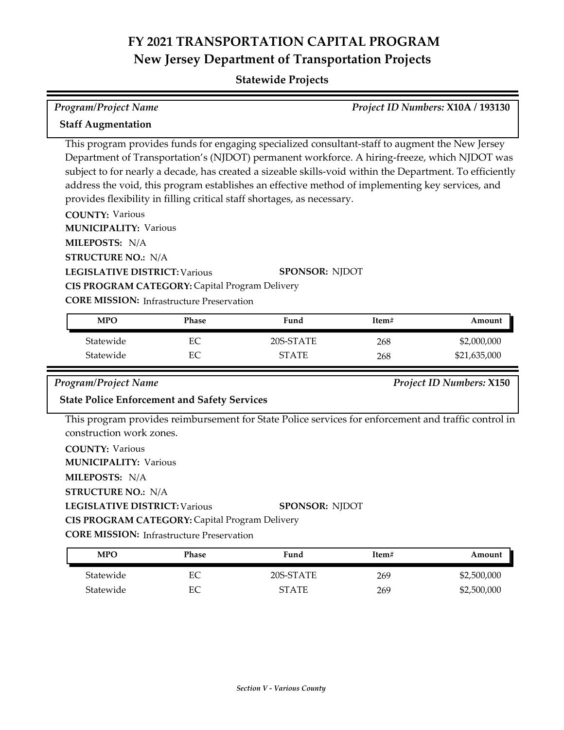# FY 2021 TRANSPORTATION CAPITAL PROGRAM
## New Jersey Department of Transportation Projects

### Statewide Projects

*Program/Project Name* | *Project ID Numbers:* **X10A / 193130**

**Staff Augmentation**

This program provides funds for engaging specialized consultant-staff to augment the New Jersey Department of Transportation's (NJDOT) permanent workforce. A hiring-freeze, which NJDOT was subject to for nearly a decade, has created a sizeable skills-void within the Department. To efficiently address the void, this program establishes an effective method of implementing key services, and provides flexibility in filling critical staff shortages, as necessary.

**COUNTY:** Various
**MUNICIPALITY:** Various
**MILEPOSTS:** N/A
**STRUCTURE NO.:** N/A
**LEGISLATIVE DISTRICT:** Various
**SPONSOR:** NJDOT
**CIS PROGRAM CATEGORY:** Capital Program Delivery
**CORE MISSION:** Infrastructure Preservation

| MPO | Phase | Fund | Item# | Amount |
|---|---|---|---|---|
| Statewide | EC | 20S-STATE | 268 | $2,000,000 |
| Statewide | EC | STATE | 268 | $21,635,000 |

*Program/Project Name* | *Project ID Numbers:* **X150**

**State Police Enforcement and Safety Services**

This program provides reimbursement for State Police services for enforcement and traffic control in construction work zones.

**COUNTY:** Various
**MUNICIPALITY:** Various
**MILEPOSTS:** N/A
**STRUCTURE NO.:** N/A
**LEGISLATIVE DISTRICT:** Various
**SPONSOR:** NJDOT
**CIS PROGRAM CATEGORY:** Capital Program Delivery
**CORE MISSION:** Infrastructure Preservation

| MPO | Phase | Fund | Item# | Amount |
|---|---|---|---|---|
| Statewide | EC | 20S-STATE | 269 | $2,500,000 |
| Statewide | EC | STATE | 269 | $2,500,000 |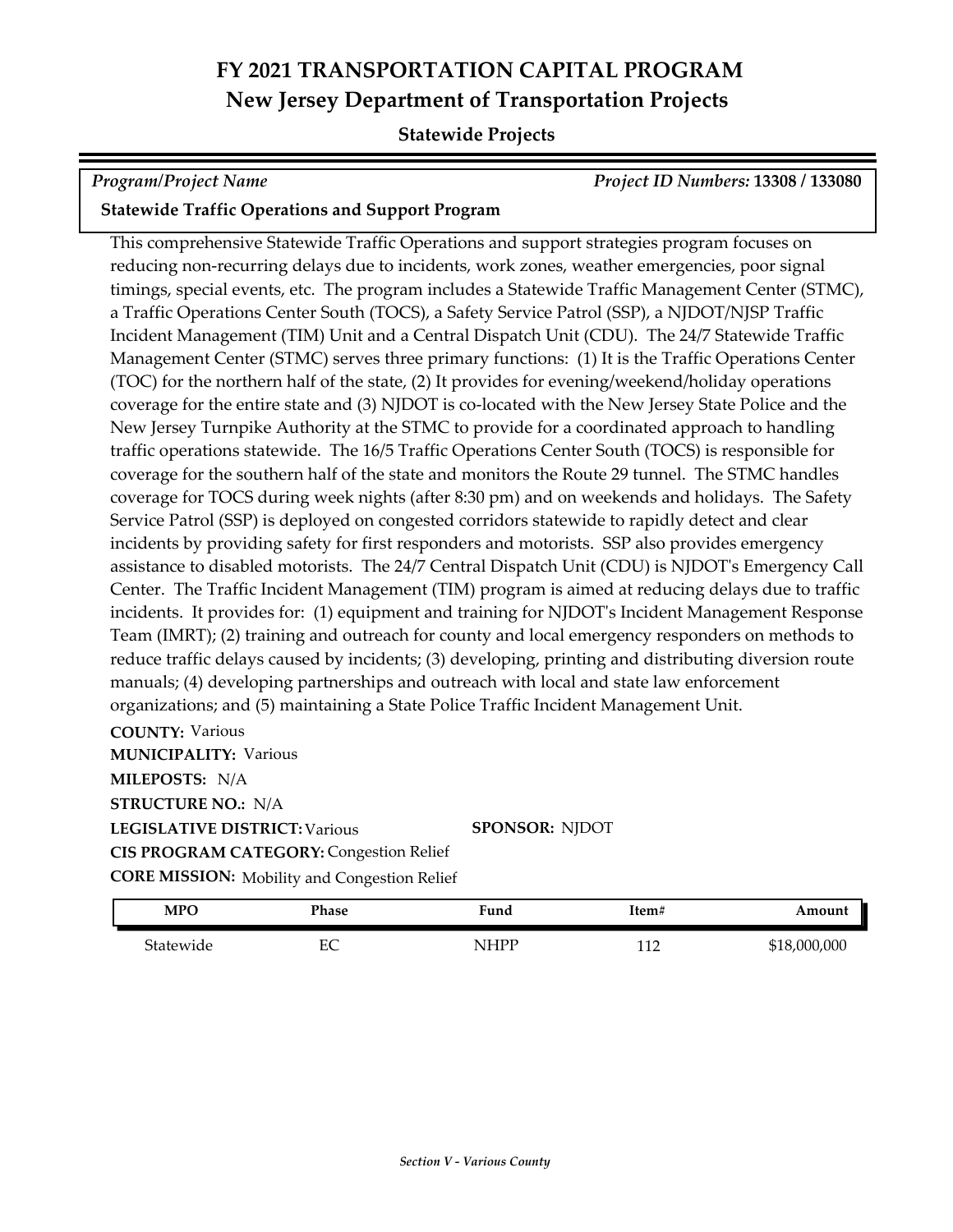# FY 2021 TRANSPORTATION CAPITAL PROGRAM
## New Jersey Department of Transportation Projects

### Statewide Projects

*Program/Project Name* | *Project ID Numbers:* **13308 / 133080**

**Statewide Traffic Operations and Support Program**

This comprehensive Statewide Traffic Operations and support strategies program focuses on reducing non-recurring delays due to incidents, work zones, weather emergencies, poor signal timings, special events, etc. The program includes a Statewide Traffic Management Center (STMC), a Traffic Operations Center South (TOCS), a Safety Service Patrol (SSP), a NJDOT/NJSP Traffic Incident Management (TIM) Unit and a Central Dispatch Unit (CDU). The 24/7 Statewide Traffic Management Center (STMC) serves three primary functions: (1) It is the Traffic Operations Center (TOC) for the northern half of the state, (2) It provides for evening/weekend/holiday operations coverage for the entire state and (3) NJDOT is co-located with the New Jersey State Police and the New Jersey Turnpike Authority at the STMC to provide for a coordinated approach to handling traffic operations statewide. The 16/5 Traffic Operations Center South (TOCS) is responsible for coverage for the southern half of the state and monitors the Route 29 tunnel. The STMC handles coverage for TOCS during week nights (after 8:30 pm) and on weekends and holidays. The Safety Service Patrol (SSP) is deployed on congested corridors statewide to rapidly detect and clear incidents by providing safety for first responders and motorists. SSP also provides emergency assistance to disabled motorists. The 24/7 Central Dispatch Unit (CDU) is NJDOT's Emergency Call Center. The Traffic Incident Management (TIM) program is aimed at reducing delays due to traffic incidents. It provides for: (1) equipment and training for NJDOT's Incident Management Response Team (IMRT); (2) training and outreach for county and local emergency responders on methods to reduce traffic delays caused by incidents; (3) developing, printing and distributing diversion route manuals; (4) developing partnerships and outreach with local and state law enforcement organizations; and (5) maintaining a State Police Traffic Incident Management Unit.

**COUNTY:** Various
**MUNICIPALITY:** Various
**MILEPOSTS:** N/A
**STRUCTURE NO.:** N/A
**LEGISLATIVE DISTRICT:** Various
**SPONSOR:** NJDOT
**CIS PROGRAM CATEGORY:** Congestion Relief
**CORE MISSION:** Mobility and Congestion Relief

| MPO | Phase | Fund | Item# | Amount |
|---|---|---|---|---|
| Statewide | EC | NHPP | 112 | $18,000,000 |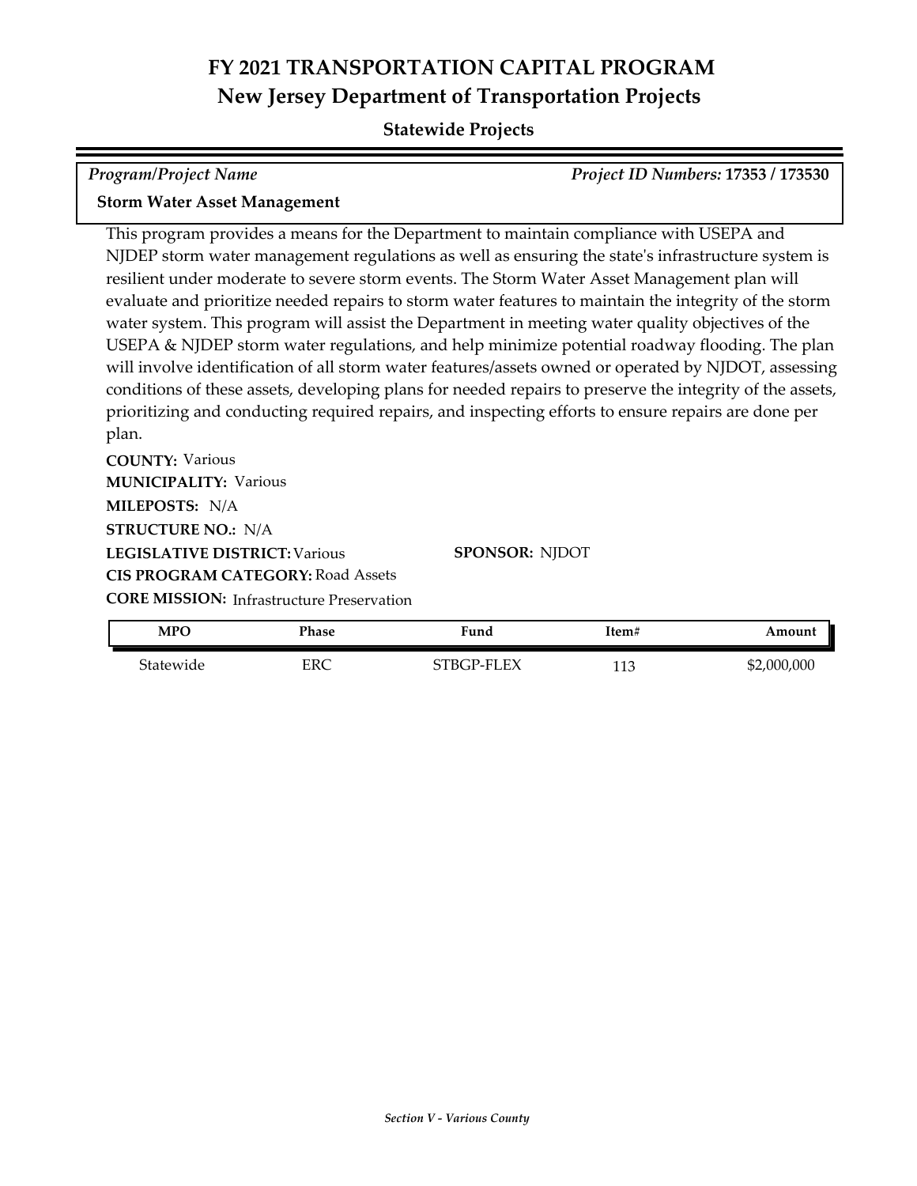# FY 2021 TRANSPORTATION CAPITAL PROGRAM
## New Jersey Department of Transportation Projects
### Statewide Projects

*Program/Project Name* | *Project ID Numbers:* **17353 / 173530**

**Storm Water Asset Management**

This program provides a means for the Department to maintain compliance with USEPA and NJDEP storm water management regulations as well as ensuring the state's infrastructure system is resilient under moderate to severe storm events. The Storm Water Asset Management plan will evaluate and prioritize needed repairs to storm water features to maintain the integrity of the storm water system. This program will assist the Department in meeting water quality objectives of the USEPA & NJDEP storm water regulations, and help minimize potential roadway flooding. The plan will involve identification of all storm water features/assets owned or operated by NJDOT, assessing conditions of these assets, developing plans for needed repairs to preserve the integrity of the assets, prioritizing and conducting required repairs, and inspecting efforts to ensure repairs are done per plan.

**COUNTY:** Various
**MUNICIPALITY:** Various
**MILEPOSTS:** N/A
**STRUCTURE NO.:** N/A
**LEGISLATIVE DISTRICT:** Various
**SPONSOR:** NJDOT
**CIS PROGRAM CATEGORY:** Road Assets
**CORE MISSION:** Infrastructure Preservation

| MPO | Phase | Fund | Item# | Amount |
|---|---|---|---|---|
| Statewide | ERC | STBGP-FLEX | 113 | $2,000,000 |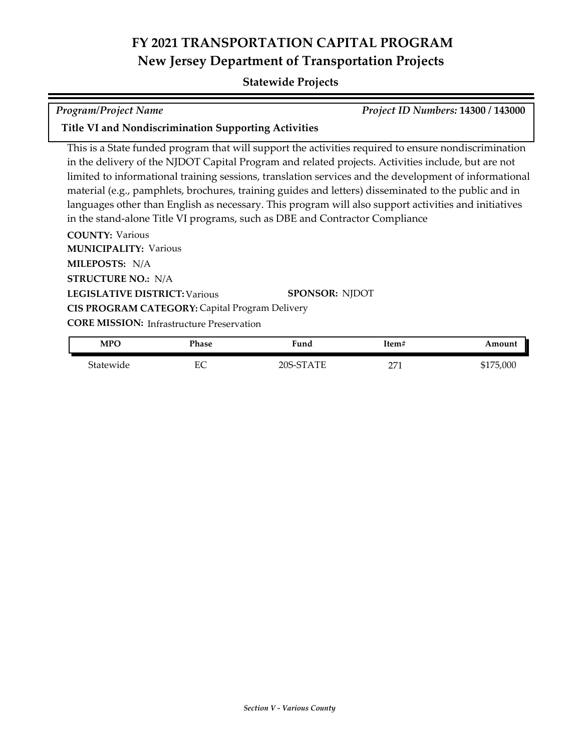# FY 2021 TRANSPORTATION CAPITAL PROGRAM
## New Jersey Department of Transportation Projects
### Statewide Projects

*Program/Project Name* *Project ID Numbers:* **14300 / 143000**

**Title VI and Nondiscrimination Supporting Activities**

This is a State funded program that will support the activities required to ensure nondiscrimination in the delivery of the NJDOT Capital Program and related projects. Activities include, but are not limited to informational training sessions, translation services and the development of informational material (e.g., pamphlets, brochures, training guides and letters) disseminated to the public and in languages other than English as necessary. This program will also support activities and initiatives in the stand-alone Title VI programs, such as DBE and Contractor Compliance

**COUNTY:** Various
**MUNICIPALITY:** Various
**MILEPOSTS:** N/A
**STRUCTURE NO.:** N/A
**LEGISLATIVE DISTRICT:** Various **SPONSOR:** NJDOT
**CIS PROGRAM CATEGORY:** Capital Program Delivery
**CORE MISSION:** Infrastructure Preservation

| MPO | Phase | Fund | Item# | Amount |
|---|---|---|---|---|
| Statewide | EC | 20S-STATE | 271 | $175,000 |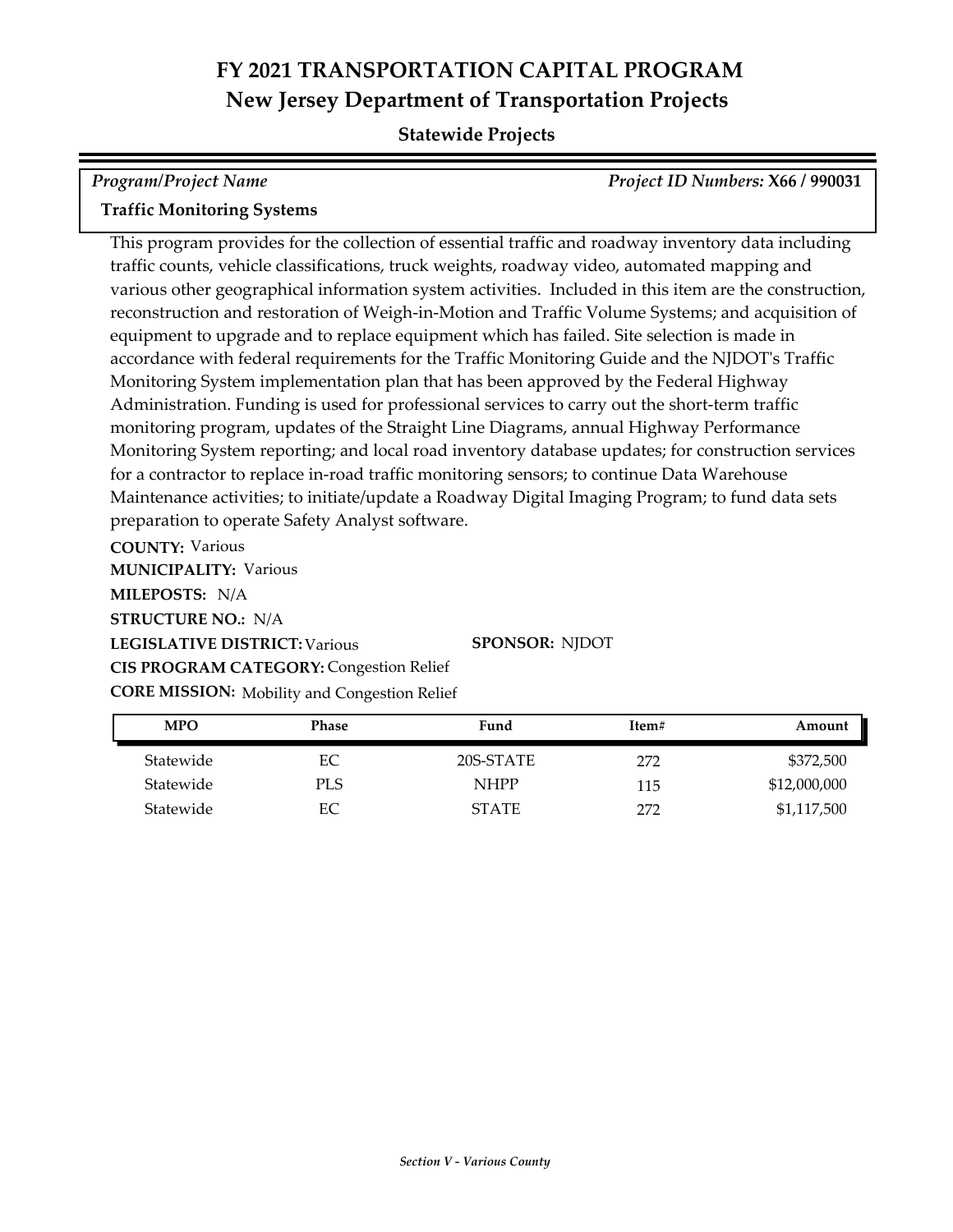# FY 2021 TRANSPORTATION CAPITAL PROGRAM
## New Jersey Department of Transportation Projects

### Statewide Projects

*Program/Project Name* — *Project ID Numbers:* **X66 / 990031**

**Traffic Monitoring Systems**

This program provides for the collection of essential traffic and roadway inventory data including traffic counts, vehicle classifications, truck weights, roadway video, automated mapping and various other geographical information system activities. Included in this item are the construction, reconstruction and restoration of Weigh-in-Motion and Traffic Volume Systems; and acquisition of equipment to upgrade and to replace equipment which has failed. Site selection is made in accordance with federal requirements for the Traffic Monitoring Guide and the NJDOT's Traffic Monitoring System implementation plan that has been approved by the Federal Highway Administration. Funding is used for professional services to carry out the short-term traffic monitoring program, updates of the Straight Line Diagrams, annual Highway Performance Monitoring System reporting; and local road inventory database updates; for construction services for a contractor to replace in-road traffic monitoring sensors; to continue Data Warehouse Maintenance activities; to initiate/update a Roadway Digital Imaging Program; to fund data sets preparation to operate Safety Analyst software.

**COUNTY:** Various
**MUNICIPALITY:** Various
**MILEPOSTS:** N/A
**STRUCTURE NO.:** N/A
**LEGISLATIVE DISTRICT:** Various
**SPONSOR:** NJDOT
**CIS PROGRAM CATEGORY:** Congestion Relief
**CORE MISSION:** Mobility and Congestion Relief

| MPO | Phase | Fund | Item# | Amount |
|---|---|---|---|---|
| Statewide | EC | 20S-STATE | 272 | $372,500 |
| Statewide | PLS | NHPP | 115 | $12,000,000 |
| Statewide | EC | STATE | 272 | $1,117,500 |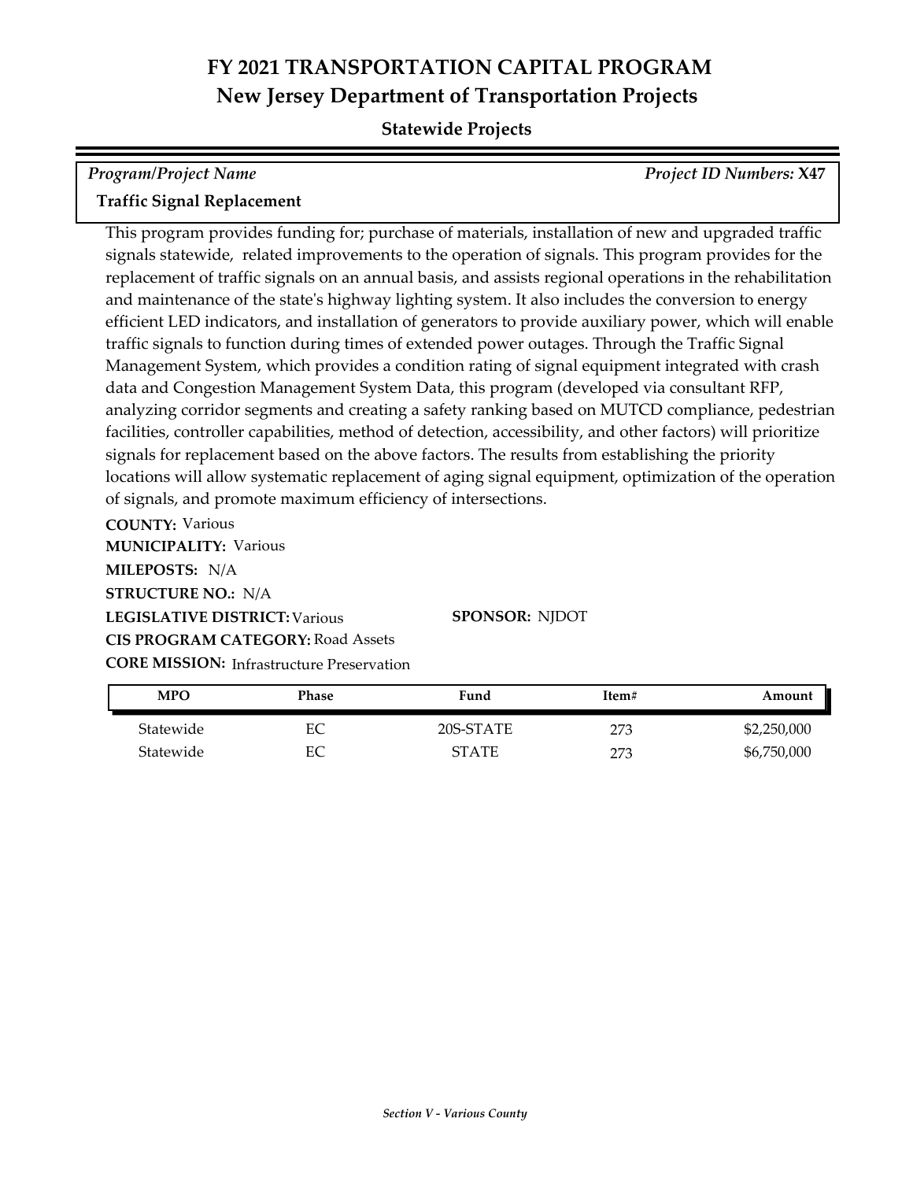# FY 2021 TRANSPORTATION CAPITAL PROGRAM
## New Jersey Department of Transportation Projects

### Statewide Projects

*Program/Project Name* | *Project ID Numbers:* **X47**

**Traffic Signal Replacement**

This program provides funding for; purchase of materials, installation of new and upgraded traffic signals statewide, related improvements to the operation of signals. This program provides for the replacement of traffic signals on an annual basis, and assists regional operations in the rehabilitation and maintenance of the state's highway lighting system. It also includes the conversion to energy efficient LED indicators, and installation of generators to provide auxiliary power, which will enable traffic signals to function during times of extended power outages. Through the Traffic Signal Management System, which provides a condition rating of signal equipment integrated with crash data and Congestion Management System Data, this program (developed via consultant RFP, analyzing corridor segments and creating a safety ranking based on MUTCD compliance, pedestrian facilities, controller capabilities, method of detection, accessibility, and other factors) will prioritize signals for replacement based on the above factors. The results from establishing the priority locations will allow systematic replacement of aging signal equipment, optimization of the operation of signals, and promote maximum efficiency of intersections.

**COUNTY:** Various
**MUNICIPALITY:** Various
**MILEPOSTS:** N/A
**STRUCTURE NO.:** N/A
**LEGISLATIVE DISTRICT:** Various
**SPONSOR:** NJDOT
**CIS PROGRAM CATEGORY:** Road Assets
**CORE MISSION:** Infrastructure Preservation

| MPO | Phase | Fund | Item# | Amount |
|---|---|---|---|---|
| Statewide | EC | 20S-STATE | 273 | $2,250,000 |
| Statewide | EC | STATE | 273 | $6,750,000 |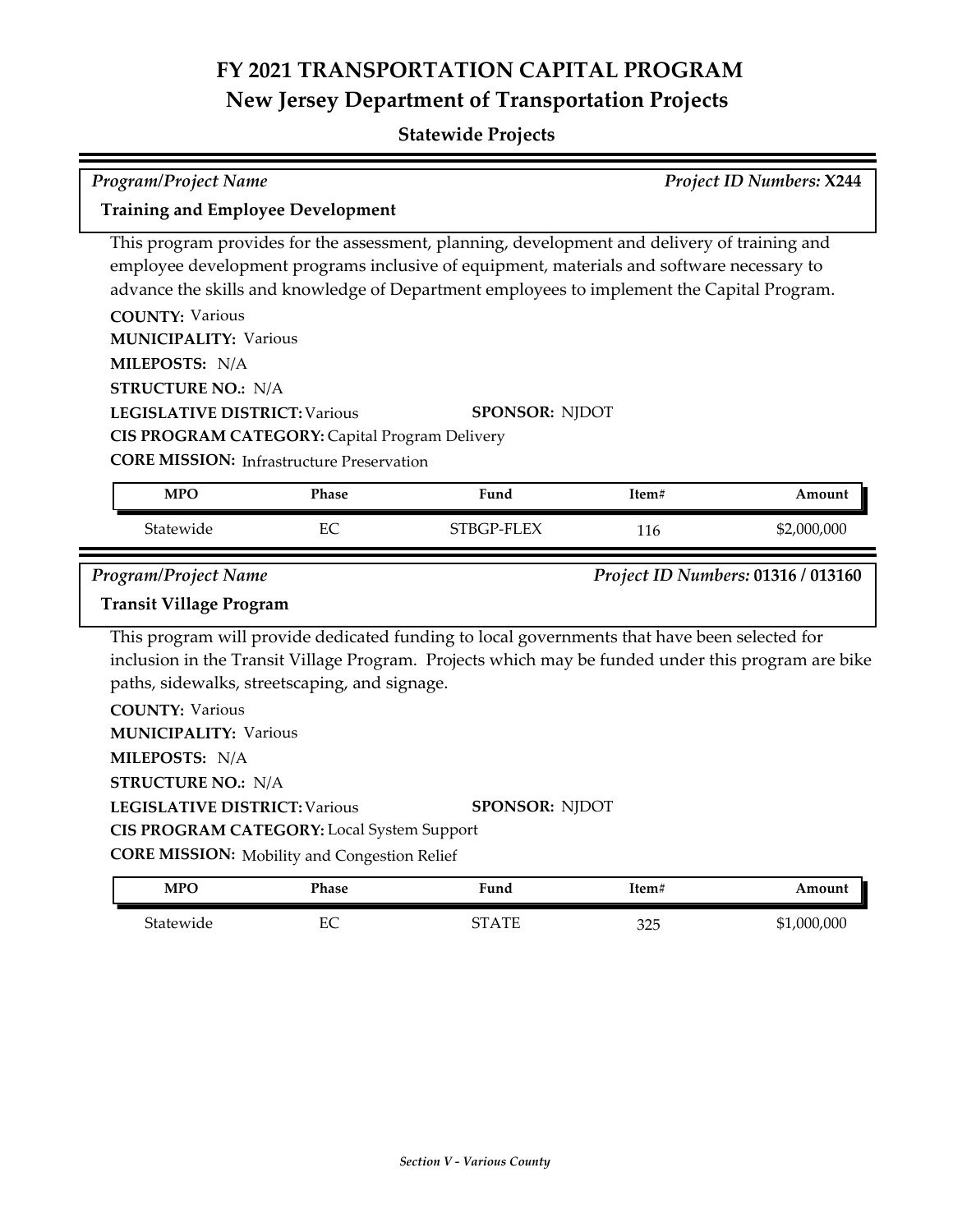# FY 2021 TRANSPORTATION CAPITAL PROGRAM
## New Jersey Department of Transportation Projects

### Statewide Projects

*Program/Project Name* — *Project ID Numbers:* **X244**

**Training and Employee Development**

This program provides for the assessment, planning, development and delivery of training and employee development programs inclusive of equipment, materials and software necessary to advance the skills and knowledge of Department employees to implement the Capital Program.

**COUNTY:** Various
**MUNICIPALITY:** Various
**MILEPOSTS:** N/A
**STRUCTURE NO.:** N/A
**LEGISLATIVE DISTRICT:** Various
**SPONSOR:** NJDOT
**CIS PROGRAM CATEGORY:** Capital Program Delivery
**CORE MISSION:** Infrastructure Preservation

| MPO | Phase | Fund | Item# | Amount |
|---|---|---|---|---|
| Statewide | EC | STBGP-FLEX | 116 | $2,000,000 |

*Program/Project Name* — *Project ID Numbers:* **01316 / 013160**

**Transit Village Program**

This program will provide dedicated funding to local governments that have been selected for inclusion in the Transit Village Program. Projects which may be funded under this program are bike paths, sidewalks, streetscaping, and signage.

**COUNTY:** Various
**MUNICIPALITY:** Various
**MILEPOSTS:** N/A
**STRUCTURE NO.:** N/A
**LEGISLATIVE DISTRICT:** Various
**SPONSOR:** NJDOT
**CIS PROGRAM CATEGORY:** Local System Support
**CORE MISSION:** Mobility and Congestion Relief

| MPO | Phase | Fund | Item# | Amount |
|---|---|---|---|---|
| Statewide | EC | STATE | 325 | $1,000,000 |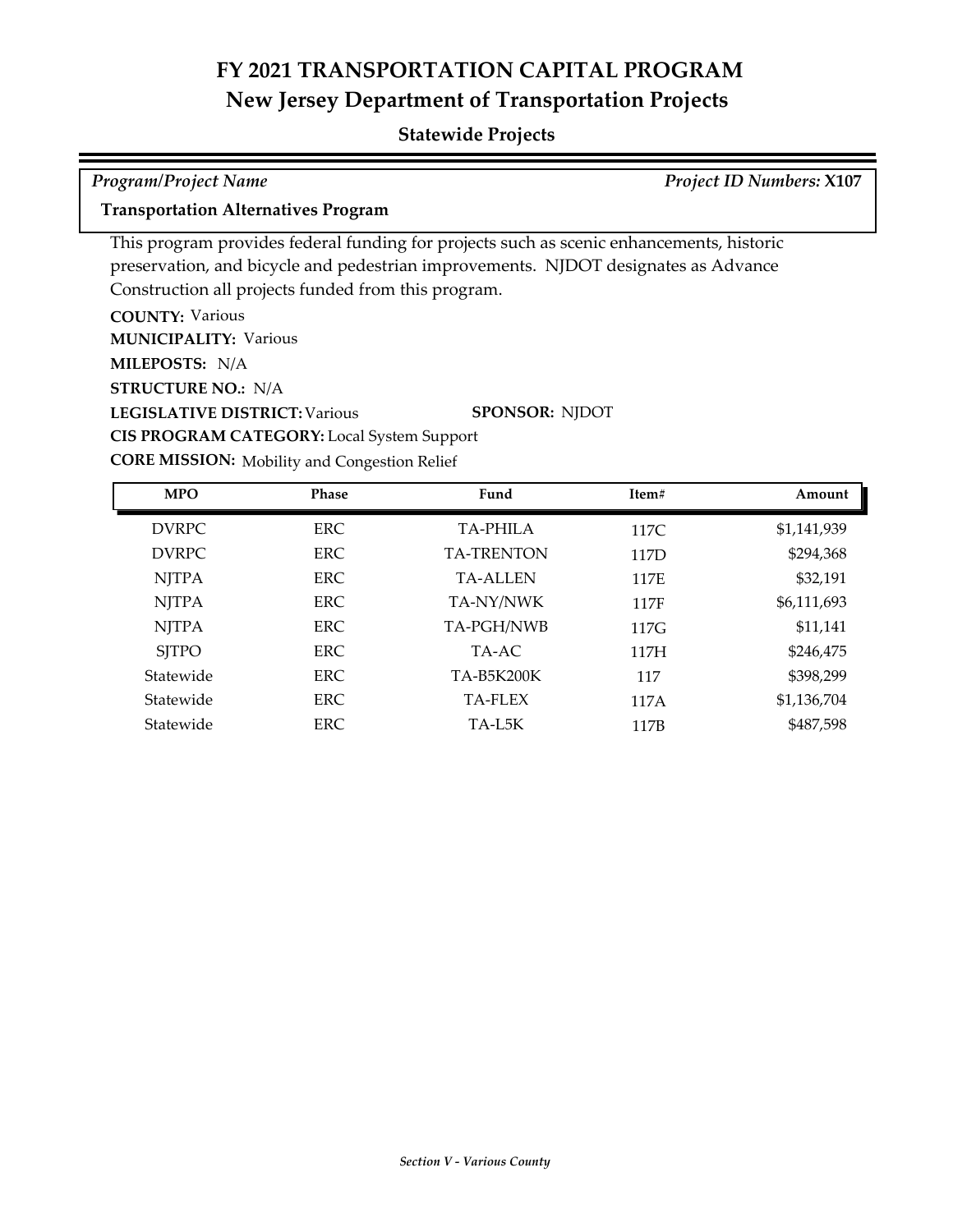# FY 2021 TRANSPORTATION CAPITAL PROGRAM
## New Jersey Department of Transportation Projects

### Statewide Projects

*Program/Project Name* *Project ID Numbers:* **X107**

**Transportation Alternatives Program**

This program provides federal funding for projects such as scenic enhancements, historic preservation, and bicycle and pedestrian improvements. NJDOT designates as Advance Construction all projects funded from this program.

**COUNTY:** Various
**MUNICIPALITY:** Various
**MILEPOSTS:** N/A
**STRUCTURE NO.:** N/A
**LEGISLATIVE DISTRICT:** Various **SPONSOR:** NJDOT
**CIS PROGRAM CATEGORY:** Local System Support
**CORE MISSION:** Mobility and Congestion Relief

| MPO | Phase | Fund | Item# | Amount |
|---|---|---|---|---|
| DVRPC | ERC | TA-PHILA | 117C | $1,141,939 |
| DVRPC | ERC | TA-TRENTON | 117D | $294,368 |
| NJTPA | ERC | TA-ALLEN | 117E | $32,191 |
| NJTPA | ERC | TA-NY/NWK | 117F | $6,111,693 |
| NJTPA | ERC | TA-PGH/NWB | 117G | $11,141 |
| SJTPO | ERC | TA-AC | 117H | $246,475 |
| Statewide | ERC | TA-B5K200K | 117 | $398,299 |
| Statewide | ERC | TA-FLEX | 117A | $1,136,704 |
| Statewide | ERC | TA-L5K | 117B | $487,598 |

*Section V - Various County*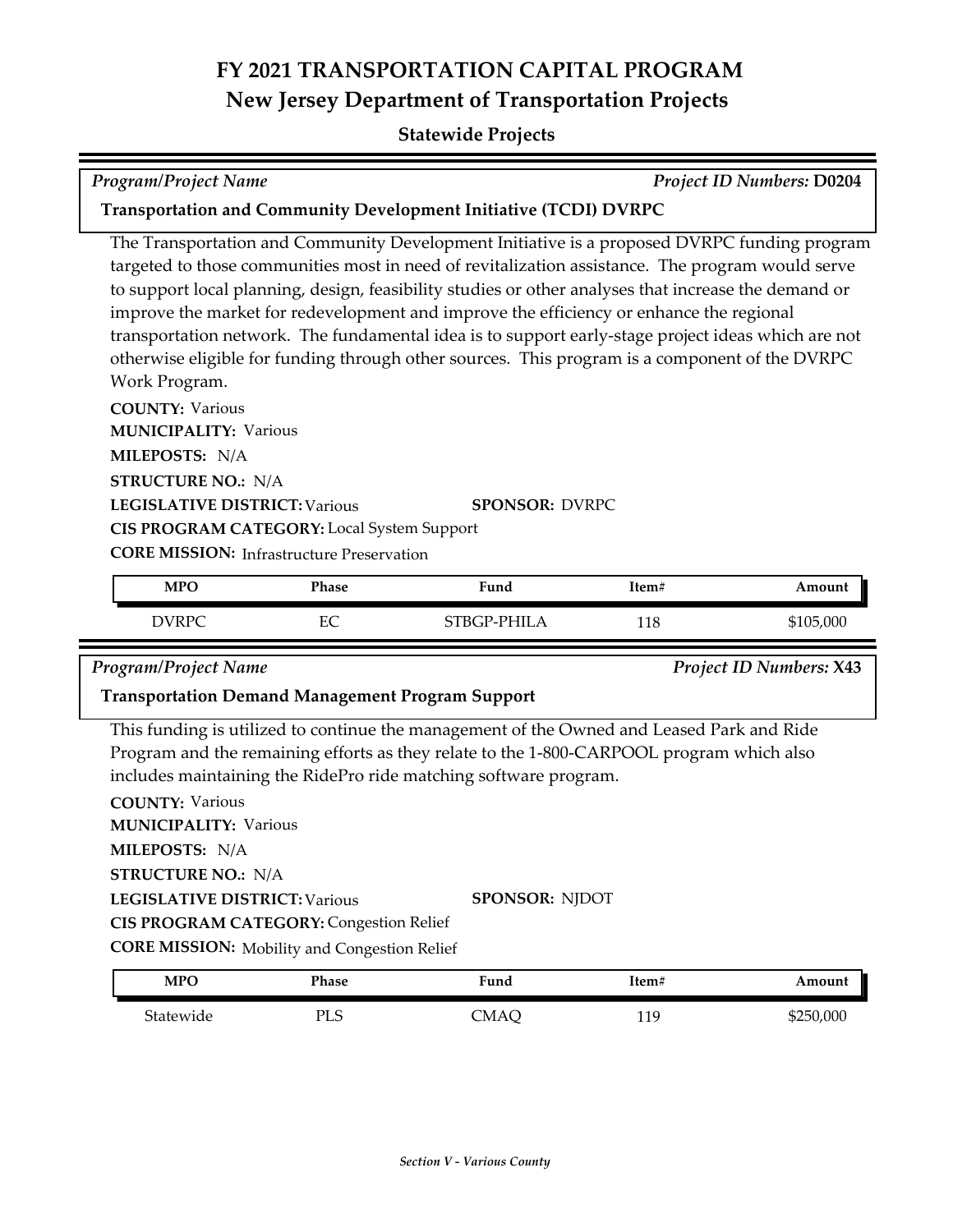# FY 2021 TRANSPORTATION CAPITAL PROGRAM

## New Jersey Department of Transportation Projects

### Statewide Projects

*Program/Project Name* — *Project ID Numbers:* **D0204**

**Transportation and Community Development Initiative (TCDI) DVRPC**

The Transportation and Community Development Initiative is a proposed DVRPC funding program targeted to those communities most in need of revitalization assistance. The program would serve to support local planning, design, feasibility studies or other analyses that increase the demand or improve the market for redevelopment and improve the efficiency or enhance the regional transportation network. The fundamental idea is to support early-stage project ideas which are not otherwise eligible for funding through other sources. This program is a component of the DVRPC Work Program.

**COUNTY:** Various
**MUNICIPALITY:** Various
**MILEPOSTS:** N/A
**STRUCTURE NO.:** N/A
**LEGISLATIVE DISTRICT:** Various
**SPONSOR:** DVRPC
**CIS PROGRAM CATEGORY:** Local System Support
**CORE MISSION:** Infrastructure Preservation

| MPO | Phase | Fund | Item# | Amount |
|---|---|---|---|---|
| DVRPC | EC | STBGP-PHILA | 118 | $105,000 |

*Program/Project Name* — *Project ID Numbers:* **X43**

**Transportation Demand Management Program Support**

This funding is utilized to continue the management of the Owned and Leased Park and Ride Program and the remaining efforts as they relate to the 1-800-CARPOOL program which also includes maintaining the RidePro ride matching software program.

**COUNTY:** Various
**MUNICIPALITY:** Various
**MILEPOSTS:** N/A
**STRUCTURE NO.:** N/A
**LEGISLATIVE DISTRICT:** Various
**SPONSOR:** NJDOT
**CIS PROGRAM CATEGORY:** Congestion Relief
**CORE MISSION:** Mobility and Congestion Relief

| MPO | Phase | Fund | Item# | Amount |
|---|---|---|---|---|
| Statewide | PLS | CMAQ | 119 | $250,000 |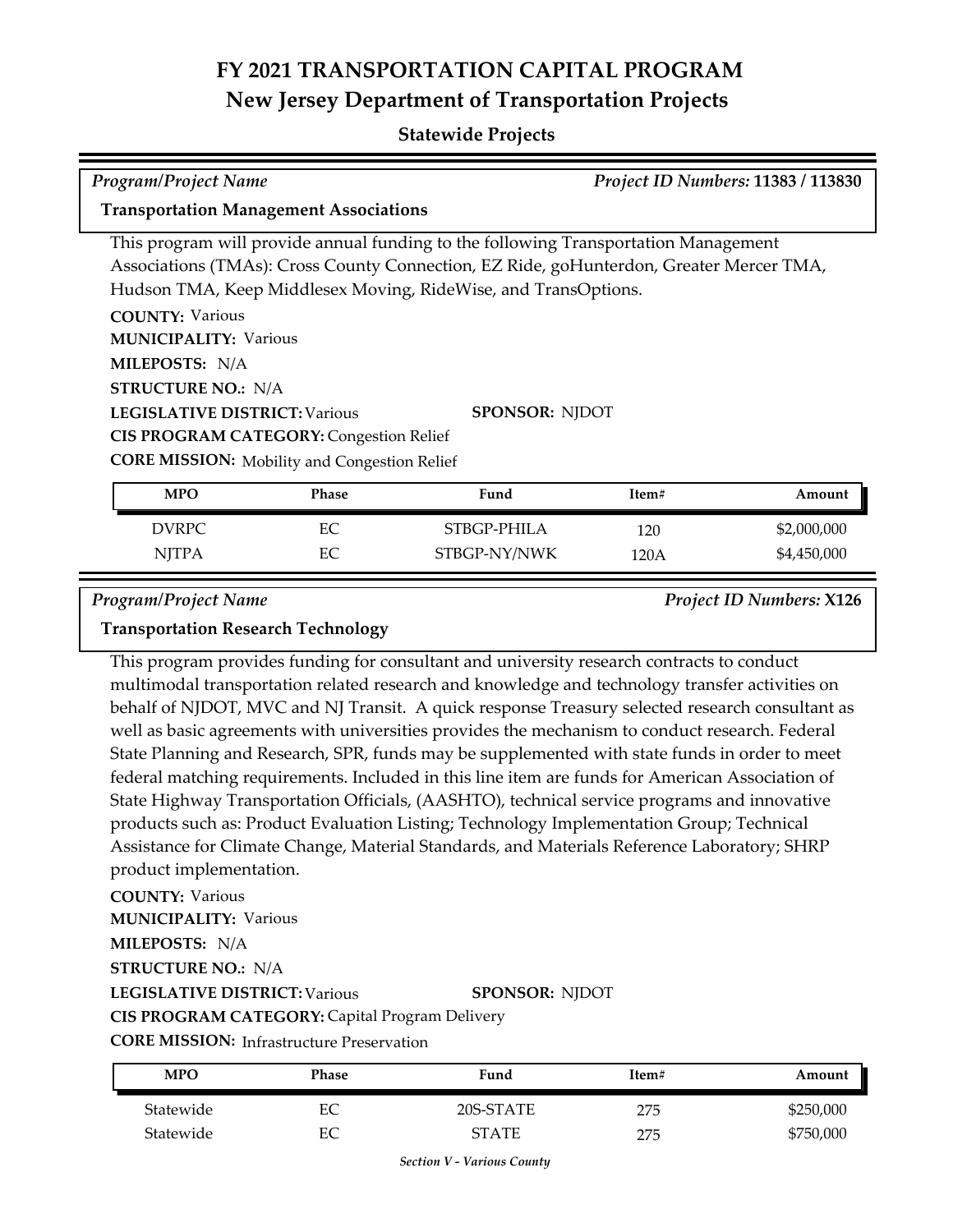# FY 2021 TRANSPORTATION CAPITAL PROGRAM
## New Jersey Department of Transportation Projects
### Statewide Projects

*Program/Project Name* — *Project ID Numbers:* **11383 / 113830**

**Transportation Management Associations**

This program will provide annual funding to the following Transportation Management Associations (TMAs): Cross County Connection, EZ Ride, goHunterdon, Greater Mercer TMA, Hudson TMA, Keep Middlesex Moving, RideWise, and TransOptions.

**COUNTY:** Various
**MUNICIPALITY:** Various
**MILEPOSTS:** N/A
**STRUCTURE NO.:** N/A
**LEGISLATIVE DISTRICT:** Various
**SPONSOR:** NJDOT
**CIS PROGRAM CATEGORY:** Congestion Relief
**CORE MISSION:** Mobility and Congestion Relief

| MPO | Phase | Fund | Item# | Amount |
|---|---|---|---|---|
| DVRPC | EC | STBGP-PHILA | 120 | $2,000,000 |
| NJTPA | EC | STBGP-NY/NWK | 120A | $4,450,000 |

*Program/Project Name* — *Project ID Numbers:* **X126**

**Transportation Research Technology**

This program provides funding for consultant and university research contracts to conduct multimodal transportation related research and knowledge and technology transfer activities on behalf of NJDOT, MVC and NJ Transit. A quick response Treasury selected research consultant as well as basic agreements with universities provides the mechanism to conduct research. Federal State Planning and Research, SPR, funds may be supplemented with state funds in order to meet federal matching requirements. Included in this line item are funds for American Association of State Highway Transportation Officials, (AASHTO), technical service programs and innovative products such as: Product Evaluation Listing; Technology Implementation Group; Technical Assistance for Climate Change, Material Standards, and Materials Reference Laboratory; SHRP product implementation.

**COUNTY:** Various
**MUNICIPALITY:** Various
**MILEPOSTS:** N/A
**STRUCTURE NO.:** N/A
**LEGISLATIVE DISTRICT:** Various
**SPONSOR:** NJDOT
**CIS PROGRAM CATEGORY:** Capital Program Delivery
**CORE MISSION:** Infrastructure Preservation

| MPO | Phase | Fund | Item# | Amount |
|---|---|---|---|---|
| Statewide | EC | 20S-STATE | 275 | $250,000 |
| Statewide | EC | STATE | 275 | $750,000 |

*Section V - Various County*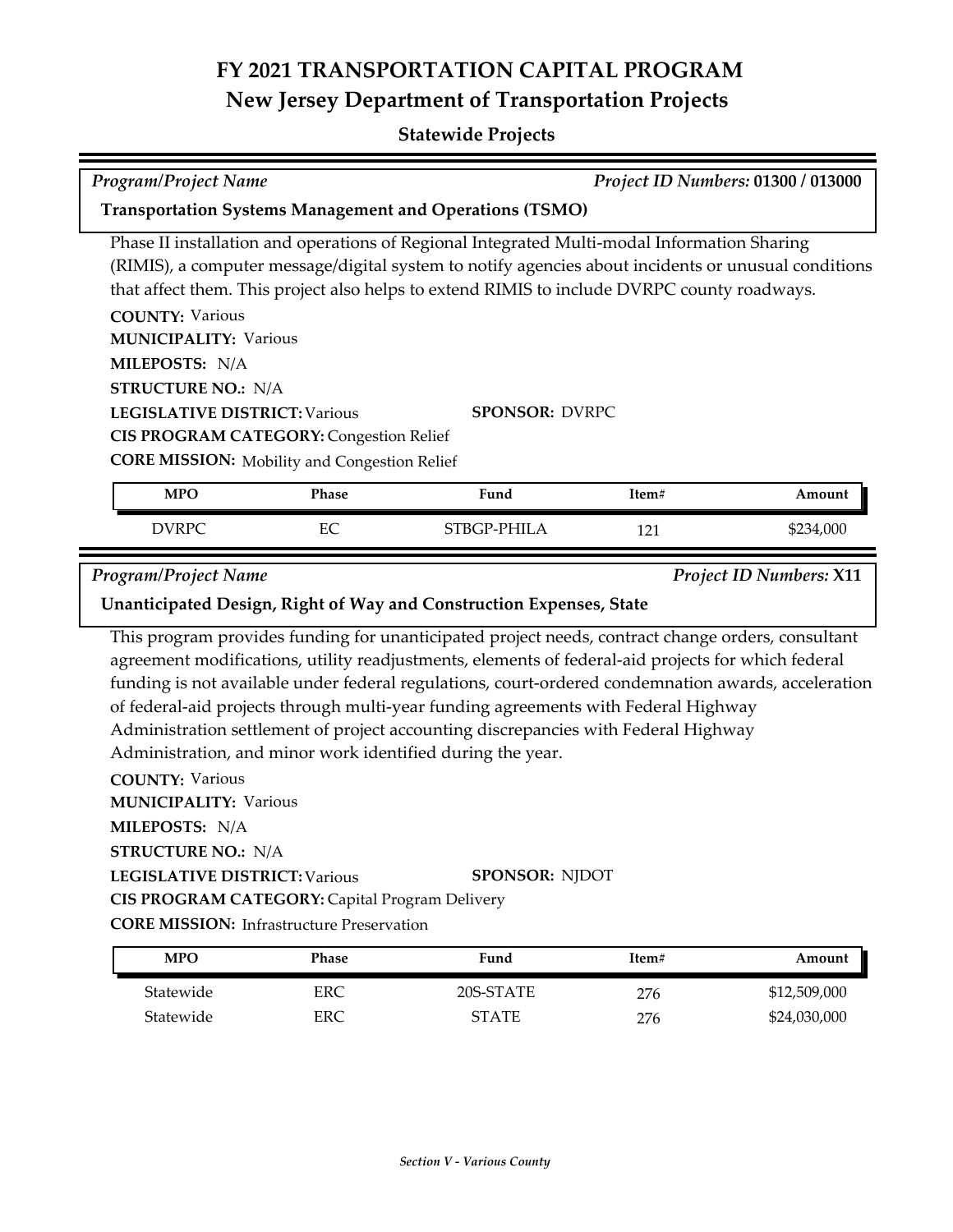# FY 2021 TRANSPORTATION CAPITAL PROGRAM
## New Jersey Department of Transportation Projects

### Statewide Projects

*Program/Project Name* — *Project ID Numbers:* **01300 / 013000**

**Transportation Systems Management and Operations (TSMO)**

Phase II installation and operations of Regional Integrated Multi-modal Information Sharing (RIMIS), a computer message/digital system to notify agencies about incidents or unusual conditions that affect them. This project also helps to extend RIMIS to include DVRPC county roadways.

**COUNTY:** Various
**MUNICIPALITY:** Various
**MILEPOSTS:** N/A
**STRUCTURE NO.:** N/A
**LEGISLATIVE DISTRICT:** Various
**SPONSOR:** DVRPC
**CIS PROGRAM CATEGORY:** Congestion Relief
**CORE MISSION:** Mobility and Congestion Relief

| MPO | Phase | Fund | Item# | Amount |
|---|---|---|---|---|
| DVRPC | EC | STBGP-PHILA | 121 | $234,000 |

*Program/Project Name* — *Project ID Numbers:* **X11**

**Unanticipated Design, Right of Way and Construction Expenses, State**

This program provides funding for unanticipated project needs, contract change orders, consultant agreement modifications, utility readjustments, elements of federal-aid projects for which federal funding is not available under federal regulations, court-ordered condemnation awards, acceleration of federal-aid projects through multi-year funding agreements with Federal Highway Administration settlement of project accounting discrepancies with Federal Highway Administration, and minor work identified during the year.

**COUNTY:** Various
**MUNICIPALITY:** Various
**MILEPOSTS:** N/A
**STRUCTURE NO.:** N/A
**LEGISLATIVE DISTRICT:** Various
**SPONSOR:** NJDOT
**CIS PROGRAM CATEGORY:** Capital Program Delivery
**CORE MISSION:** Infrastructure Preservation

| MPO | Phase | Fund | Item# | Amount |
|---|---|---|---|---|
| Statewide | ERC | 20S-STATE | 276 | $12,509,000 |
| Statewide | ERC | STATE | 276 | $24,030,000 |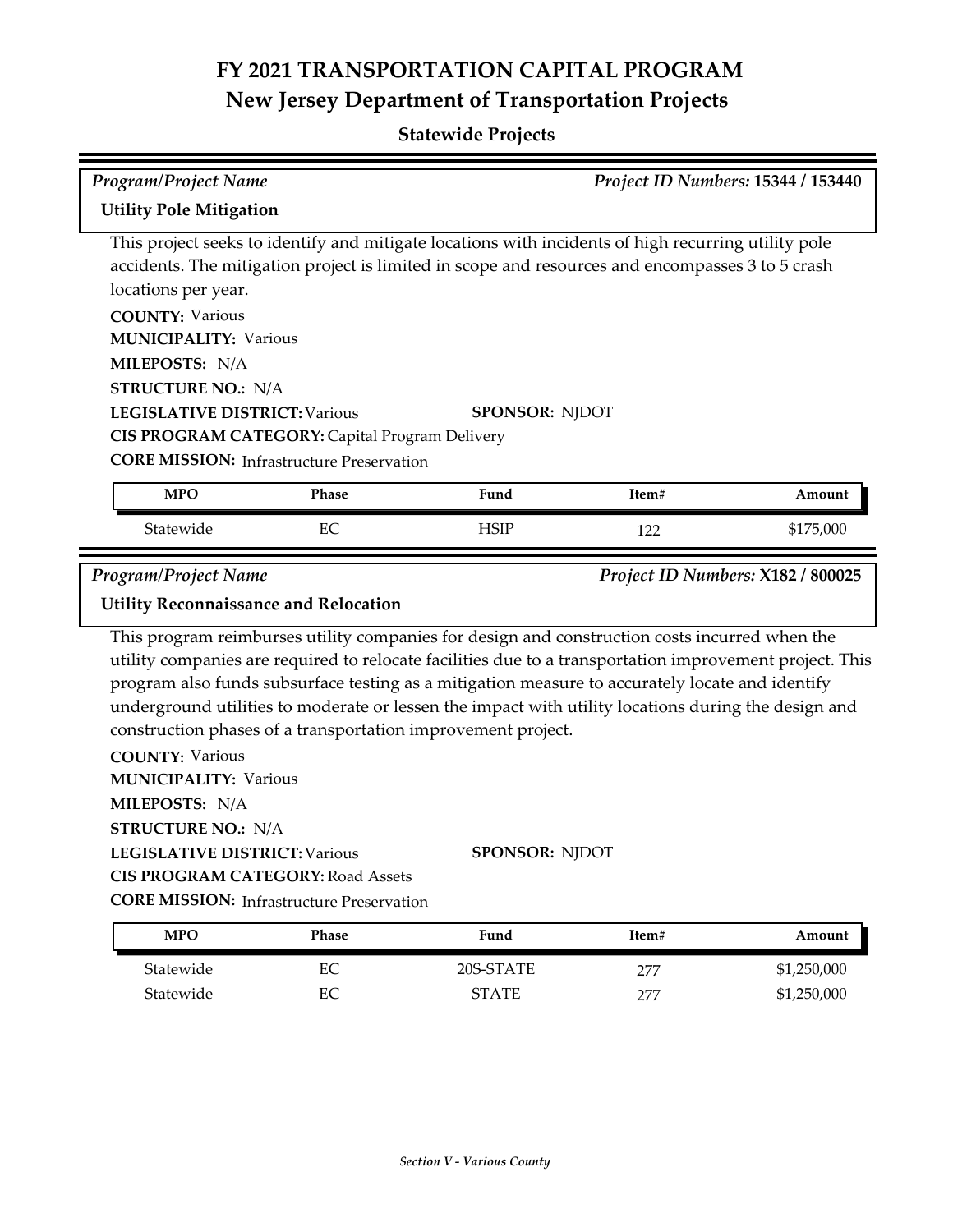# FY 2021 TRANSPORTATION CAPITAL PROGRAM
## New Jersey Department of Transportation Projects
### Statewide Projects

*Program/Project Name* — *Project ID Numbers:* **15344 / 153440**

**Utility Pole Mitigation**

This project seeks to identify and mitigate locations with incidents of high recurring utility pole accidents. The mitigation project is limited in scope and resources and encompasses 3 to 5 crash locations per year.

**COUNTY:** Various
**MUNICIPALITY:** Various
**MILEPOSTS:** N/A
**STRUCTURE NO.:** N/A
**LEGISLATIVE DISTRICT:** Various
**SPONSOR:** NJDOT
**CIS PROGRAM CATEGORY:** Capital Program Delivery
**CORE MISSION:** Infrastructure Preservation

| MPO | Phase | Fund | Item# | Amount |
|---|---|---|---|---|
| Statewide | EC | HSIP | 122 | $175,000 |

*Program/Project Name* — *Project ID Numbers:* **X182 / 800025**

**Utility Reconnaissance and Relocation**

This program reimburses utility companies for design and construction costs incurred when the utility companies are required to relocate facilities due to a transportation improvement project. This program also funds subsurface testing as a mitigation measure to accurately locate and identify underground utilities to moderate or lessen the impact with utility locations during the design and construction phases of a transportation improvement project.

**COUNTY:** Various
**MUNICIPALITY:** Various
**MILEPOSTS:** N/A
**STRUCTURE NO.:** N/A
**LEGISLATIVE DISTRICT:** Various
**SPONSOR:** NJDOT
**CIS PROGRAM CATEGORY:** Road Assets
**CORE MISSION:** Infrastructure Preservation

| MPO | Phase | Fund | Item# | Amount |
|---|---|---|---|---|
| Statewide | EC | 20S-STATE | 277 | $1,250,000 |
| Statewide | EC | STATE | 277 | $1,250,000 |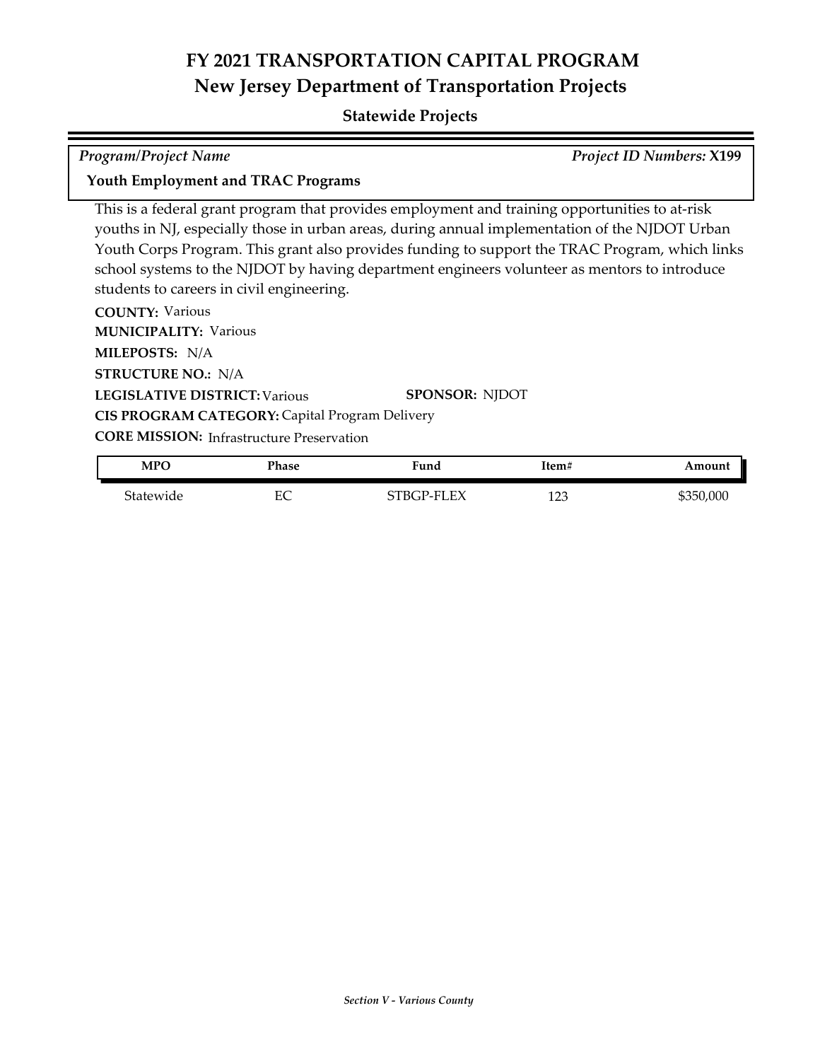# FY 2021 TRANSPORTATION CAPITAL PROGRAM
## New Jersey Department of Transportation Projects

### Statewide Projects

*Program/Project Name* *Project ID Numbers:* **X199**

**Youth Employment and TRAC Programs**

This is a federal grant program that provides employment and training opportunities to at-risk youths in NJ, especially those in urban areas, during annual implementation of the NJDOT Urban Youth Corps Program. This grant also provides funding to support the TRAC Program, which links school systems to the NJDOT by having department engineers volunteer as mentors to introduce students to careers in civil engineering.

**COUNTY:** Various
**MUNICIPALITY:** Various
**MILEPOSTS:** N/A
**STRUCTURE NO.:** N/A
**LEGISLATIVE DISTRICT:** Various **SPONSOR:** NJDOT
**CIS PROGRAM CATEGORY:** Capital Program Delivery
**CORE MISSION:** Infrastructure Preservation

| MPO | Phase | Fund | Item# | Amount |
|---|---|---|---|---|
| Statewide | EC | STBGP-FLEX | 123 | $350,000 |